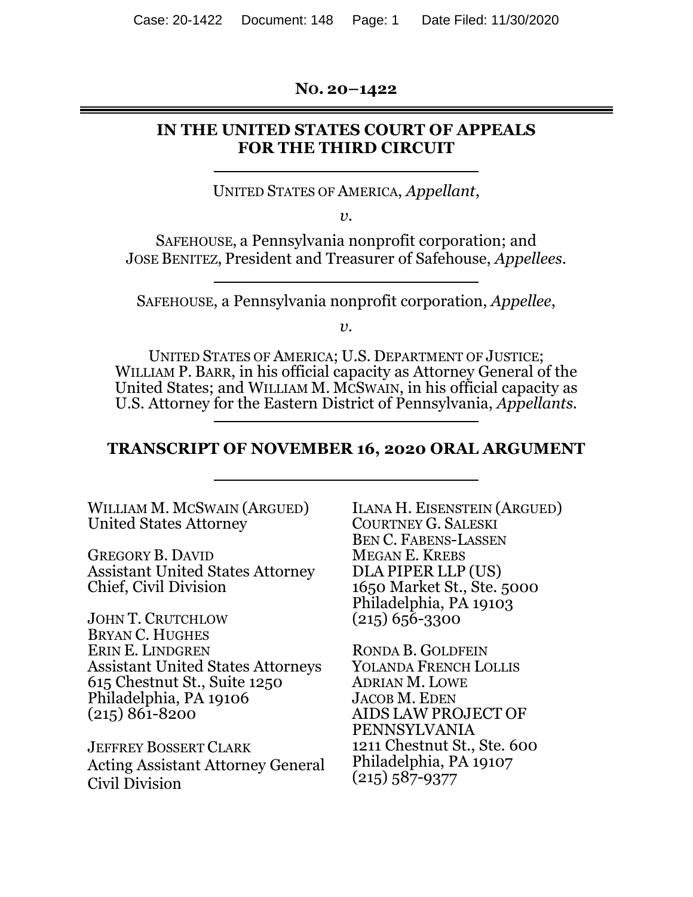**NO. 20–1422**

**IN THE UNITED STATES COURT OF APPEALS FOR THE THIRD CIRCUIT**

UNITED STATES OF AMERICA, *Appellant*,

*v.*

SAFEHOUSE, a Pennsylvania nonprofit corporation; and JOSE BENITEZ, President and Treasurer of Safehouse, *Appellees*.

SAFEHOUSE, a Pennsylvania nonprofit corporation, *Appellee*,

*v.*

UNITED STATES OF AMERICA; U.S. DEPARTMENT OF JUSTICE; WILLIAM P. BARR, in his official capacity as Attorney General of the United States; and WILLIAM M. MCSWAIN, in his official capacity as U.S. Attorney for the Eastern District of Pennsylvania, *Appellants*.

**TRANSCRIPT OF NOVEMBER 16, 2020 ORAL ARGUMENT**

WILLIAM M. MCSWAIN (ARGUED)
United States Attorney

GREGORY B. DAVID
Assistant United States Attorney
Chief, Civil Division

JOHN T. CRUTCHLOW
BRYAN C. HUGHES
ERIN E. LINDGREN
Assistant United States Attorneys
615 Chestnut St., Suite 1250
Philadelphia, PA 19106
(215) 861-8200

JEFFREY BOSSERT CLARK
Acting Assistant Attorney General
Civil Division

ILANA H. EISENSTEIN (ARGUED)
COURTNEY G. SALESKI
BEN C. FABENS-LASSEN
MEGAN E. KREBS
DLA PIPER LLP (US)
1650 Market St., Ste. 5000
Philadelphia, PA 19103
(215) 656-3300

RONDA B. GOLDFEIN
YOLANDA FRENCH LOLLIS
ADRIAN M. LOWE
JACOB M. EDEN
AIDS LAW PROJECT OF PENNSYLVANIA
1211 Chestnut St., Ste. 600
Philadelphia, PA 19107
(215) 587-9377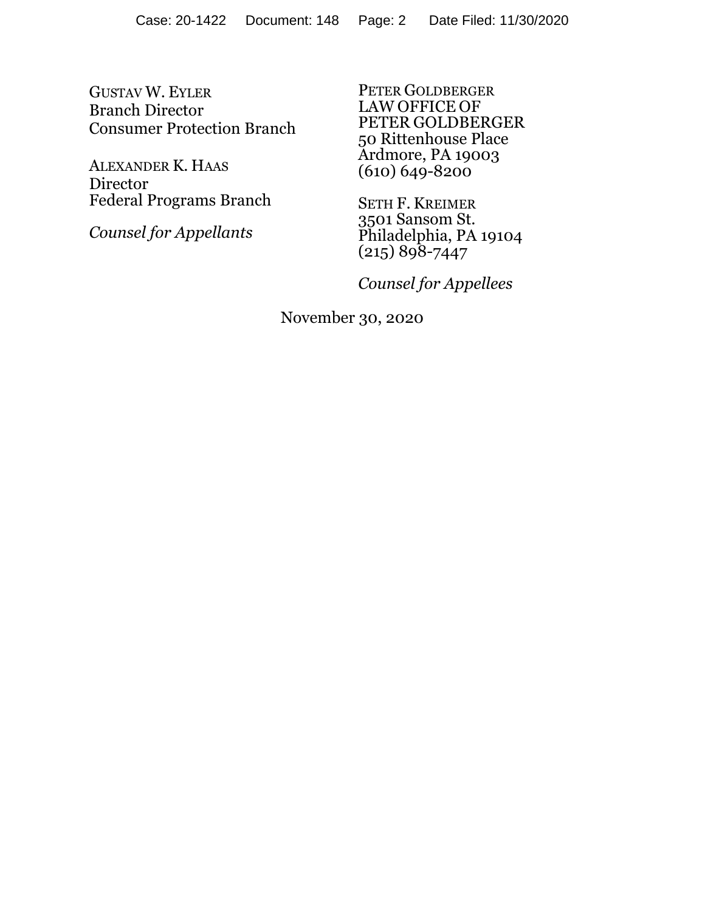GUSTAV W. EYLER
Branch Director
Consumer Protection Branch

ALEXANDER K. HAAS
Director
Federal Programs Branch

*Counsel for Appellants*

PETER GOLDBERGER
LAW OFFICE OF
PETER GOLDBERGER
50 Rittenhouse Place
Ardmore, PA 19003
(610) 649-8200

SETH F. KREIMER
3501 Sansom St.
Philadelphia, PA 19104
(215) 898-7447

*Counsel for Appellees*

November 30, 2020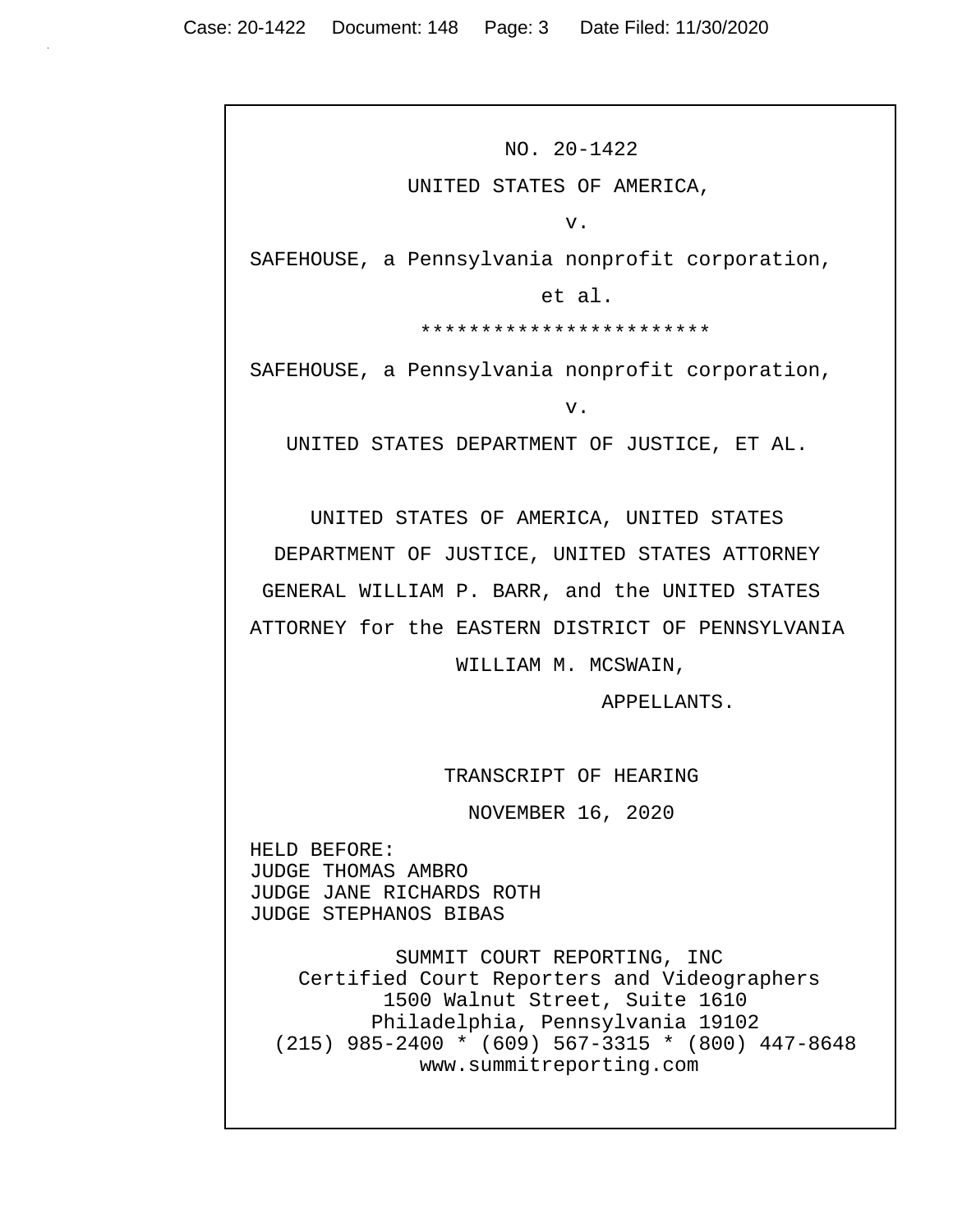NO. 20-1422

UNITED STATES OF AMERICA,

v.

SAFEHOUSE, a Pennsylvania nonprofit corporation,

et al.

************************

SAFEHOUSE, a Pennsylvania nonprofit corporation,

v.

UNITED STATES DEPARTMENT OF JUSTICE, ET AL.

UNITED STATES OF AMERICA, UNITED STATES DEPARTMENT OF JUSTICE, UNITED STATES ATTORNEY GENERAL WILLIAM P. BARR, and the UNITED STATES ATTORNEY for the EASTERN DISTRICT OF PENNSYLVANIA WILLIAM M. MCSWAIN,

APPELLANTS.

TRANSCRIPT OF HEARING

NOVEMBER 16, 2020

HELD BEFORE:
JUDGE THOMAS AMBRO
JUDGE JANE RICHARDS ROTH
JUDGE STEPHANOS BIBAS

SUMMIT COURT REPORTING, INC
Certified Court Reporters and Videographers
1500 Walnut Street, Suite 1610
Philadelphia, Pennsylvania 19102
(215) 985-2400 * (609) 567-3315 * (800) 447-8648
www.summitreporting.com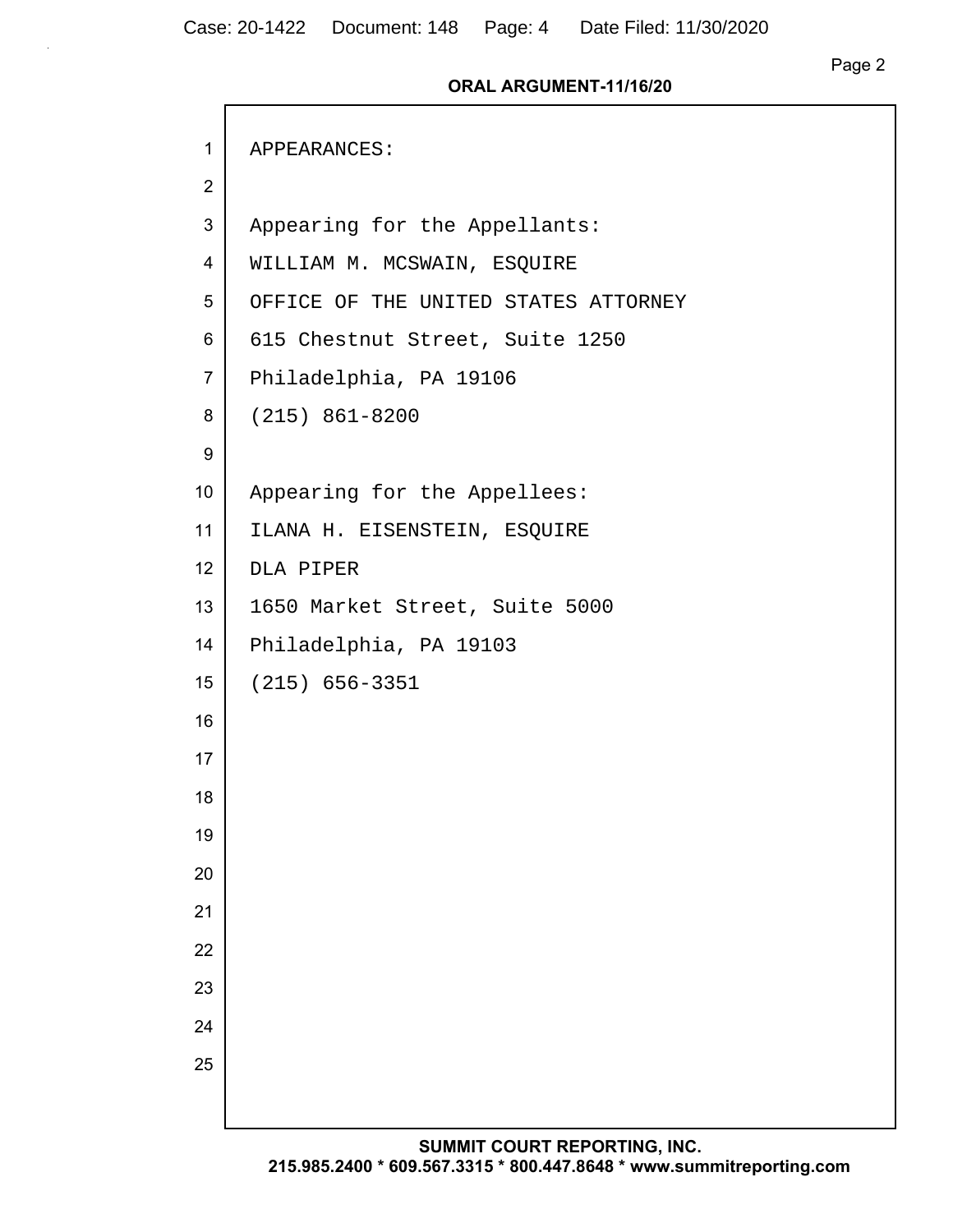APPEARANCES:

Appearing for the Appellants:
WILLIAM M. MCSWAIN, ESQUIRE
OFFICE OF THE UNITED STATES ATTORNEY
615 Chestnut Street, Suite 1250
Philadelphia, PA 19106
(215) 861-8200

Appearing for the Appellees:
ILANA H. EISENSTEIN, ESQUIRE
DLA PIPER
1650 Market Street, Suite 5000
Philadelphia, PA 19103
(215) 656-3351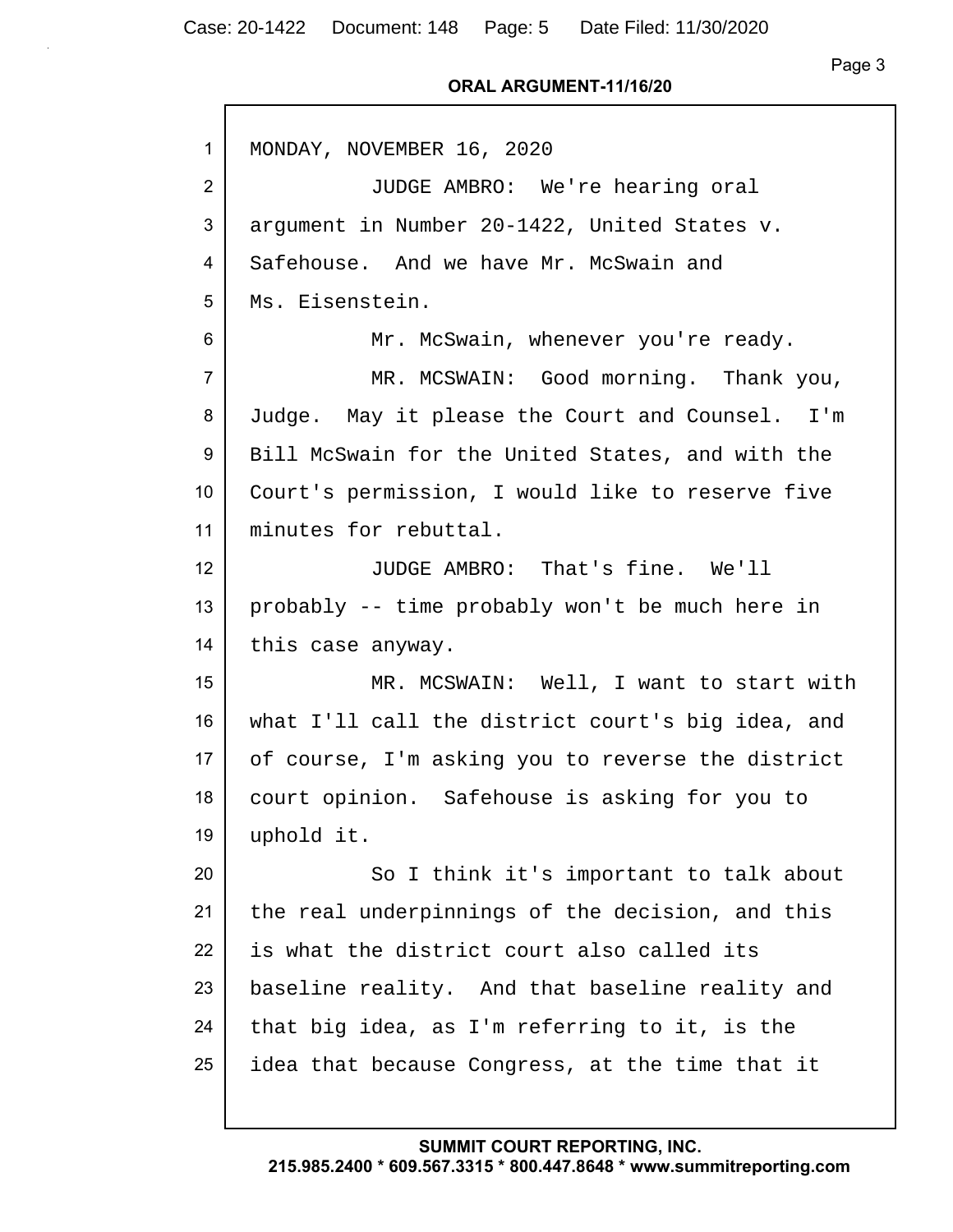MONDAY, NOVEMBER 16, 2020

JUDGE AMBRO: We're hearing oral argument in Number 20-1422, United States v. Safehouse. And we have Mr. McSwain and Ms. Eisenstein.

Mr. McSwain, whenever you're ready.

MR. MCSWAIN: Good morning. Thank you, Judge. May it please the Court and Counsel. I'm Bill McSwain for the United States, and with the Court's permission, I would like to reserve five minutes for rebuttal.

JUDGE AMBRO: That's fine. We'll probably -- time probably won't be much here in this case anyway.

MR. MCSWAIN: Well, I want to start with what I'll call the district court's big idea, and of course, I'm asking you to reverse the district court opinion. Safehouse is asking for you to uphold it.

So I think it's important to talk about the real underpinnings of the decision, and this is what the district court also called its baseline reality. And that baseline reality and that big idea, as I'm referring to it, is the idea that because Congress, at the time that it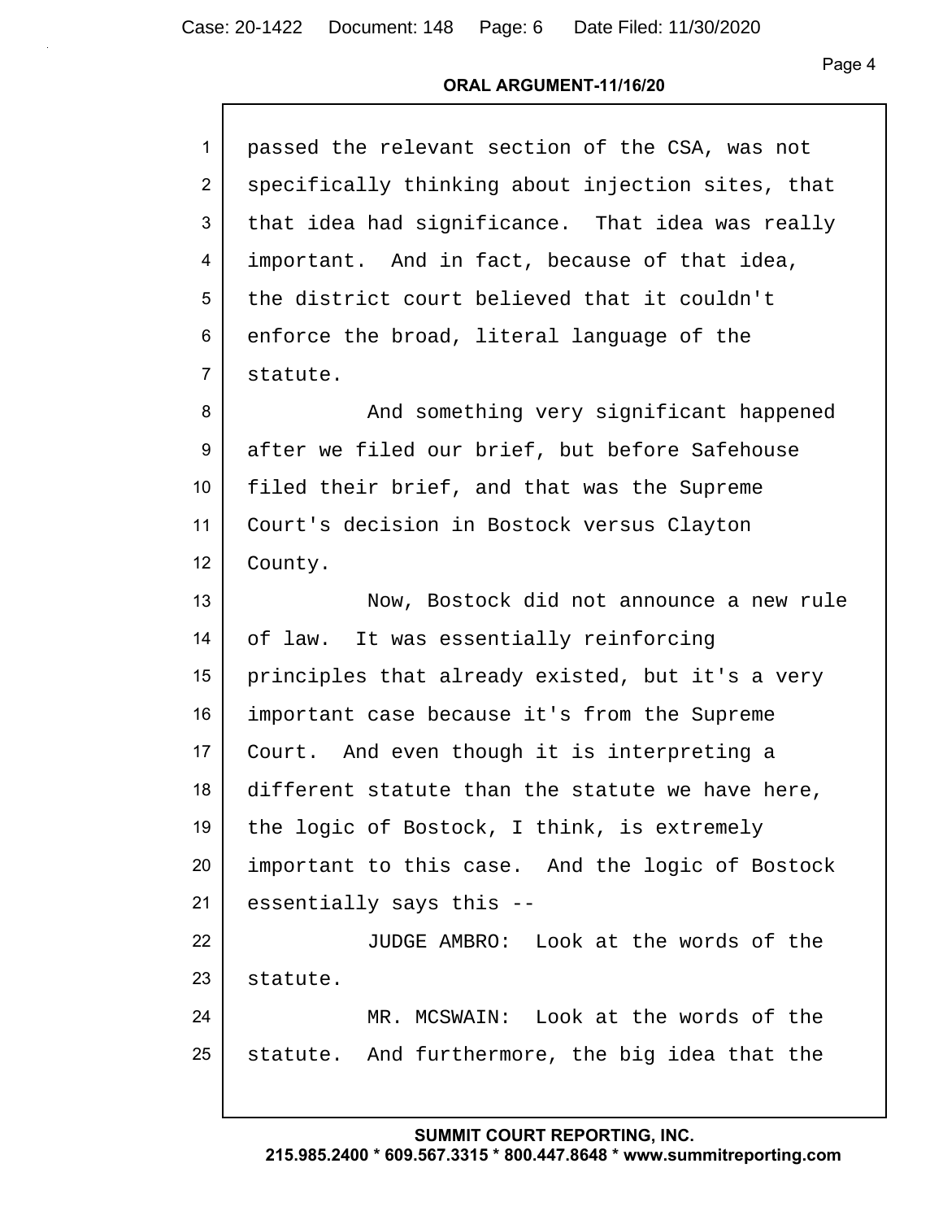passed the relevant section of the CSA, was not specifically thinking about injection sites, that that idea had significance. That idea was really important. And in fact, because of that idea, the district court believed that it couldn't enforce the broad, literal language of the statute.

And something very significant happened after we filed our brief, but before Safehouse filed their brief, and that was the Supreme Court's decision in Bostock versus Clayton County.

Now, Bostock did not announce a new rule of law. It was essentially reinforcing principles that already existed, but it's a very important case because it's from the Supreme Court. And even though it is interpreting a different statute than the statute we have here, the logic of Bostock, I think, is extremely important to this case. And the logic of Bostock essentially says this --

JUDGE AMBRO: Look at the words of the statute.

MR. MCSWAIN: Look at the words of the statute. And furthermore, the big idea that the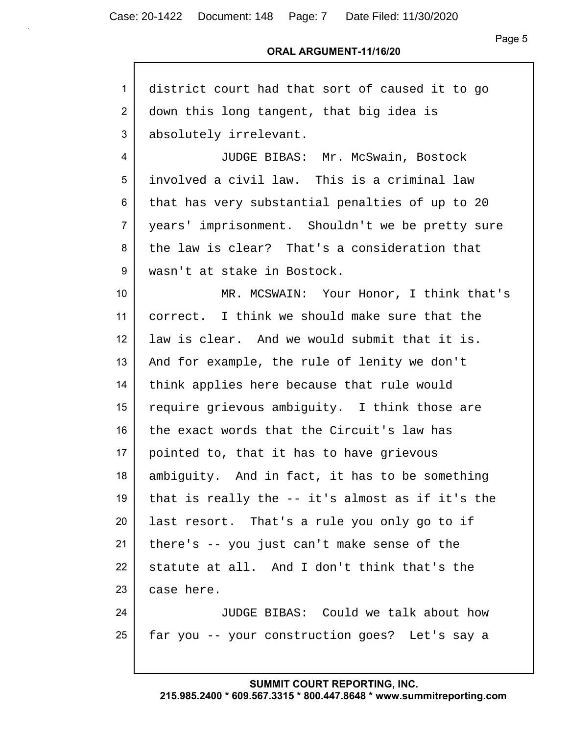district court had that sort of caused it to go down this long tangent, that big idea is absolutely irrelevant.

JUDGE BIBAS: Mr. McSwain, Bostock involved a civil law. This is a criminal law that has very substantial penalties of up to 20 years' imprisonment. Shouldn't we be pretty sure the law is clear? That's a consideration that wasn't at stake in Bostock.

MR. MCSWAIN: Your Honor, I think that's correct. I think we should make sure that the law is clear. And we would submit that it is. And for example, the rule of lenity we don't think applies here because that rule would require grievous ambiguity. I think those are the exact words that the Circuit's law has pointed to, that it has to have grievous ambiguity. And in fact, it has to be something that is really the -- it's almost as if it's the last resort. That's a rule you only go to if there's -- you just can't make sense of the statute at all. And I don't think that's the case here.

JUDGE BIBAS: Could we talk about how far you -- your construction goes? Let's say a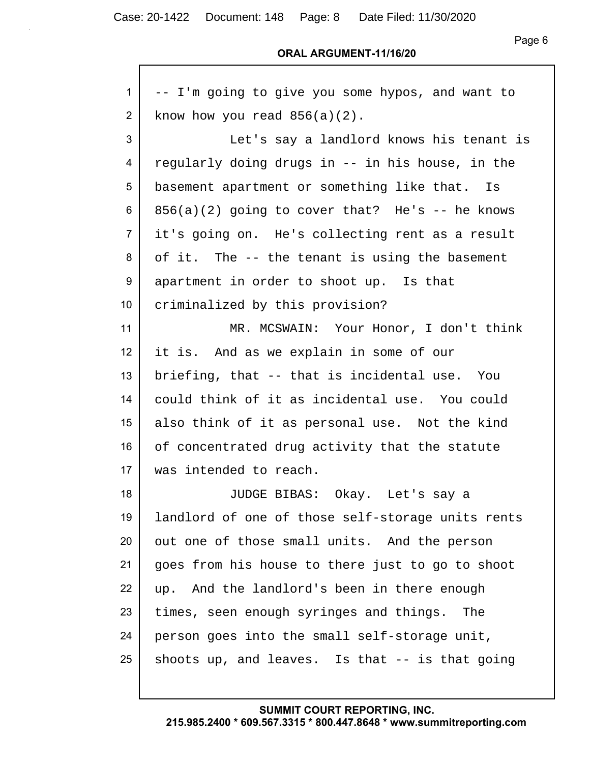-- I'm going to give you some hypos, and want to know how you read 856(a)(2).

Let's say a landlord knows his tenant is regularly doing drugs in -- in his house, in the basement apartment or something like that. Is 856(a)(2) going to cover that? He's -- he knows it's going on. He's collecting rent as a result of it. The -- the tenant is using the basement apartment in order to shoot up. Is that criminalized by this provision?

MR. MCSWAIN: Your Honor, I don't think it is. And as we explain in some of our briefing, that -- that is incidental use. You could think of it as incidental use. You could also think of it as personal use. Not the kind of concentrated drug activity that the statute was intended to reach.

JUDGE BIBAS: Okay. Let's say a landlord of one of those self-storage units rents out one of those small units. And the person goes from his house to there just to go to shoot up. And the landlord's been in there enough times, seen enough syringes and things. The person goes into the small self-storage unit, shoots up, and leaves. Is that -- is that going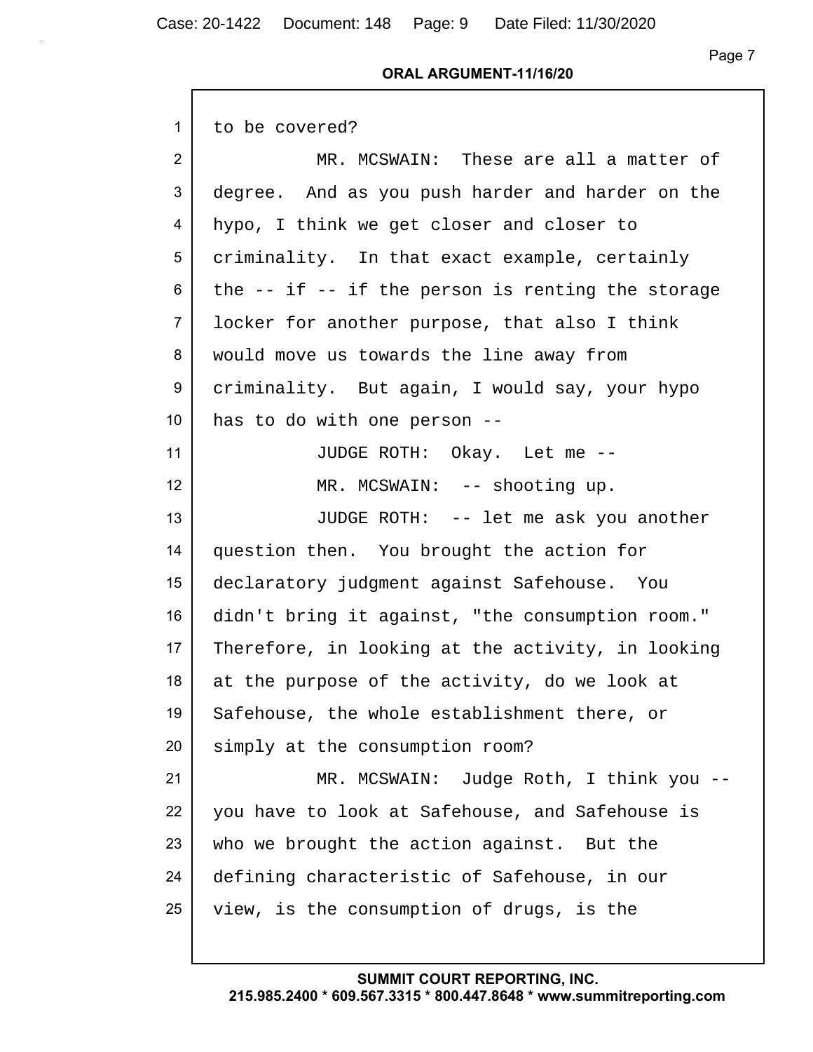to be covered?

MR. MCSWAIN: These are all a matter of degree. And as you push harder and harder on the hypo, I think we get closer and closer to criminality. In that exact example, certainly the -- if -- if the person is renting the storage locker for another purpose, that also I think would move us towards the line away from criminality. But again, I would say, your hypo has to do with one person --

JUDGE ROTH: Okay. Let me --

MR. MCSWAIN: -- shooting up.

JUDGE ROTH: -- let me ask you another question then. You brought the action for declaratory judgment against Safehouse. You didn't bring it against, "the consumption room." Therefore, in looking at the activity, in looking at the purpose of the activity, do we look at Safehouse, the whole establishment there, or simply at the consumption room?

MR. MCSWAIN: Judge Roth, I think you -- you have to look at Safehouse, and Safehouse is who we brought the action against. But the defining characteristic of Safehouse, in our view, is the consumption of drugs, is the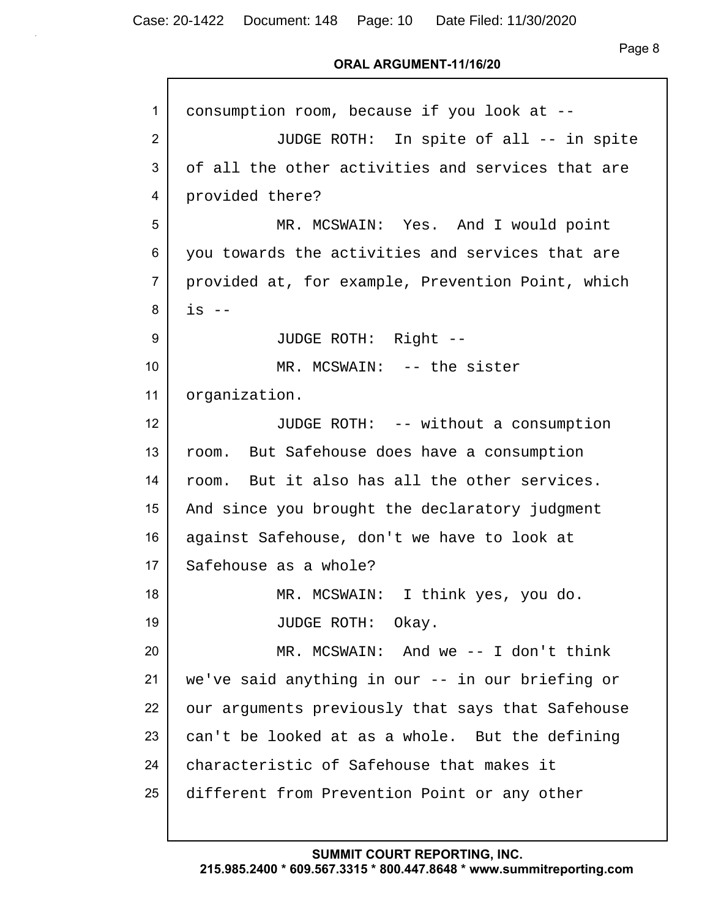consumption room, because if you look at --

JUDGE ROTH: In spite of all -- in spite of all the other activities and services that are provided there?

MR. MCSWAIN: Yes. And I would point you towards the activities and services that are provided at, for example, Prevention Point, which is --

JUDGE ROTH: Right --

MR. MCSWAIN: -- the sister organization.

JUDGE ROTH: -- without a consumption room. But Safehouse does have a consumption room. But it also has all the other services. And since you brought the declaratory judgment against Safehouse, don't we have to look at Safehouse as a whole?

MR. MCSWAIN: I think yes, you do.

JUDGE ROTH: Okay.

MR. MCSWAIN: And we -- I don't think we've said anything in our -- in our briefing or our arguments previously that says that Safehouse can't be looked at as a whole. But the defining characteristic of Safehouse that makes it different from Prevention Point or any other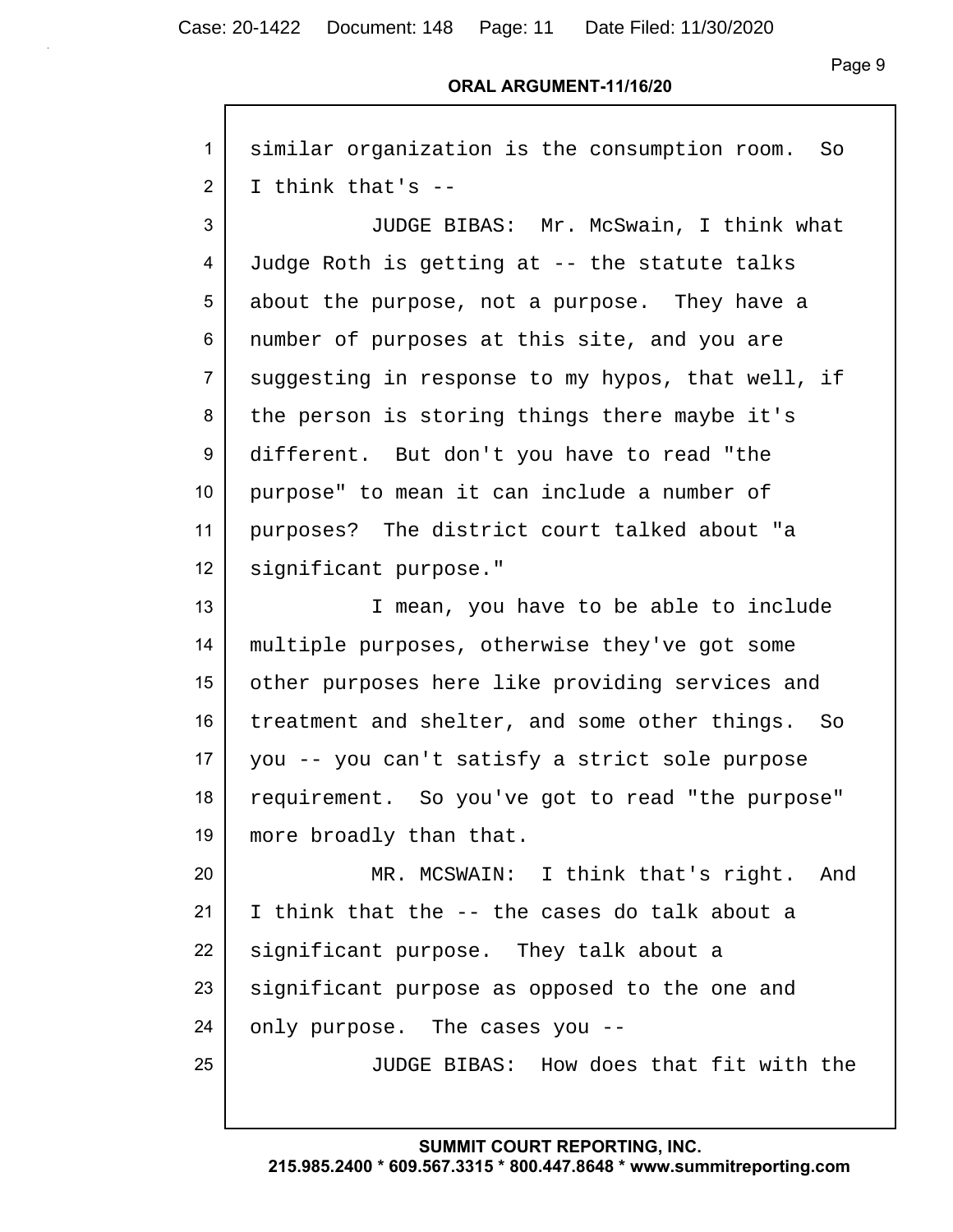similar organization is the consumption room. So I think that's --

JUDGE BIBAS: Mr. McSwain, I think what Judge Roth is getting at -- the statute talks about the purpose, not a purpose. They have a number of purposes at this site, and you are suggesting in response to my hypos, that well, if the person is storing things there maybe it's different. But don't you have to read "the purpose" to mean it can include a number of purposes? The district court talked about "a significant purpose."

I mean, you have to be able to include multiple purposes, otherwise they've got some other purposes here like providing services and treatment and shelter, and some other things. So you -- you can't satisfy a strict sole purpose requirement. So you've got to read "the purpose" more broadly than that.

MR. MCSWAIN: I think that's right. And I think that the -- the cases do talk about a significant purpose. They talk about a significant purpose as opposed to the one and only purpose. The cases you --

JUDGE BIBAS: How does that fit with the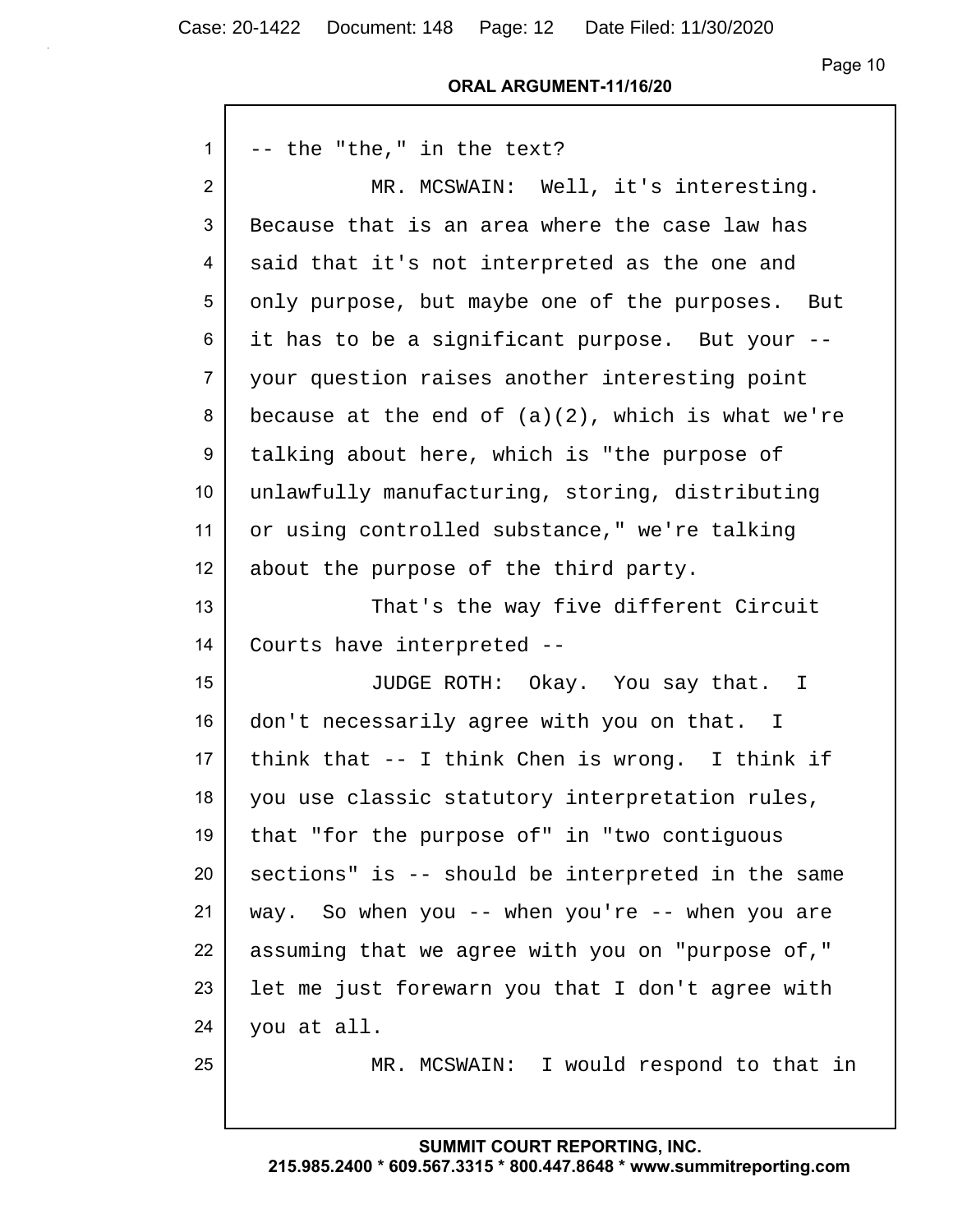-- the "the," in the text?

MR. MCSWAIN: Well, it's interesting. Because that is an area where the case law has said that it's not interpreted as the one and only purpose, but maybe one of the purposes. But it has to be a significant purpose. But your -- your question raises another interesting point because at the end of (a)(2), which is what we're talking about here, which is "the purpose of unlawfully manufacturing, storing, distributing or using controlled substance," we're talking about the purpose of the third party.

That's the way five different Circuit Courts have interpreted --

JUDGE ROTH: Okay. You say that. I don't necessarily agree with you on that. I think that -- I think Chen is wrong. I think if you use classic statutory interpretation rules, that "for the purpose of" in "two contiguous sections" is -- should be interpreted in the same way. So when you -- when you're -- when you are assuming that we agree with you on "purpose of," let me just forewarn you that I don't agree with you at all.

MR. MCSWAIN: I would respond to that in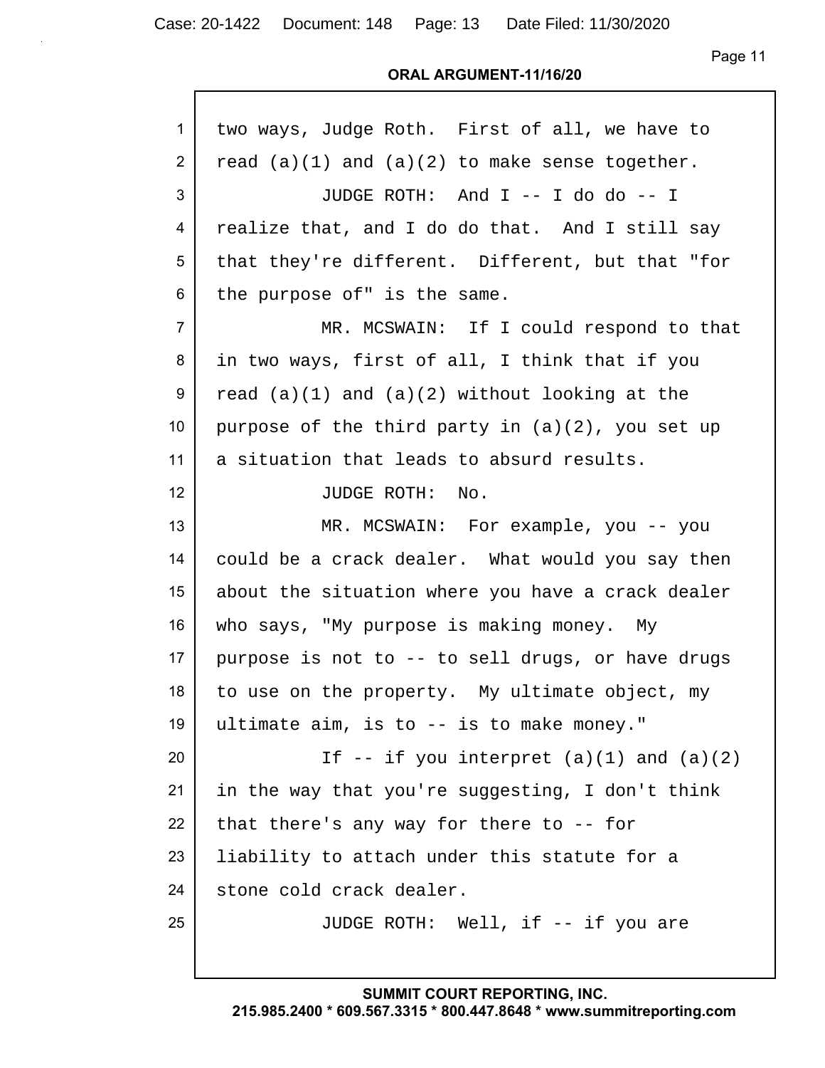two ways, Judge Roth. First of all, we have to read (a)(1) and (a)(2) to make sense together.

JUDGE ROTH: And I -- I do do -- I realize that, and I do do that. And I still say that they're different. Different, but that "for the purpose of" is the same.

MR. MCSWAIN: If I could respond to that in two ways, first of all, I think that if you read (a)(1) and (a)(2) without looking at the purpose of the third party in (a)(2), you set up a situation that leads to absurd results.

JUDGE ROTH: No.

MR. MCSWAIN: For example, you -- you could be a crack dealer. What would you say then about the situation where you have a crack dealer who says, "My purpose is making money. My purpose is not to -- to sell drugs, or have drugs to use on the property. My ultimate object, my ultimate aim, is to -- is to make money."

If -- if you interpret (a)(1) and (a)(2) in the way that you're suggesting, I don't think that there's any way for there to -- for liability to attach under this statute for a stone cold crack dealer.

JUDGE ROTH: Well, if -- if you are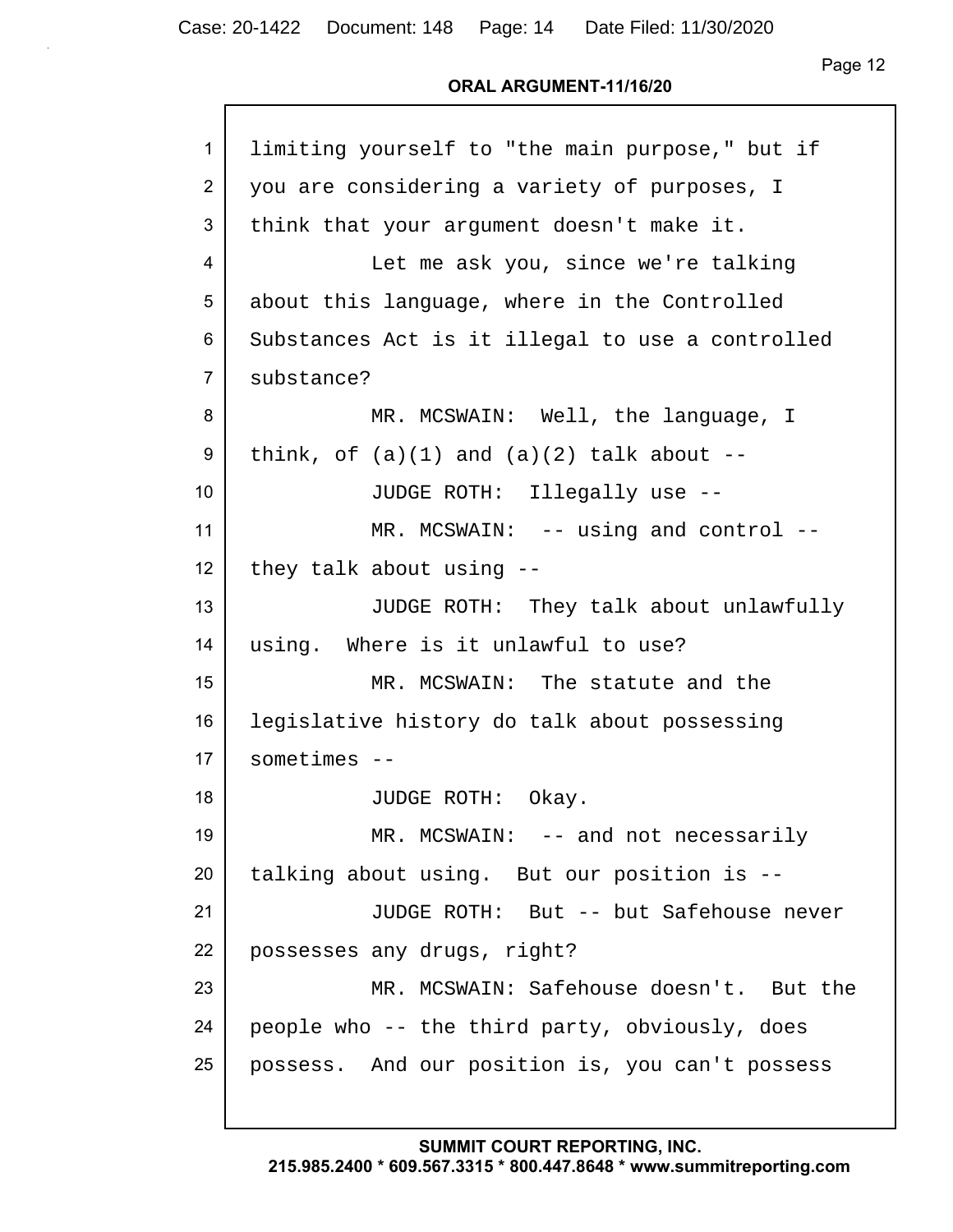limiting yourself to "the main purpose," but if you are considering a variety of purposes, I think that your argument doesn't make it.

Let me ask you, since we're talking about this language, where in the Controlled Substances Act is it illegal to use a controlled substance?

MR. MCSWAIN: Well, the language, I think, of (a)(1) and (a)(2) talk about --

JUDGE ROTH: Illegally use --

MR. MCSWAIN: -- using and control -- they talk about using --

JUDGE ROTH: They talk about unlawfully using. Where is it unlawful to use?

MR. MCSWAIN: The statute and the legislative history do talk about possessing sometimes --

JUDGE ROTH: Okay.

MR. MCSWAIN: -- and not necessarily talking about using. But our position is --

JUDGE ROTH: But -- but Safehouse never possesses any drugs, right?

MR. MCSWAIN: Safehouse doesn't. But the people who -- the third party, obviously, does possess. And our position is, you can't possess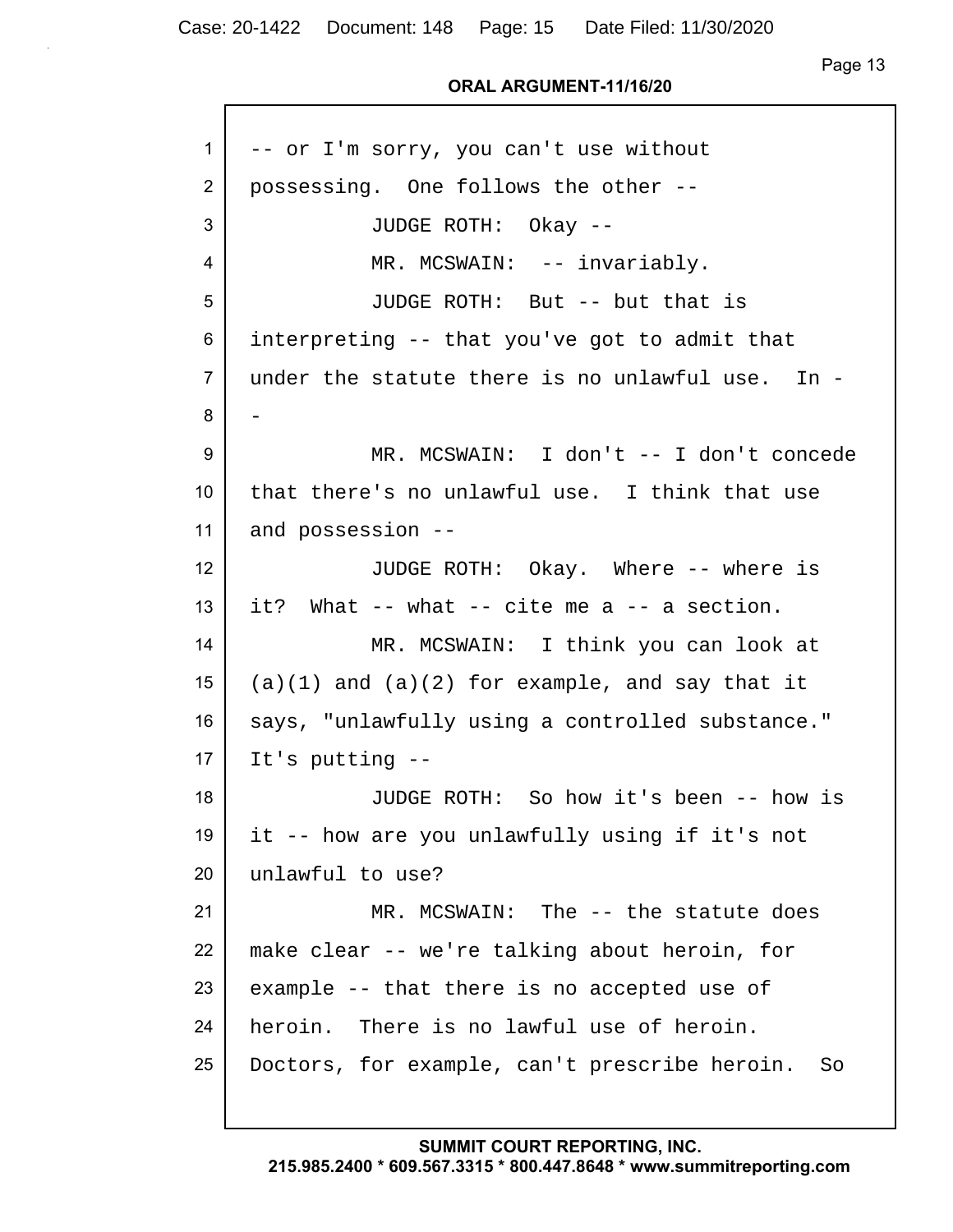-- or I'm sorry, you can't use without possessing. One follows the other --

JUDGE ROTH: Okay --

MR. MCSWAIN: -- invariably.

JUDGE ROTH: But -- but that is interpreting -- that you've got to admit that under the statute there is no unlawful use. In --

MR. MCSWAIN: I don't -- I don't concede that there's no unlawful use. I think that use and possession --

JUDGE ROTH: Okay. Where -- where is it? What -- what -- cite me a -- a section.

MR. MCSWAIN: I think you can look at (a)(1) and (a)(2) for example, and say that it says, "unlawfully using a controlled substance." It's putting --

JUDGE ROTH: So how it's been -- how is it -- how are you unlawfully using if it's not unlawful to use?

MR. MCSWAIN: The -- the statute does make clear -- we're talking about heroin, for example -- that there is no accepted use of heroin. There is no lawful use of heroin. Doctors, for example, can't prescribe heroin. So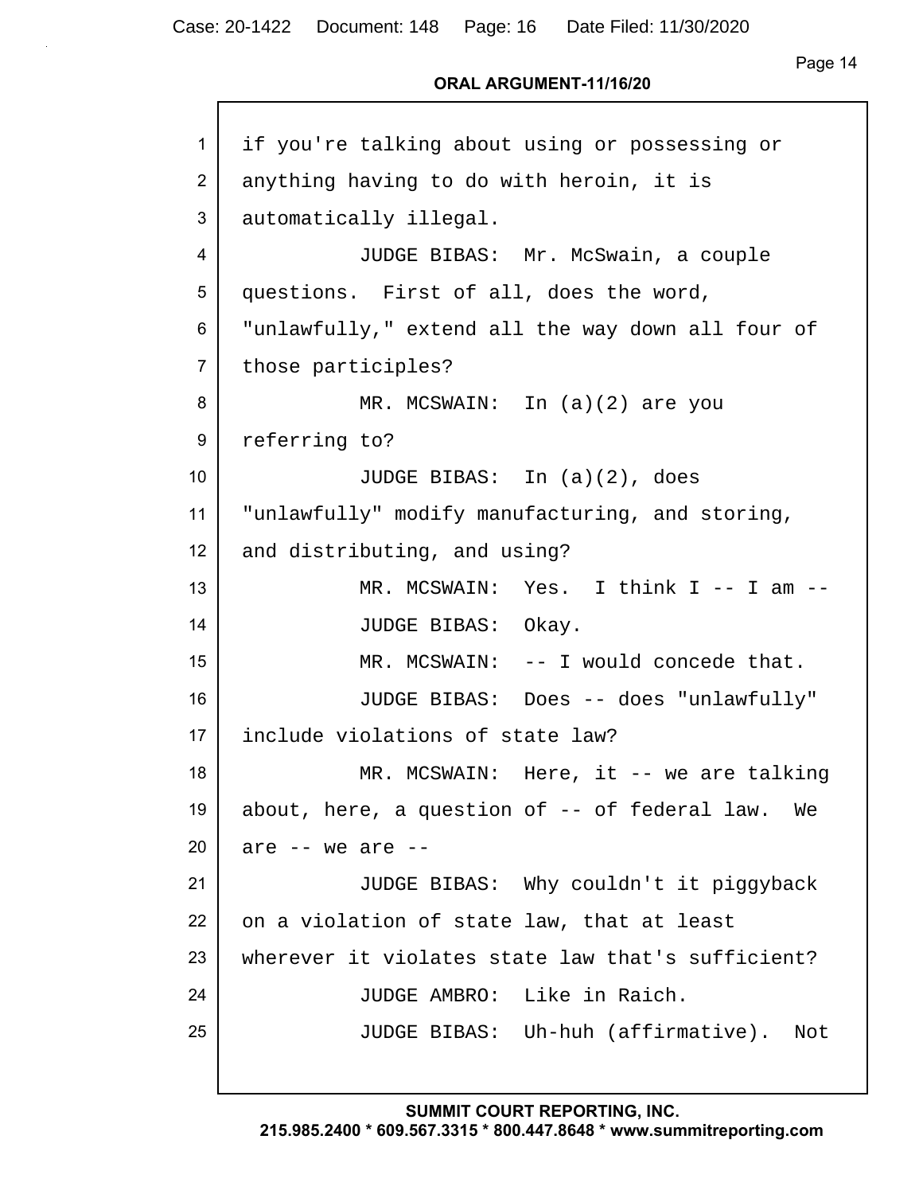if you're talking about using or possessing or anything having to do with heroin, it is automatically illegal.

JUDGE BIBAS: Mr. McSwain, a couple questions. First of all, does the word, "unlawfully," extend all the way down all four of those participles?

MR. MCSWAIN: In (a)(2) are you referring to?

JUDGE BIBAS: In (a)(2), does "unlawfully" modify manufacturing, and storing, and distributing, and using?

MR. MCSWAIN: Yes. I think I -- I am --

JUDGE BIBAS: Okay.

MR. MCSWAIN: -- I would concede that.

JUDGE BIBAS: Does -- does "unlawfully" include violations of state law?

MR. MCSWAIN: Here, it -- we are talking about, here, a question of -- of federal law. We are -- we are --

JUDGE BIBAS: Why couldn't it piggyback on a violation of state law, that at least wherever it violates state law that's sufficient?

JUDGE AMBRO: Like in Raich.

JUDGE BIBAS: Uh-huh (affirmative). Not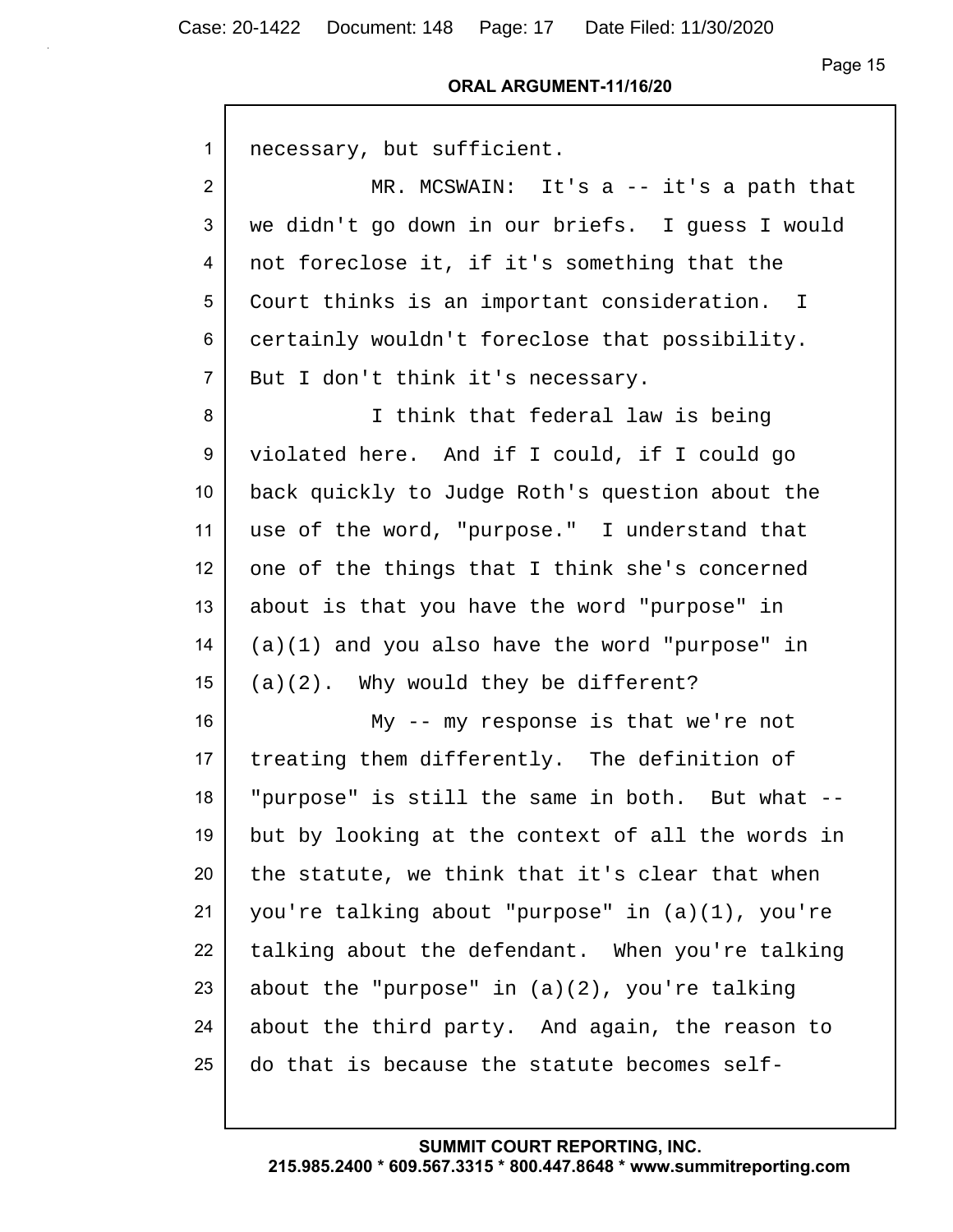necessary, but sufficient.

MR. MCSWAIN: It's a -- it's a path that we didn't go down in our briefs. I guess I would not foreclose it, if it's something that the Court thinks is an important consideration. I certainly wouldn't foreclose that possibility. But I don't think it's necessary.

I think that federal law is being violated here. And if I could, if I could go back quickly to Judge Roth's question about the use of the word, "purpose." I understand that one of the things that I think she's concerned about is that you have the word "purpose" in (a)(1) and you also have the word "purpose" in (a)(2). Why would they be different?

My -- my response is that we're not treating them differently. The definition of "purpose" is still the same in both. But what -- but by looking at the context of all the words in the statute, we think that it's clear that when you're talking about "purpose" in (a)(1), you're talking about the defendant. When you're talking about the "purpose" in (a)(2), you're talking about the third party. And again, the reason to do that is because the statute becomes self-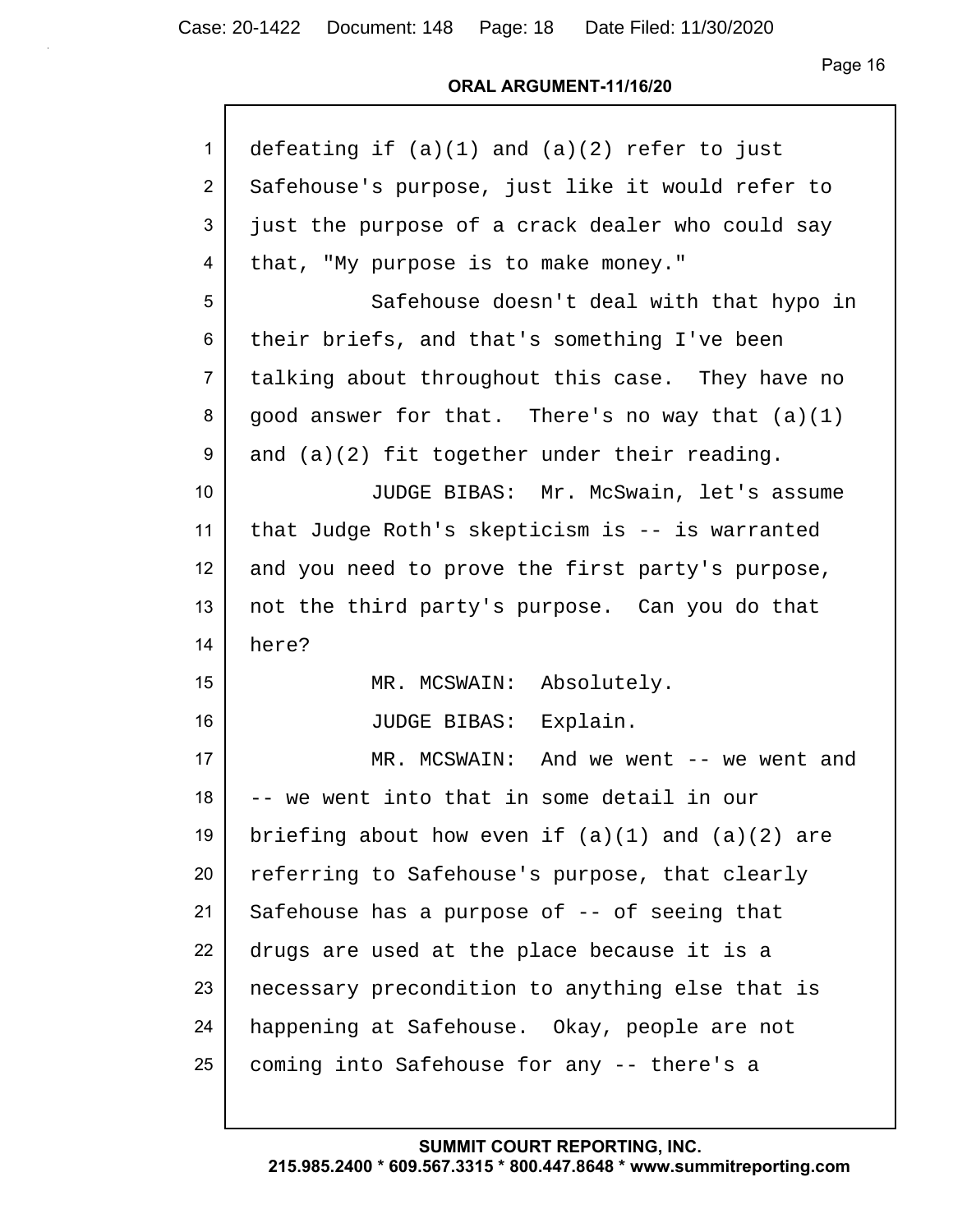defeating if (a)(1) and (a)(2) refer to just Safehouse's purpose, just like it would refer to just the purpose of a crack dealer who could say that, "My purpose is to make money."

Safehouse doesn't deal with that hypo in their briefs, and that's something I've been talking about throughout this case. They have no good answer for that. There's no way that (a)(1) and (a)(2) fit together under their reading.

JUDGE BIBAS: Mr. McSwain, let's assume that Judge Roth's skepticism is -- is warranted and you need to prove the first party's purpose, not the third party's purpose. Can you do that here?

MR. MCSWAIN: Absolutely.

JUDGE BIBAS: Explain.

MR. MCSWAIN: And we went -- we went and -- we went into that in some detail in our briefing about how even if (a)(1) and (a)(2) are referring to Safehouse's purpose, that clearly Safehouse has a purpose of -- of seeing that drugs are used at the place because it is a necessary precondition to anything else that is happening at Safehouse. Okay, people are not coming into Safehouse for any -- there's a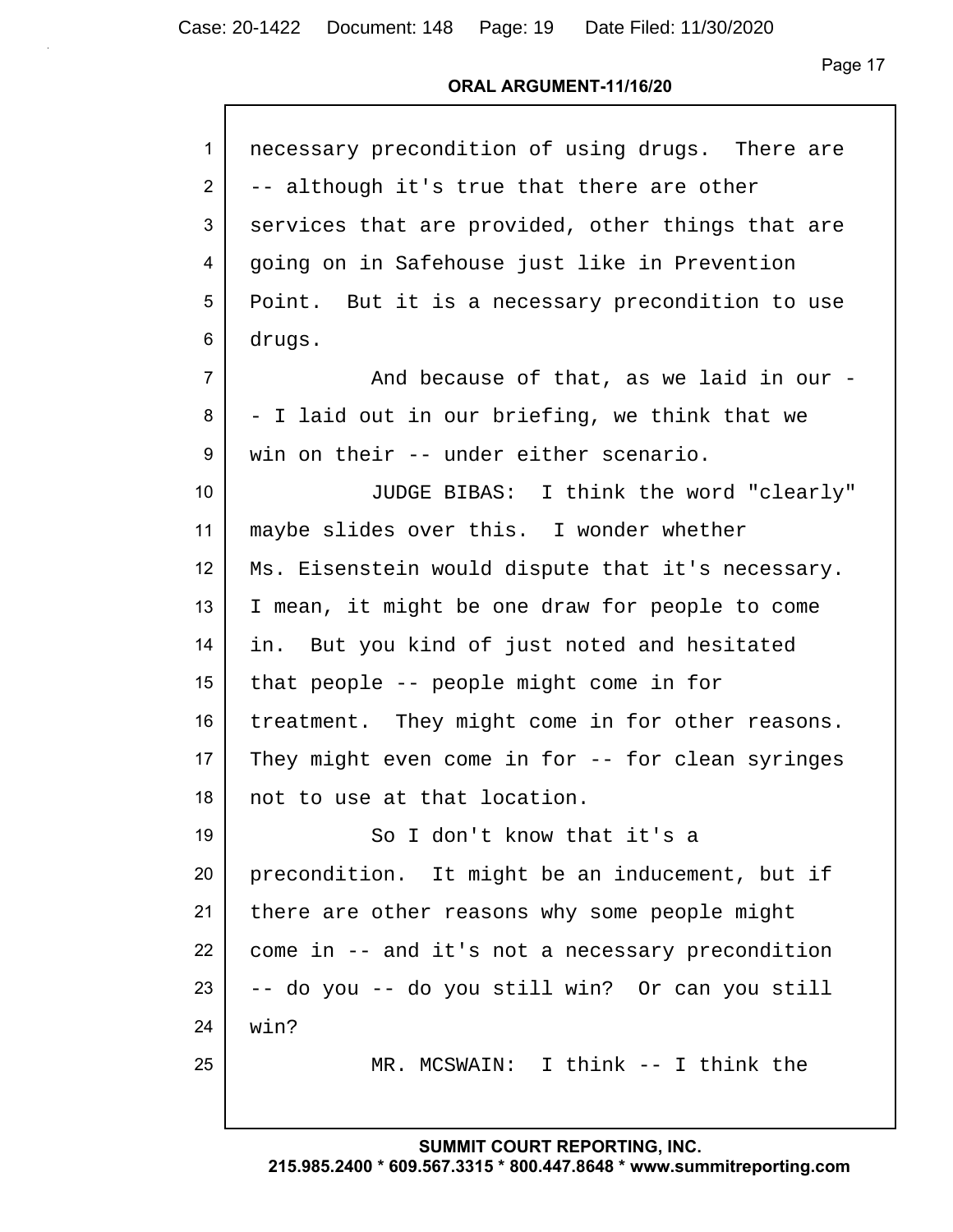necessary precondition of using drugs. There are -- although it's true that there are other services that are provided, other things that are going on in Safehouse just like in Prevention Point. But it is a necessary precondition to use drugs.

And because of that, as we laid in our -- I laid out in our briefing, we think that we win on their -- under either scenario.

JUDGE BIBAS: I think the word "clearly" maybe slides over this. I wonder whether Ms. Eisenstein would dispute that it's necessary. I mean, it might be one draw for people to come in. But you kind of just noted and hesitated that people -- people might come in for treatment. They might come in for other reasons. They might even come in for -- for clean syringes not to use at that location.

So I don't know that it's a precondition. It might be an inducement, but if there are other reasons why some people might come in -- and it's not a necessary precondition -- do you -- do you still win? Or can you still win?

MR. MCSWAIN: I think -- I think the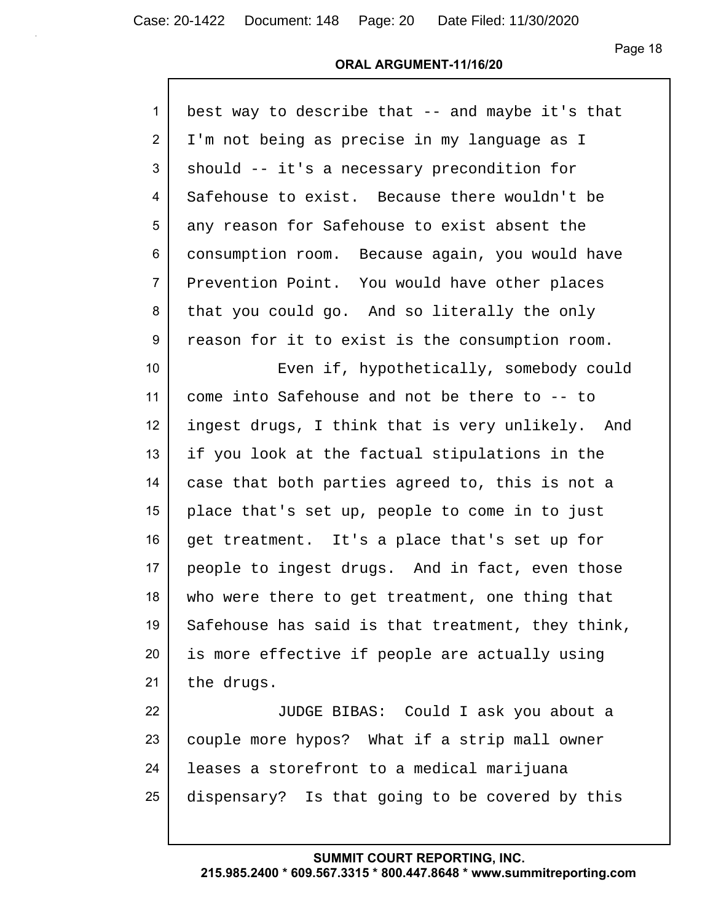best way to describe that -- and maybe it's that I'm not being as precise in my language as I should -- it's a necessary precondition for Safehouse to exist. Because there wouldn't be any reason for Safehouse to exist absent the consumption room. Because again, you would have Prevention Point. You would have other places that you could go. And so literally the only reason for it to exist is the consumption room.

Even if, hypothetically, somebody could come into Safehouse and not be there to -- to ingest drugs, I think that is very unlikely. And if you look at the factual stipulations in the case that both parties agreed to, this is not a place that's set up, people to come in to just get treatment. It's a place that's set up for people to ingest drugs. And in fact, even those who were there to get treatment, one thing that Safehouse has said is that treatment, they think, is more effective if people are actually using the drugs.

JUDGE BIBAS: Could I ask you about a couple more hypos? What if a strip mall owner leases a storefront to a medical marijuana dispensary? Is that going to be covered by this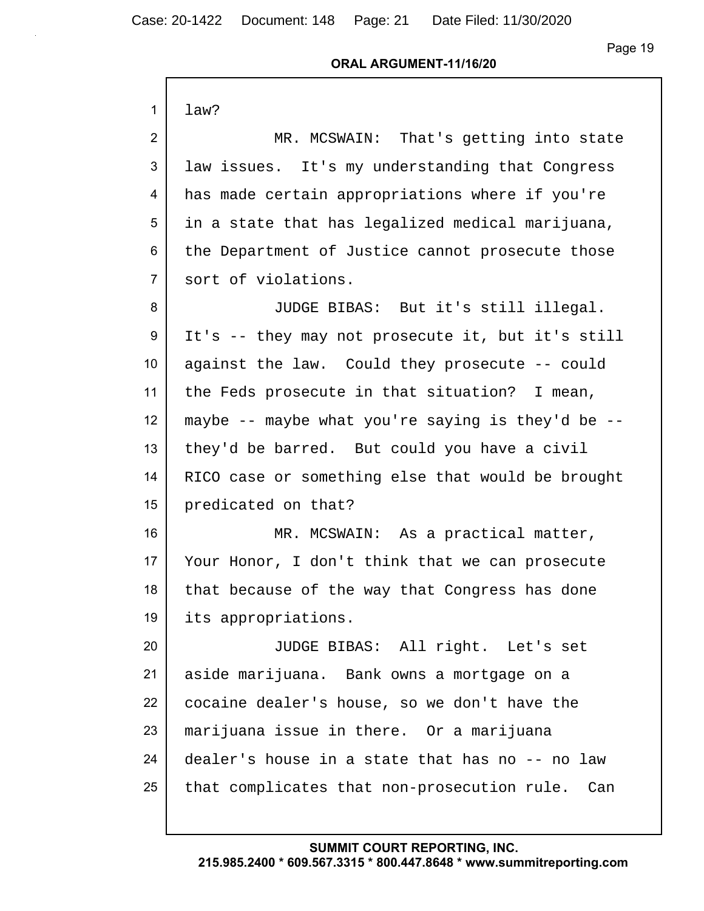law?

MR. MCSWAIN: That's getting into state law issues. It's my understanding that Congress has made certain appropriations where if you're in a state that has legalized medical marijuana, the Department of Justice cannot prosecute those sort of violations.

JUDGE BIBAS: But it's still illegal. It's -- they may not prosecute it, but it's still against the law. Could they prosecute -- could the Feds prosecute in that situation? I mean, maybe -- maybe what you're saying is they'd be -- they'd be barred. But could you have a civil RICO case or something else that would be brought predicated on that?

MR. MCSWAIN: As a practical matter, Your Honor, I don't think that we can prosecute that because of the way that Congress has done its appropriations.

JUDGE BIBAS: All right. Let's set aside marijuana. Bank owns a mortgage on a cocaine dealer's house, so we don't have the marijuana issue in there. Or a marijuana dealer's house in a state that has no -- no law that complicates that non-prosecution rule. Can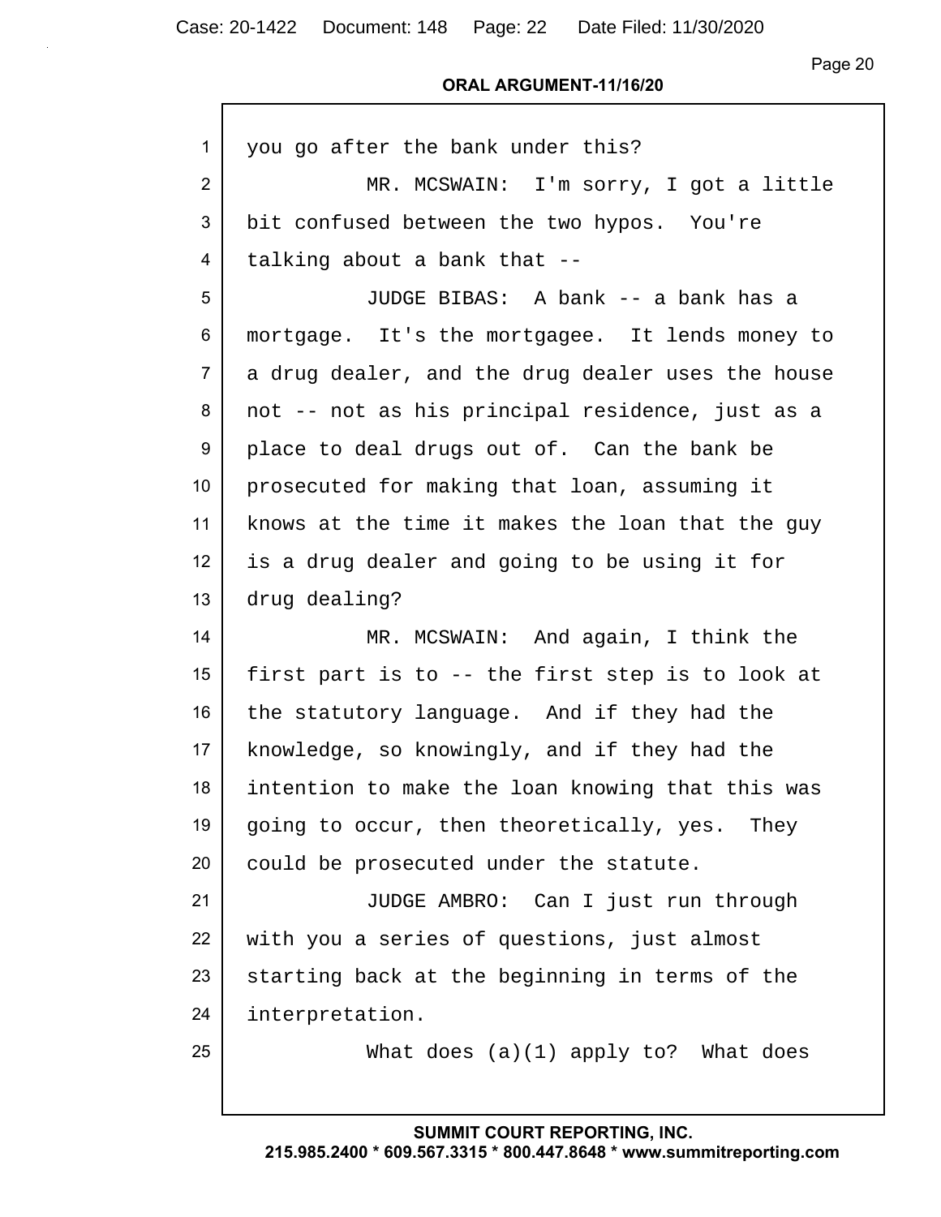you go after the bank under this?

MR. MCSWAIN: I'm sorry, I got a little bit confused between the two hypos. You're talking about a bank that --

JUDGE BIBAS: A bank -- a bank has a mortgage. It's the mortgagee. It lends money to a drug dealer, and the drug dealer uses the house not -- not as his principal residence, just as a place to deal drugs out of. Can the bank be prosecuted for making that loan, assuming it knows at the time it makes the loan that the guy is a drug dealer and going to be using it for drug dealing?

MR. MCSWAIN: And again, I think the first part is to -- the first step is to look at the statutory language. And if they had the knowledge, so knowingly, and if they had the intention to make the loan knowing that this was going to occur, then theoretically, yes. They could be prosecuted under the statute.

JUDGE AMBRO: Can I just run through with you a series of questions, just almost starting back at the beginning in terms of the interpretation.

What does (a)(1) apply to? What does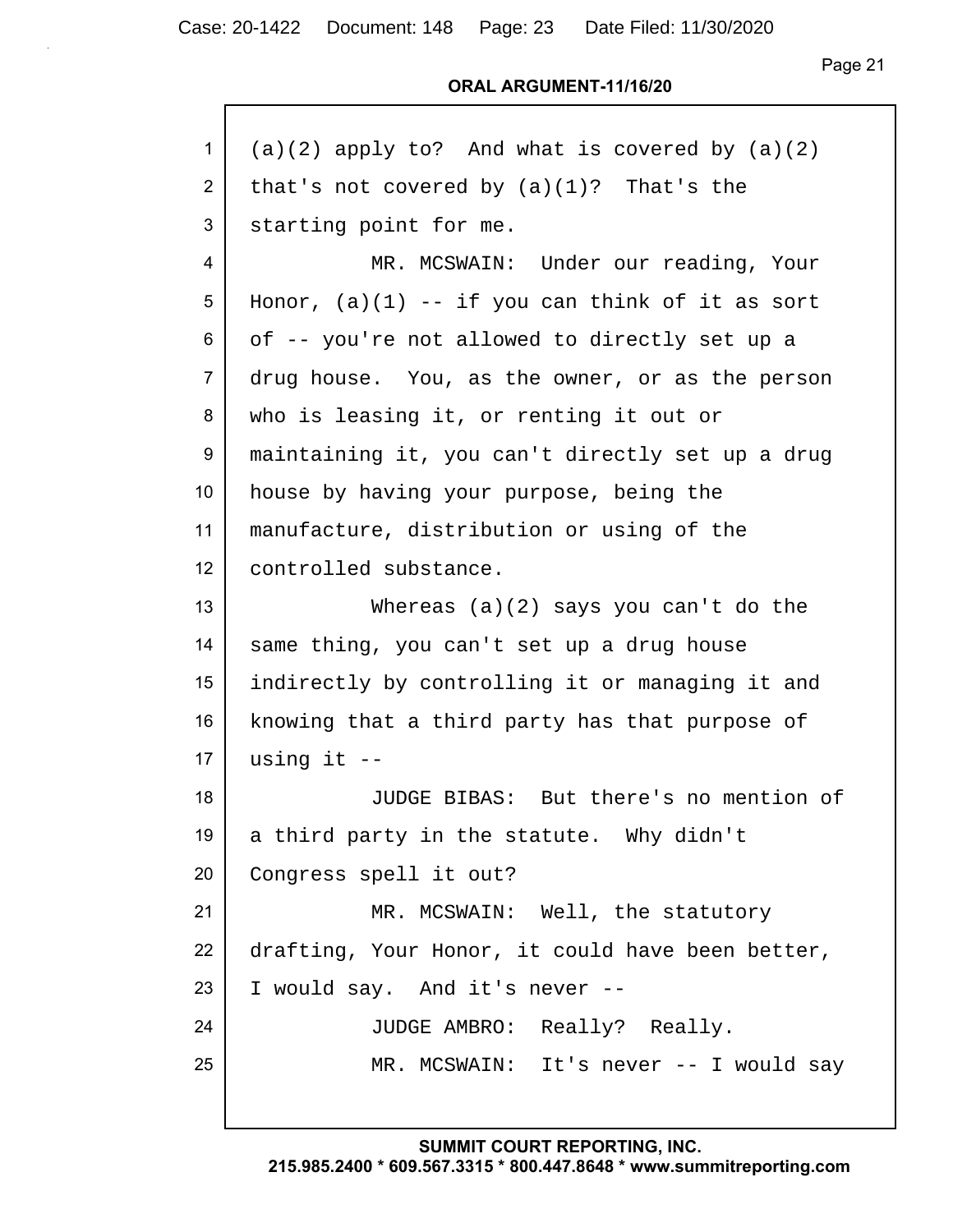**ORAL ARGUMENT-11/16/20**

1 (a)(2) apply to? And what is covered by (a)(2)
2 that's not covered by (a)(1)? That's the
3 starting point for me.
4 MR. MCSWAIN: Under our reading, Your
5 Honor, (a)(1) -- if you can think of it as sort
6 of -- you're not allowed to directly set up a
7 drug house. You, as the owner, or as the person
8 who is leasing it, or renting it out or
9 maintaining it, you can't directly set up a drug
10 house by having your purpose, being the
11 manufacture, distribution or using of the
12 controlled substance.
13 Whereas (a)(2) says you can't do the
14 same thing, you can't set up a drug house
15 indirectly by controlling it or managing it and
16 knowing that a third party has that purpose of
17 using it --
18 JUDGE BIBAS: But there's no mention of
19 a third party in the statute. Why didn't
20 Congress spell it out?
21 MR. MCSWAIN: Well, the statutory
22 drafting, Your Honor, it could have been better,
23 I would say. And it's never --
24 JUDGE AMBRO: Really? Really.
25 MR. MCSWAIN: It's never -- I would say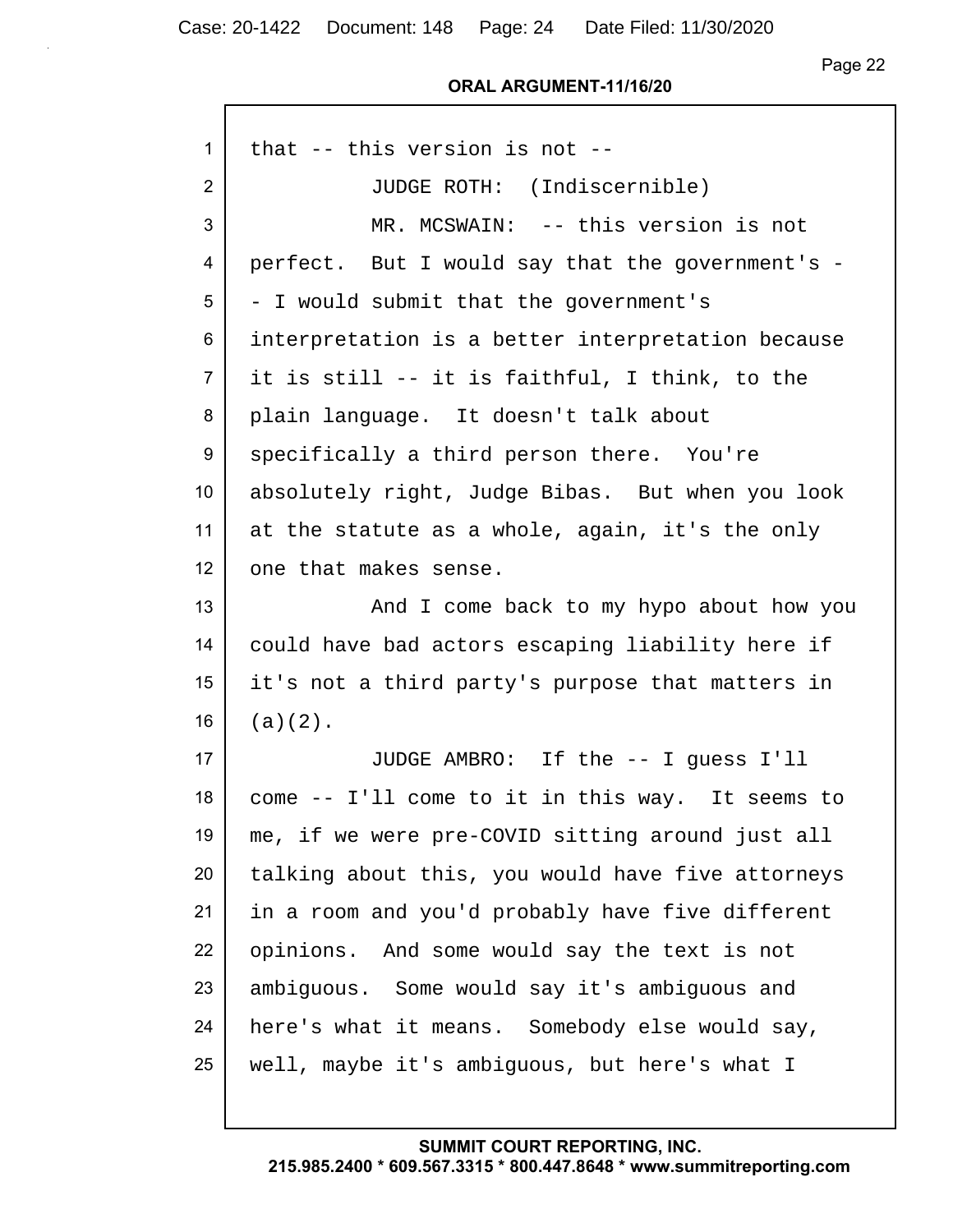that -- this version is not --

JUDGE ROTH: (Indiscernible)

MR. MCSWAIN: -- this version is not perfect. But I would say that the government's -- I would submit that the government's interpretation is a better interpretation because it is still -- it is faithful, I think, to the plain language. It doesn't talk about specifically a third person there. You're absolutely right, Judge Bibas. But when you look at the statute as a whole, again, it's the only one that makes sense.

And I come back to my hypo about how you could have bad actors escaping liability here if it's not a third party's purpose that matters in (a)(2).

JUDGE AMBRO: If the -- I guess I'll come -- I'll come to it in this way. It seems to me, if we were pre-COVID sitting around just all talking about this, you would have five attorneys in a room and you'd probably have five different opinions. And some would say the text is not ambiguous. Some would say it's ambiguous and here's what it means. Somebody else would say, well, maybe it's ambiguous, but here's what I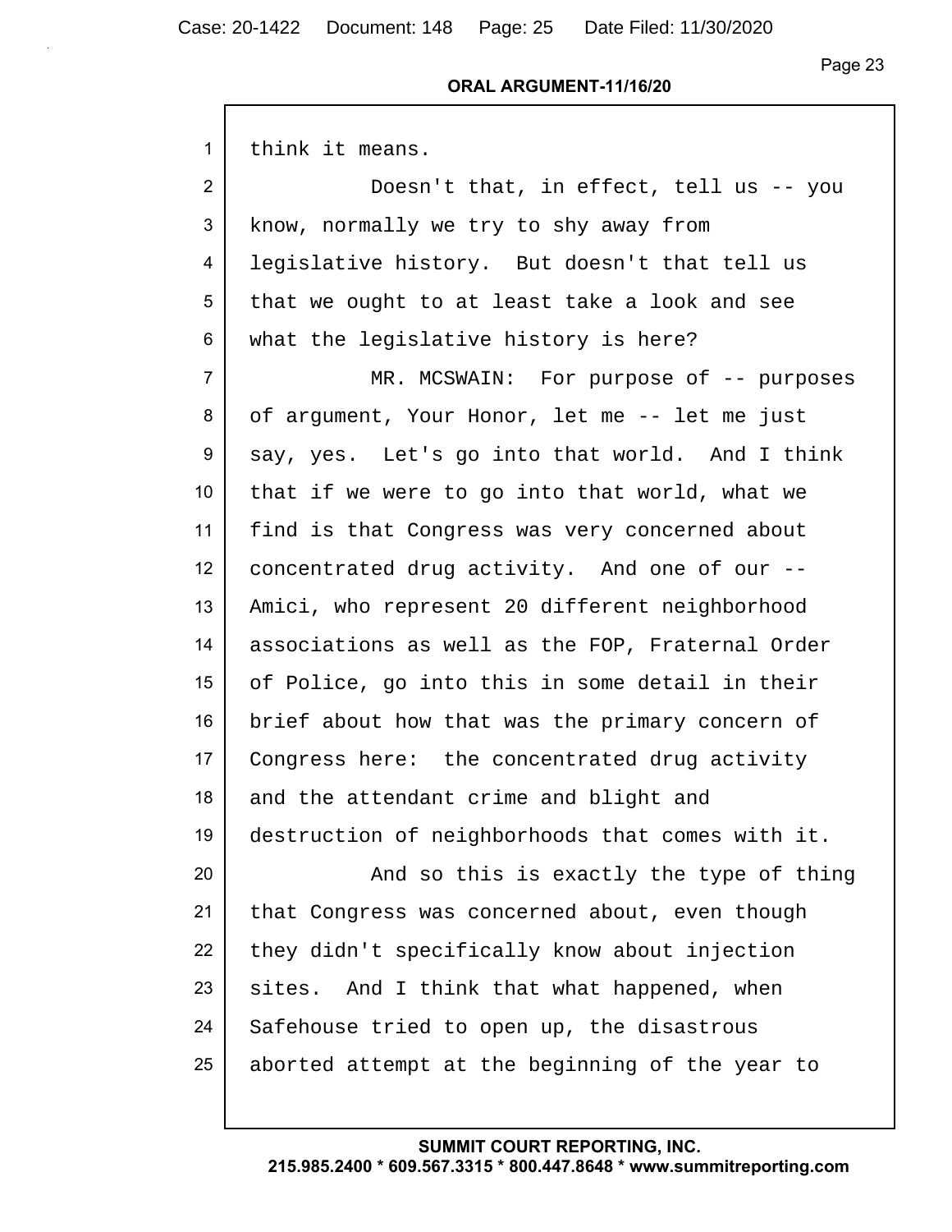think it means.

Doesn't that, in effect, tell us -- you know, normally we try to shy away from legislative history. But doesn't that tell us that we ought to at least take a look and see what the legislative history is here?

MR. MCSWAIN: For purpose of -- purposes of argument, Your Honor, let me -- let me just say, yes. Let's go into that world. And I think that if we were to go into that world, what we find is that Congress was very concerned about concentrated drug activity. And one of our -- Amici, who represent 20 different neighborhood associations as well as the FOP, Fraternal Order of Police, go into this in some detail in their brief about how that was the primary concern of Congress here: the concentrated drug activity and the attendant crime and blight and destruction of neighborhoods that comes with it.

And so this is exactly the type of thing that Congress was concerned about, even though they didn't specifically know about injection sites. And I think that what happened, when Safehouse tried to open up, the disastrous aborted attempt at the beginning of the year to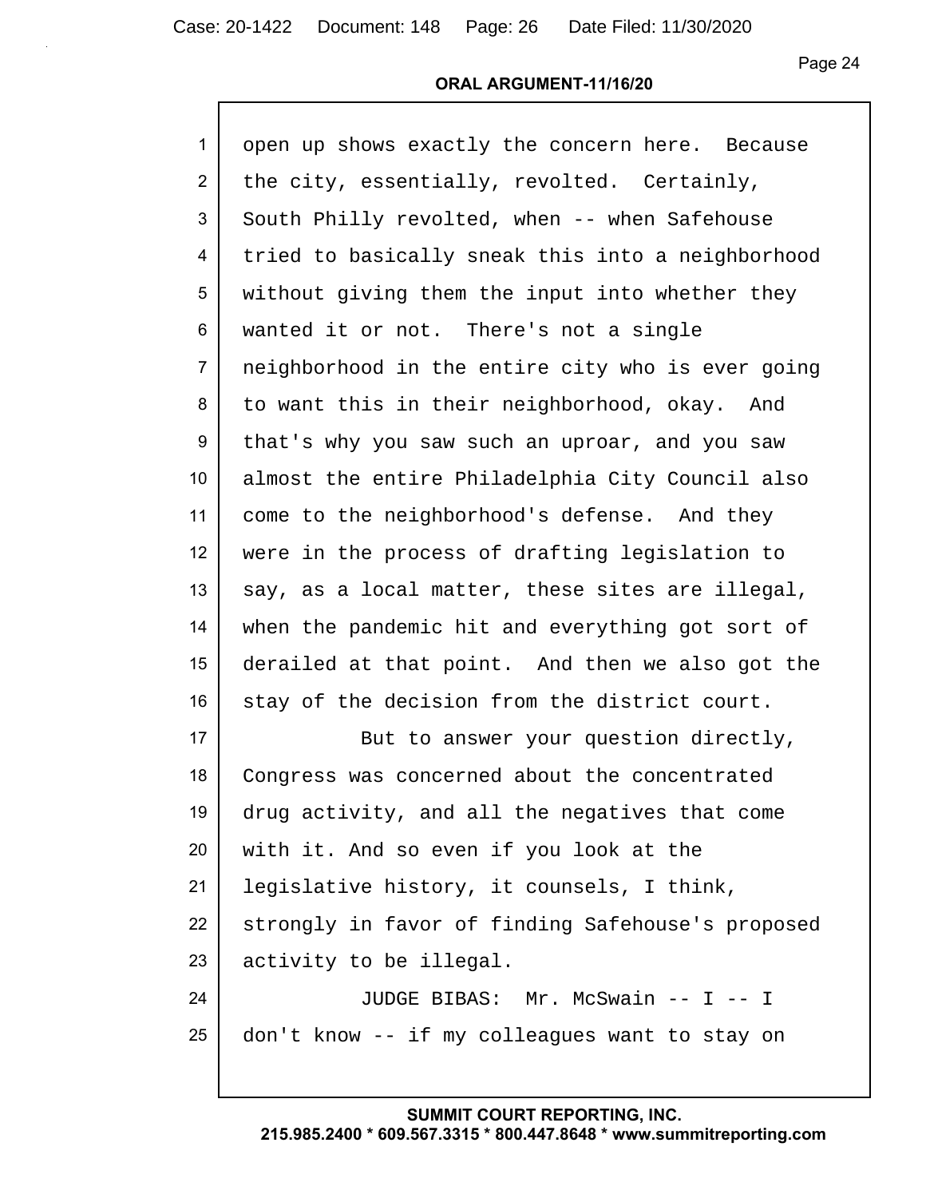open up shows exactly the concern here. Because the city, essentially, revolted. Certainly, South Philly revolted, when -- when Safehouse tried to basically sneak this into a neighborhood without giving them the input into whether they wanted it or not. There's not a single neighborhood in the entire city who is ever going to want this in their neighborhood, okay. And that's why you saw such an uproar, and you saw almost the entire Philadelphia City Council also come to the neighborhood's defense. And they were in the process of drafting legislation to say, as a local matter, these sites are illegal, when the pandemic hit and everything got sort of derailed at that point. And then we also got the stay of the decision from the district court.

But to answer your question directly, Congress was concerned about the concentrated drug activity, and all the negatives that come with it. And so even if you look at the legislative history, it counsels, I think, strongly in favor of finding Safehouse's proposed activity to be illegal.

JUDGE BIBAS: Mr. McSwain -- I -- I don't know -- if my colleagues want to stay on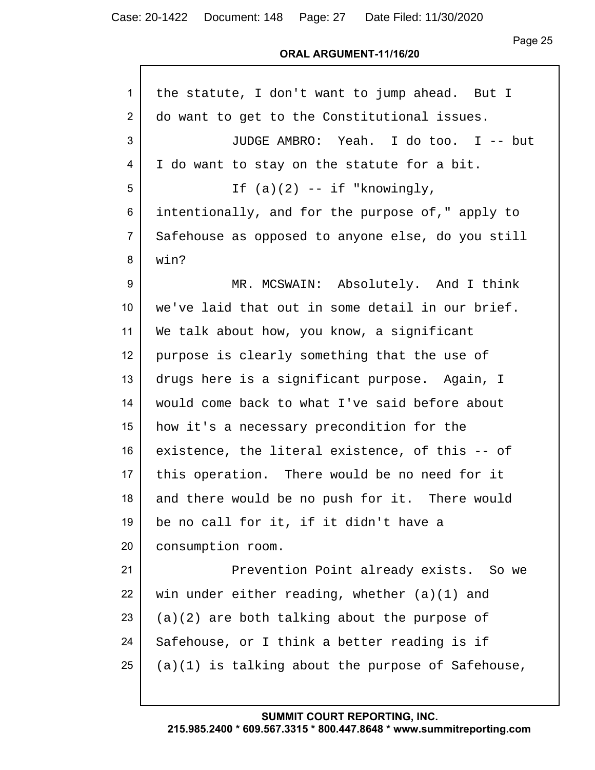the statute, I don't want to jump ahead. But I do want to get to the Constitutional issues.

JUDGE AMBRO: Yeah. I do too. I -- but I do want to stay on the statute for a bit.

If (a)(2) -- if "knowingly, intentionally, and for the purpose of," apply to Safehouse as opposed to anyone else, do you still win?

MR. MCSWAIN: Absolutely. And I think we've laid that out in some detail in our brief. We talk about how, you know, a significant purpose is clearly something that the use of drugs here is a significant purpose. Again, I would come back to what I've said before about how it's a necessary precondition for the existence, the literal existence, of this -- of this operation. There would be no need for it and there would be no push for it. There would be no call for it, if it didn't have a consumption room.

Prevention Point already exists. So we win under either reading, whether (a)(1) and (a)(2) are both talking about the purpose of Safehouse, or I think a better reading is if (a)(1) is talking about the purpose of Safehouse,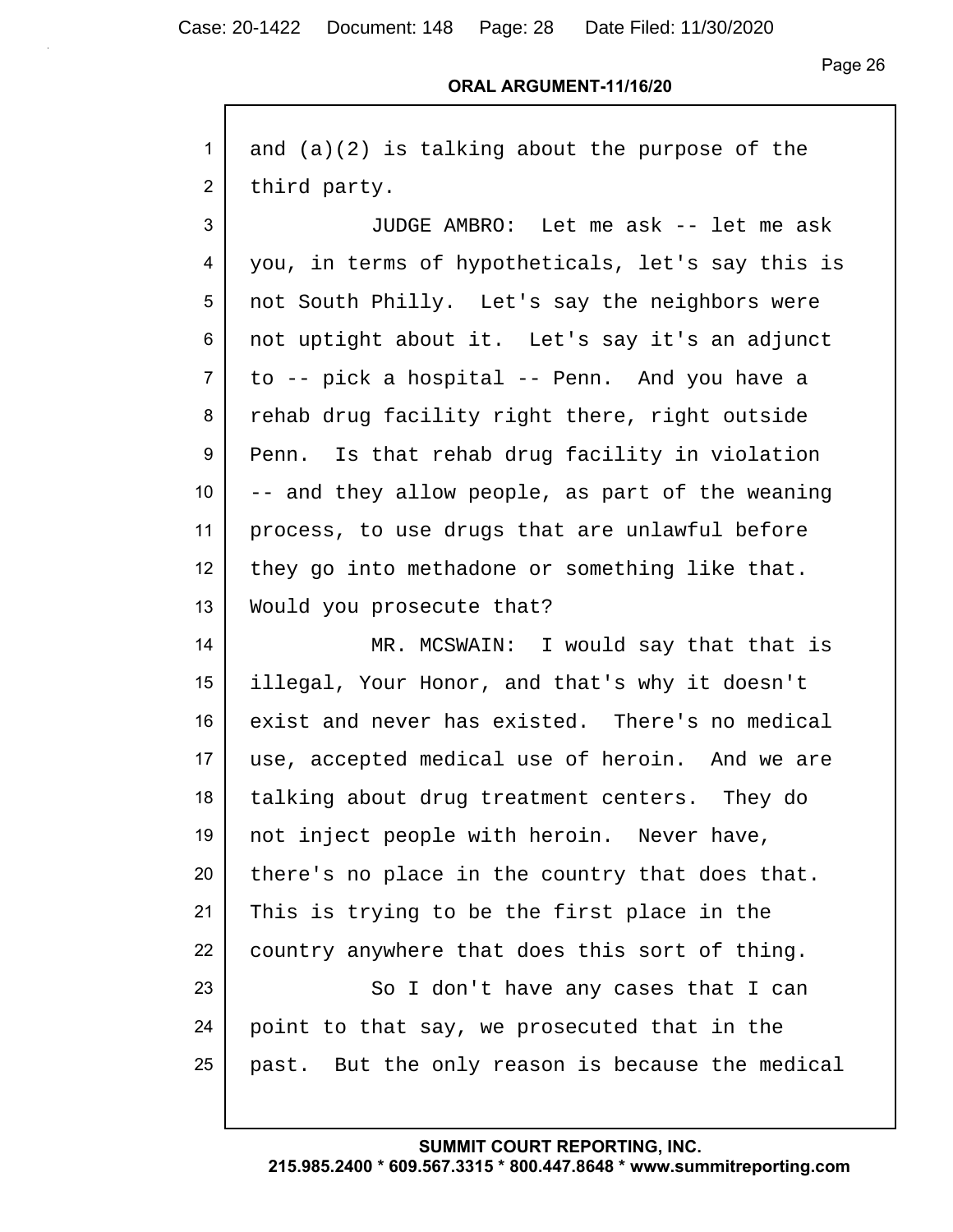and (a)(2) is talking about the purpose of the third party.

JUDGE AMBRO: Let me ask -- let me ask you, in terms of hypotheticals, let's say this is not South Philly. Let's say the neighbors were not uptight about it. Let's say it's an adjunct to -- pick a hospital -- Penn. And you have a rehab drug facility right there, right outside Penn. Is that rehab drug facility in violation -- and they allow people, as part of the weaning process, to use drugs that are unlawful before they go into methadone or something like that. Would you prosecute that?

MR. MCSWAIN: I would say that that is illegal, Your Honor, and that's why it doesn't exist and never has existed. There's no medical use, accepted medical use of heroin. And we are talking about drug treatment centers. They do not inject people with heroin. Never have, there's no place in the country that does that. This is trying to be the first place in the country anywhere that does this sort of thing.

So I don't have any cases that I can point to that say, we prosecuted that in the past. But the only reason is because the medical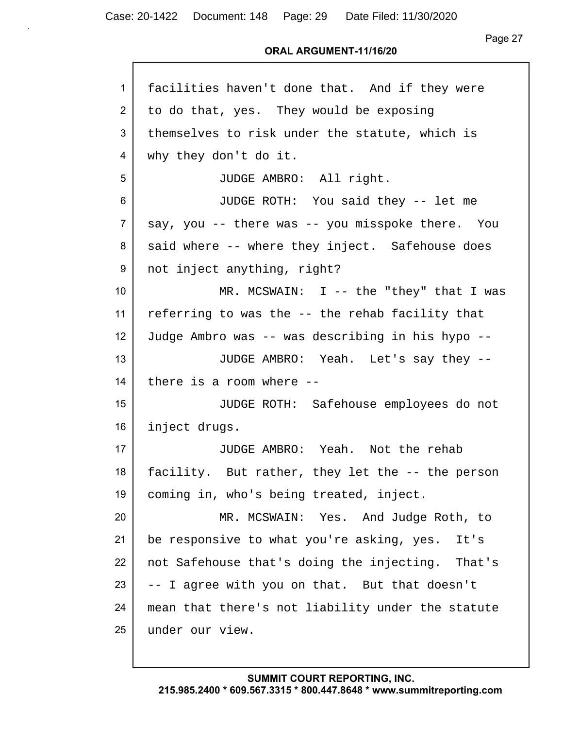facilities haven't done that. And if they were to do that, yes. They would be exposing themselves to risk under the statute, which is why they don't do it.

JUDGE AMBRO: All right.

JUDGE ROTH: You said they -- let me say, you -- there was -- you misspoke there. You said where -- where they inject. Safehouse does not inject anything, right?

MR. MCSWAIN: I -- the "they" that I was referring to was the -- the rehab facility that Judge Ambro was -- was describing in his hypo --

JUDGE AMBRO: Yeah. Let's say they -- there is a room where --

JUDGE ROTH: Safehouse employees do not inject drugs.

JUDGE AMBRO: Yeah. Not the rehab facility. But rather, they let the -- the person coming in, who's being treated, inject.

MR. MCSWAIN: Yes. And Judge Roth, to be responsive to what you're asking, yes. It's not Safehouse that's doing the injecting. That's -- I agree with you on that. But that doesn't mean that there's not liability under the statute under our view.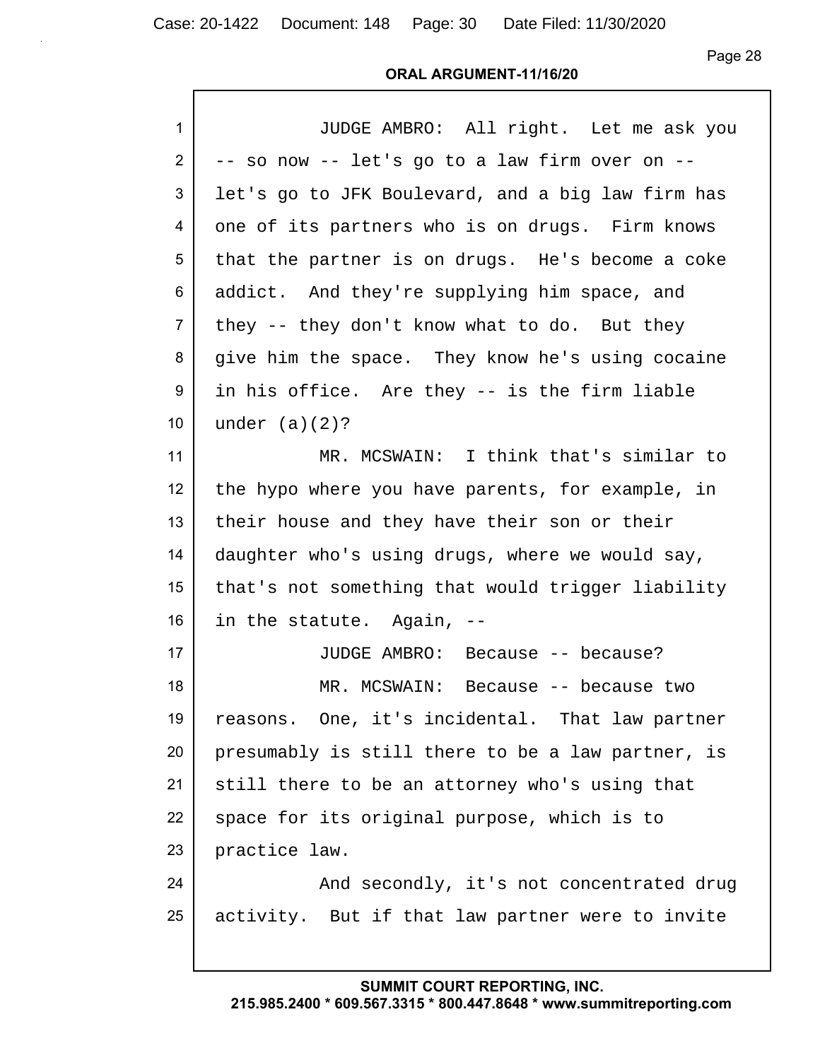**ORAL ARGUMENT-11/16/20**

JUDGE AMBRO: All right. Let me ask you -- so now -- let's go to a law firm over on -- let's go to JFK Boulevard, and a big law firm has one of its partners who is on drugs. Firm knows that the partner is on drugs. He's become a coke addict. And they're supplying him space, and they -- they don't know what to do. But they give him the space. They know he's using cocaine in his office. Are they -- is the firm liable under (a)(2)?

MR. MCSWAIN: I think that's similar to the hypo where you have parents, for example, in their house and they have their son or their daughter who's using drugs, where we would say, that's not something that would trigger liability in the statute. Again, --

JUDGE AMBRO: Because -- because?

MR. MCSWAIN: Because -- because two reasons. One, it's incidental. That law partner presumably is still there to be a law partner, is still there to be an attorney who's using that space for its original purpose, which is to practice law.

And secondly, it's not concentrated drug activity. But if that law partner were to invite

SUMMIT COURT REPORTING, INC.
215.985.2400 * 609.567.3315 * 800.447.8648 * www.summitreporting.com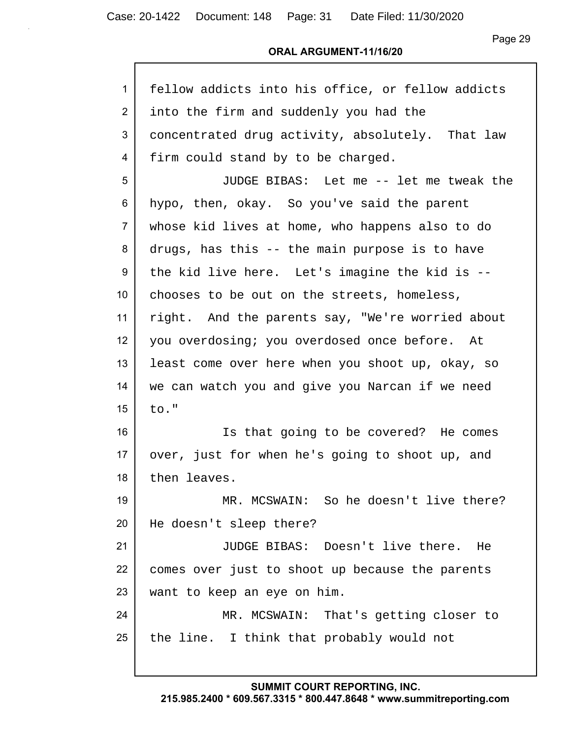fellow addicts into his office, or fellow addicts into the firm and suddenly you had the concentrated drug activity, absolutely. That law firm could stand by to be charged.

JUDGE BIBAS: Let me -- let me tweak the hypo, then, okay. So you've said the parent whose kid lives at home, who happens also to do drugs, has this -- the main purpose is to have the kid live here. Let's imagine the kid is -- chooses to be out on the streets, homeless, right. And the parents say, "We're worried about you overdosing; you overdosed once before. At least come over here when you shoot up, okay, so we can watch you and give you Narcan if we need to."

Is that going to be covered? He comes over, just for when he's going to shoot up, and then leaves.

MR. MCSWAIN: So he doesn't live there? He doesn't sleep there?

JUDGE BIBAS: Doesn't live there. He comes over just to shoot up because the parents want to keep an eye on him.

MR. MCSWAIN: That's getting closer to the line. I think that probably would not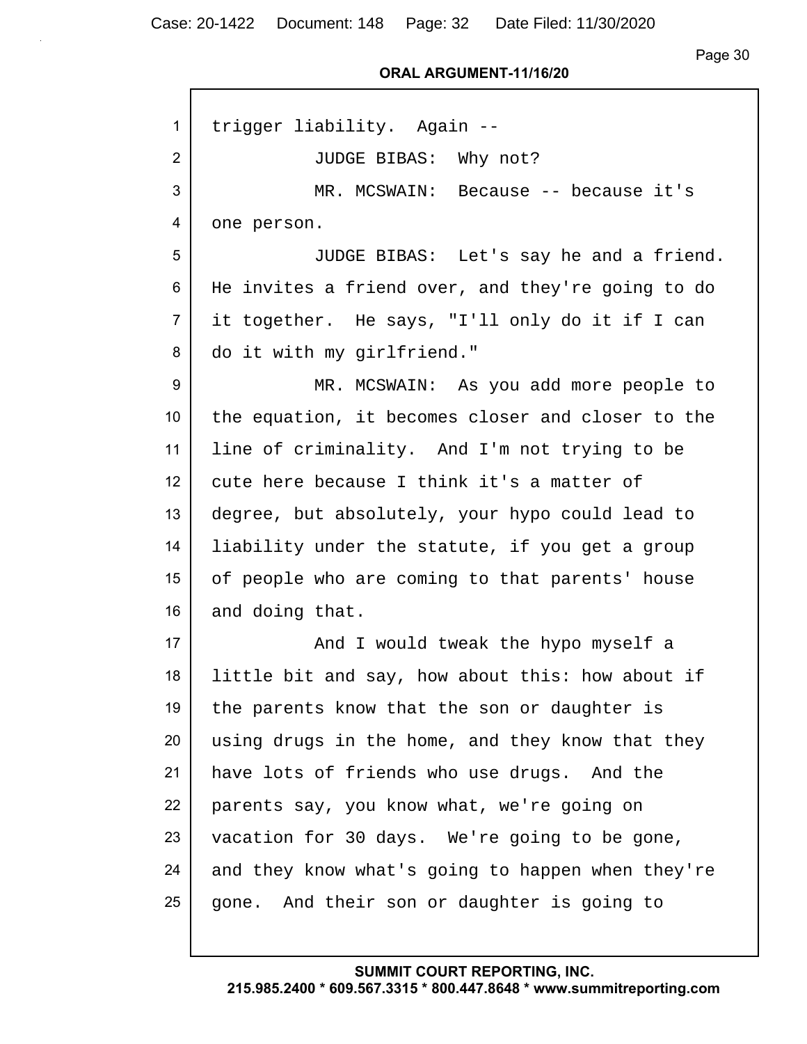trigger liability. Again --

JUDGE BIBAS: Why not?

MR. MCSWAIN: Because -- because it's one person.

JUDGE BIBAS: Let's say he and a friend. He invites a friend over, and they're going to do it together. He says, "I'll only do it if I can do it with my girlfriend."

MR. MCSWAIN: As you add more people to the equation, it becomes closer and closer to the line of criminality. And I'm not trying to be cute here because I think it's a matter of degree, but absolutely, your hypo could lead to liability under the statute, if you get a group of people who are coming to that parents' house and doing that.

And I would tweak the hypo myself a little bit and say, how about this: how about if the parents know that the son or daughter is using drugs in the home, and they know that they have lots of friends who use drugs. And the parents say, you know what, we're going on vacation for 30 days. We're going to be gone, and they know what's going to happen when they're gone. And their son or daughter is going to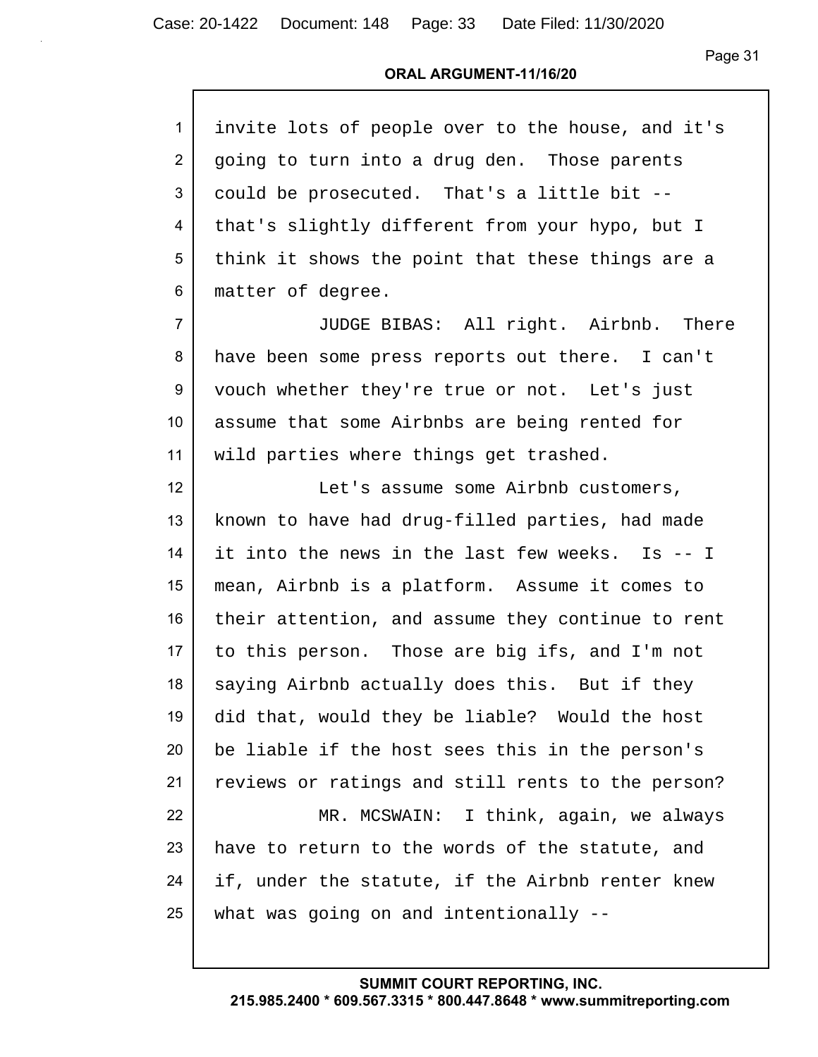invite lots of people over to the house, and it's going to turn into a drug den. Those parents could be prosecuted. That's a little bit -- that's slightly different from your hypo, but I think it shows the point that these things are a matter of degree.

JUDGE BIBAS: All right. Airbnb. There have been some press reports out there. I can't vouch whether they're true or not. Let's just assume that some Airbnbs are being rented for wild parties where things get trashed.

Let's assume some Airbnb customers, known to have had drug-filled parties, had made it into the news in the last few weeks. Is -- I mean, Airbnb is a platform. Assume it comes to their attention, and assume they continue to rent to this person. Those are big ifs, and I'm not saying Airbnb actually does this. But if they did that, would they be liable? Would the host be liable if the host sees this in the person's reviews or ratings and still rents to the person?

MR. MCSWAIN: I think, again, we always have to return to the words of the statute, and if, under the statute, if the Airbnb renter knew what was going on and intentionally --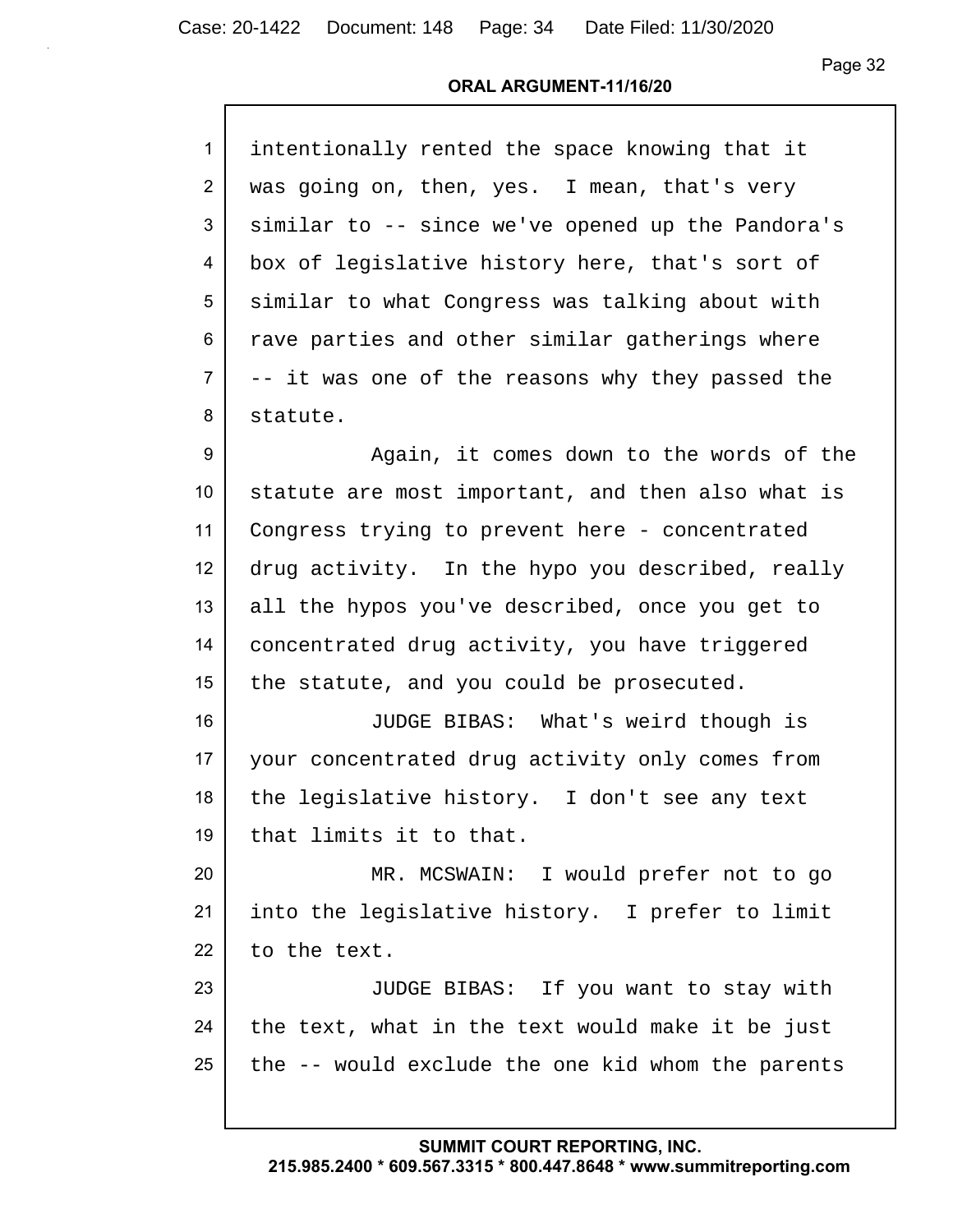ORAL ARGUMENT-11/16/20

1 intentionally rented the space knowing that it
2 was going on, then, yes. I mean, that's very
3 similar to -- since we've opened up the Pandora's
4 box of legislative history here, that's sort of
5 similar to what Congress was talking about with
6 rave parties and other similar gatherings where
7 -- it was one of the reasons why they passed the
8 statute.
9 Again, it comes down to the words of the
10 statute are most important, and then also what is
11 Congress trying to prevent here - concentrated
12 drug activity. In the hypo you described, really
13 all the hypos you've described, once you get to
14 concentrated drug activity, you have triggered
15 the statute, and you could be prosecuted.
16 JUDGE BIBAS: What's weird though is
17 your concentrated drug activity only comes from
18 the legislative history. I don't see any text
19 that limits it to that.
20 MR. MCSWAIN: I would prefer not to go
21 into the legislative history. I prefer to limit
22 to the text.
23 JUDGE BIBAS: If you want to stay with
24 the text, what in the text would make it be just
25 the -- would exclude the one kid whom the parents

SUMMIT COURT REPORTING, INC.
215.985.2400 * 609.567.3315 * 800.447.8648 * www.summitreporting.com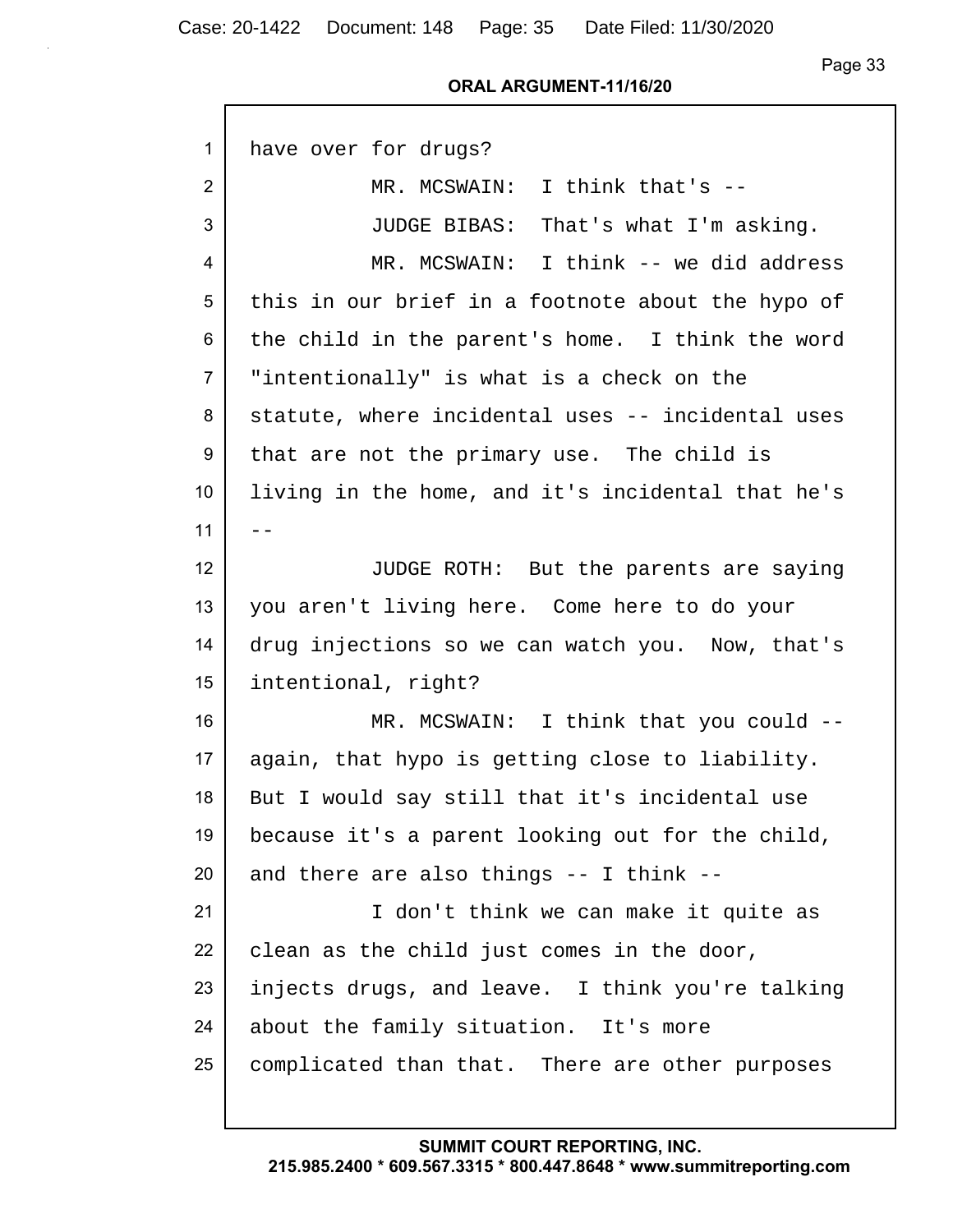have over for drugs?

MR. MCSWAIN: I think that's --

JUDGE BIBAS: That's what I'm asking.

MR. MCSWAIN: I think -- we did address this in our brief in a footnote about the hypo of the child in the parent's home. I think the word "intentionally" is what is a check on the statute, where incidental uses -- incidental uses that are not the primary use. The child is living in the home, and it's incidental that he's --

JUDGE ROTH: But the parents are saying you aren't living here. Come here to do your drug injections so we can watch you. Now, that's intentional, right?

MR. MCSWAIN: I think that you could -- again, that hypo is getting close to liability. But I would say still that it's incidental use because it's a parent looking out for the child, and there are also things -- I think --

I don't think we can make it quite as clean as the child just comes in the door, injects drugs, and leave. I think you're talking about the family situation. It's more complicated than that. There are other purposes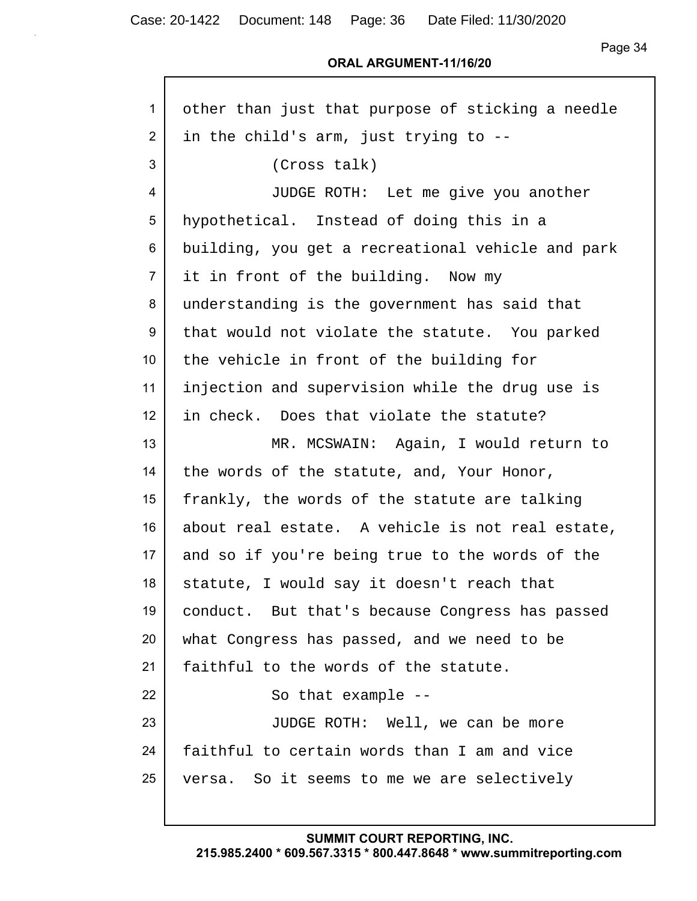other than just that purpose of sticking a needle in the child's arm, just trying to --

(Cross talk)

JUDGE ROTH: Let me give you another hypothetical. Instead of doing this in a building, you get a recreational vehicle and park it in front of the building. Now my understanding is the government has said that that would not violate the statute. You parked the vehicle in front of the building for injection and supervision while the drug use is in check. Does that violate the statute?

MR. MCSWAIN: Again, I would return to the words of the statute, and, Your Honor, frankly, the words of the statute are talking about real estate. A vehicle is not real estate, and so if you're being true to the words of the statute, I would say it doesn't reach that conduct. But that's because Congress has passed what Congress has passed, and we need to be faithful to the words of the statute.

So that example --

JUDGE ROTH: Well, we can be more faithful to certain words than I am and vice versa. So it seems to me we are selectively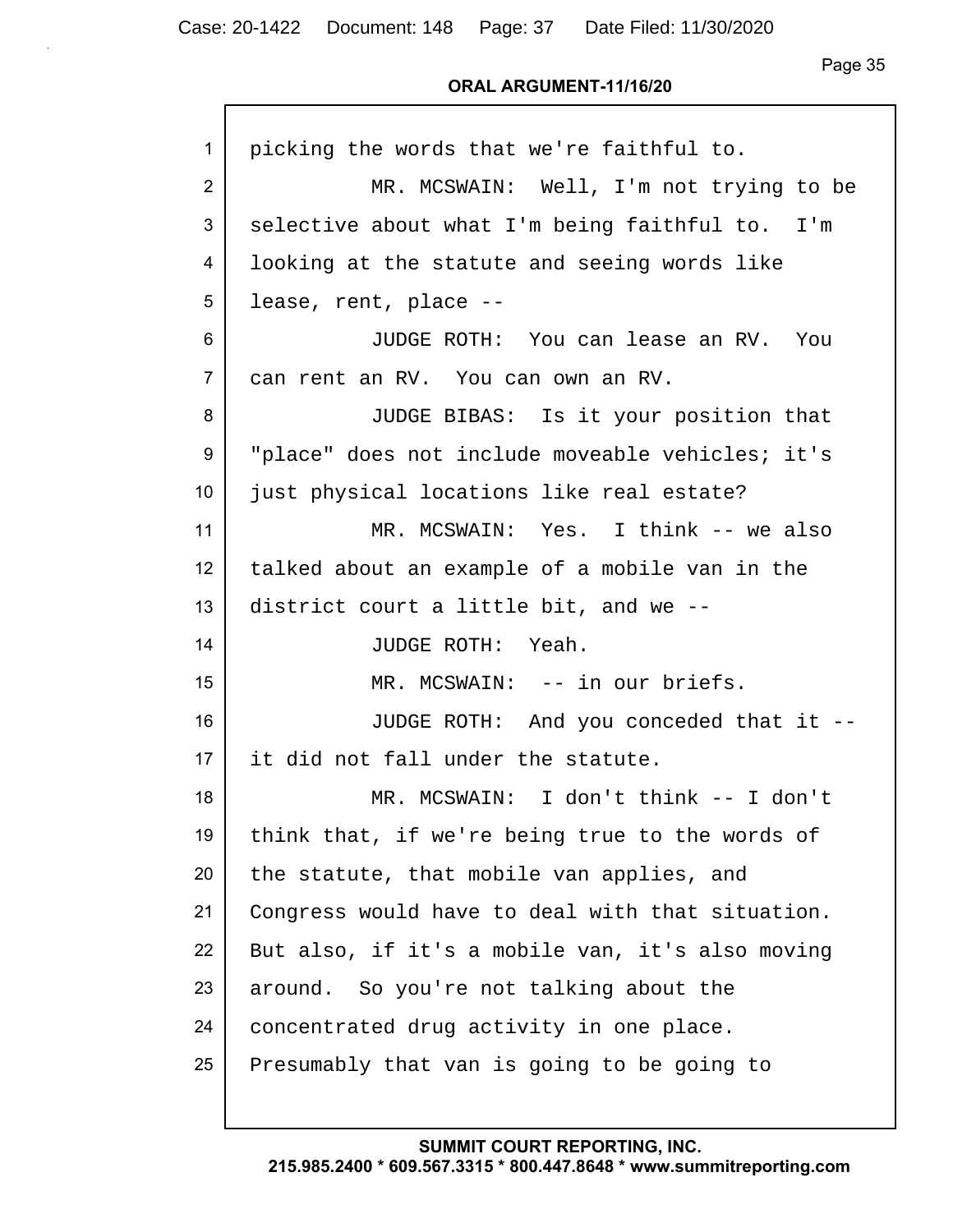picking the words that we're faithful to.

MR. MCSWAIN: Well, I'm not trying to be selective about what I'm being faithful to. I'm looking at the statute and seeing words like lease, rent, place --

JUDGE ROTH: You can lease an RV. You can rent an RV. You can own an RV.

JUDGE BIBAS: Is it your position that "place" does not include moveable vehicles; it's just physical locations like real estate?

MR. MCSWAIN: Yes. I think -- we also talked about an example of a mobile van in the district court a little bit, and we --

JUDGE ROTH: Yeah.

MR. MCSWAIN: -- in our briefs.

JUDGE ROTH: And you conceded that it -- it did not fall under the statute.

MR. MCSWAIN: I don't think -- I don't think that, if we're being true to the words of the statute, that mobile van applies, and Congress would have to deal with that situation. But also, if it's a mobile van, it's also moving around. So you're not talking about the concentrated drug activity in one place. Presumably that van is going to be going to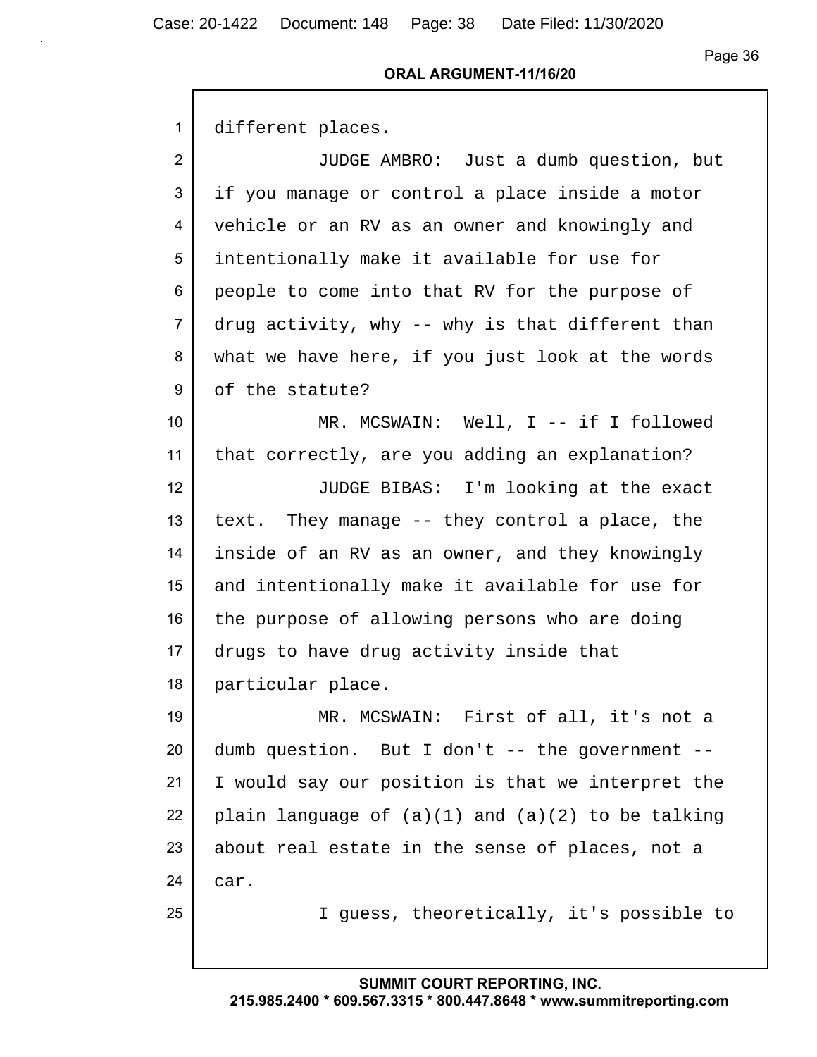different places.

JUDGE AMBRO: Just a dumb question, but if you manage or control a place inside a motor vehicle or an RV as an owner and knowingly and intentionally make it available for use for people to come into that RV for the purpose of drug activity, why -- why is that different than what we have here, if you just look at the words of the statute?

MR. MCSWAIN: Well, I -- if I followed that correctly, are you adding an explanation?

JUDGE BIBAS: I'm looking at the exact text. They manage -- they control a place, the inside of an RV as an owner, and they knowingly and intentionally make it available for use for the purpose of allowing persons who are doing drugs to have drug activity inside that particular place.

MR. MCSWAIN: First of all, it's not a dumb question. But I don't -- the government -- I would say our position is that we interpret the plain language of (a)(1) and (a)(2) to be talking about real estate in the sense of places, not a car.

I guess, theoretically, it's possible to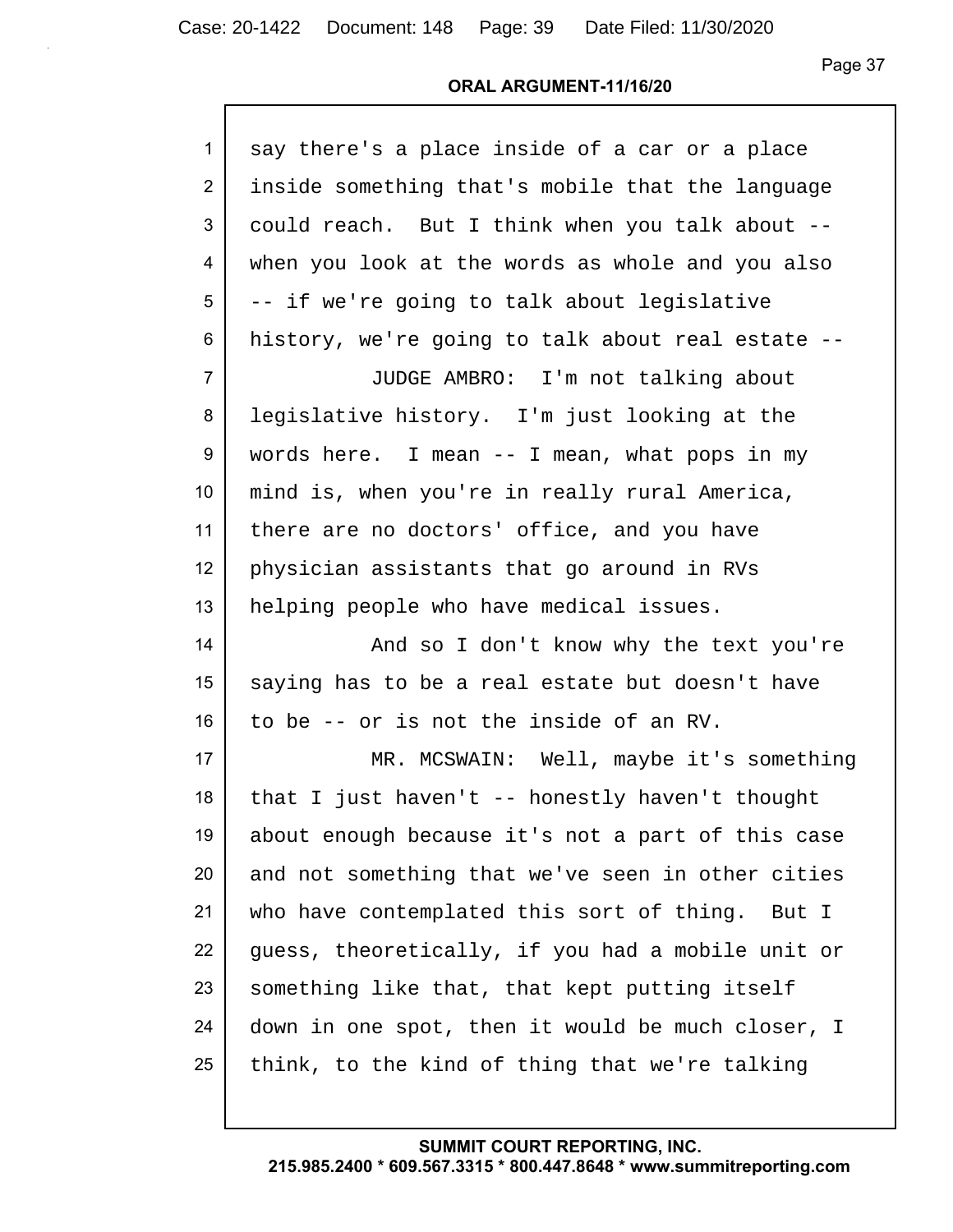say there's a place inside of a car or a place inside something that's mobile that the language could reach. But I think when you talk about -- when you look at the words as whole and you also -- if we're going to talk about legislative history, we're going to talk about real estate --

JUDGE AMBRO: I'm not talking about legislative history. I'm just looking at the words here. I mean -- I mean, what pops in my mind is, when you're in really rural America, there are no doctors' office, and you have physician assistants that go around in RVs helping people who have medical issues.

And so I don't know why the text you're saying has to be a real estate but doesn't have to be -- or is not the inside of an RV.

MR. MCSWAIN: Well, maybe it's something that I just haven't -- honestly haven't thought about enough because it's not a part of this case and not something that we've seen in other cities who have contemplated this sort of thing. But I guess, theoretically, if you had a mobile unit or something like that, that kept putting itself down in one spot, then it would be much closer, I think, to the kind of thing that we're talking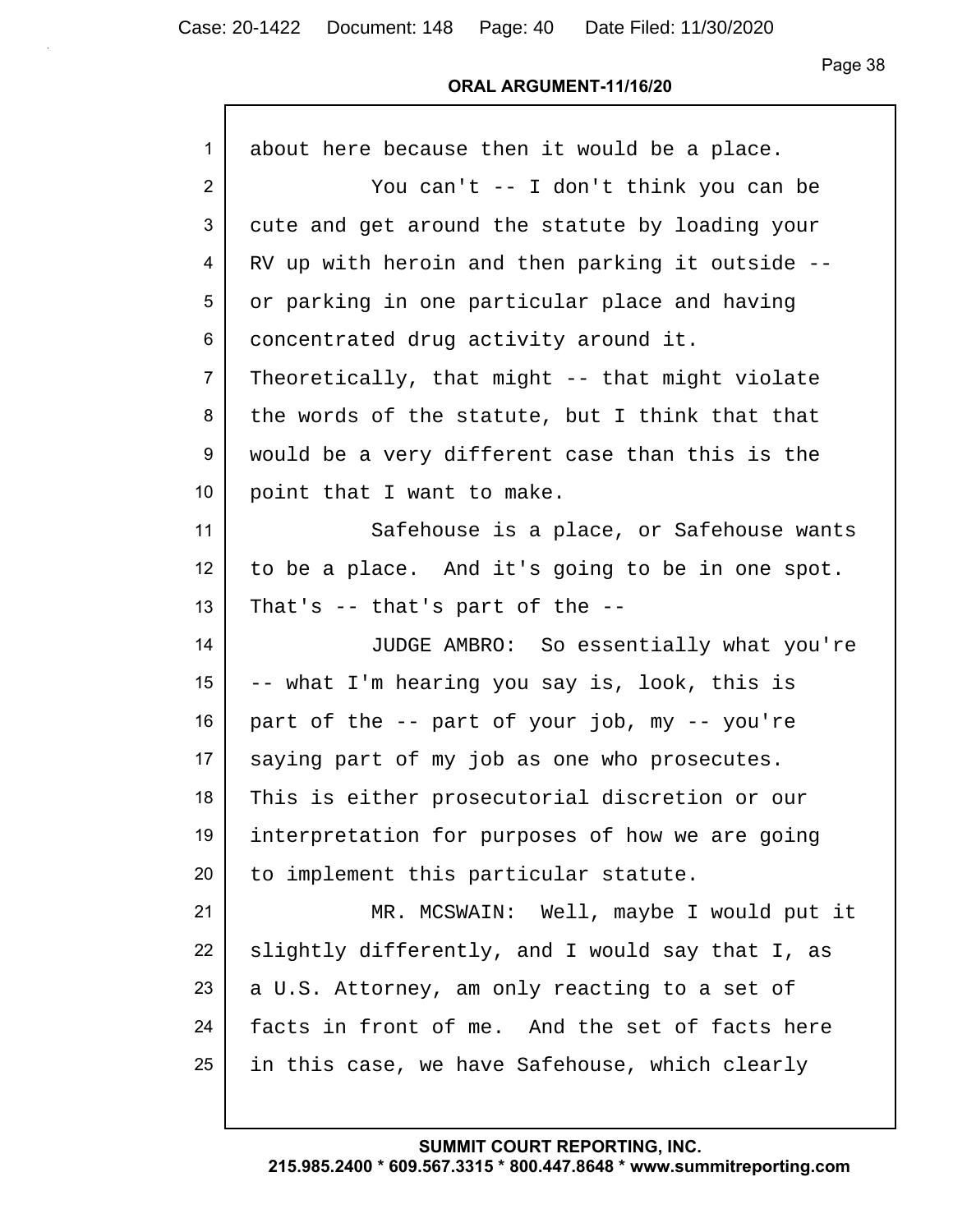about here because then it would be a place.

You can't -- I don't think you can be cute and get around the statute by loading your RV up with heroin and then parking it outside -- or parking in one particular place and having concentrated drug activity around it. Theoretically, that might -- that might violate the words of the statute, but I think that that would be a very different case than this is the point that I want to make.

Safehouse is a place, or Safehouse wants to be a place. And it's going to be in one spot. That's -- that's part of the --

JUDGE AMBRO: So essentially what you're -- what I'm hearing you say is, look, this is part of the -- part of your job, my -- you're saying part of my job as one who prosecutes. This is either prosecutorial discretion or our interpretation for purposes of how we are going to implement this particular statute.

MR. MCSWAIN: Well, maybe I would put it slightly differently, and I would say that I, as a U.S. Attorney, am only reacting to a set of facts in front of me. And the set of facts here in this case, we have Safehouse, which clearly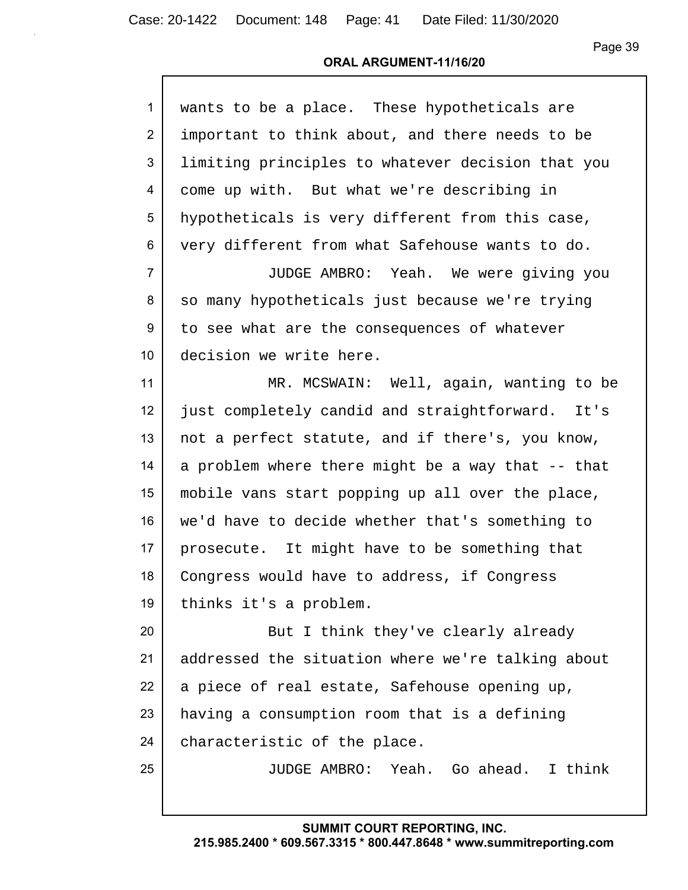wants to be a place. These hypotheticals are important to think about, and there needs to be limiting principles to whatever decision that you come up with. But what we're describing in hypotheticals is very different from this case, very different from what Safehouse wants to do.

JUDGE AMBRO: Yeah. We were giving you so many hypotheticals just because we're trying to see what are the consequences of whatever decision we write here.

MR. MCSWAIN: Well, again, wanting to be just completely candid and straightforward. It's not a perfect statute, and if there's, you know, a problem where there might be a way that -- that mobile vans start popping up all over the place, we'd have to decide whether that's something to prosecute. It might have to be something that Congress would have to address, if Congress thinks it's a problem.

But I think they've clearly already addressed the situation where we're talking about a piece of real estate, Safehouse opening up, having a consumption room that is a defining characteristic of the place.

JUDGE AMBRO: Yeah. Go ahead. I think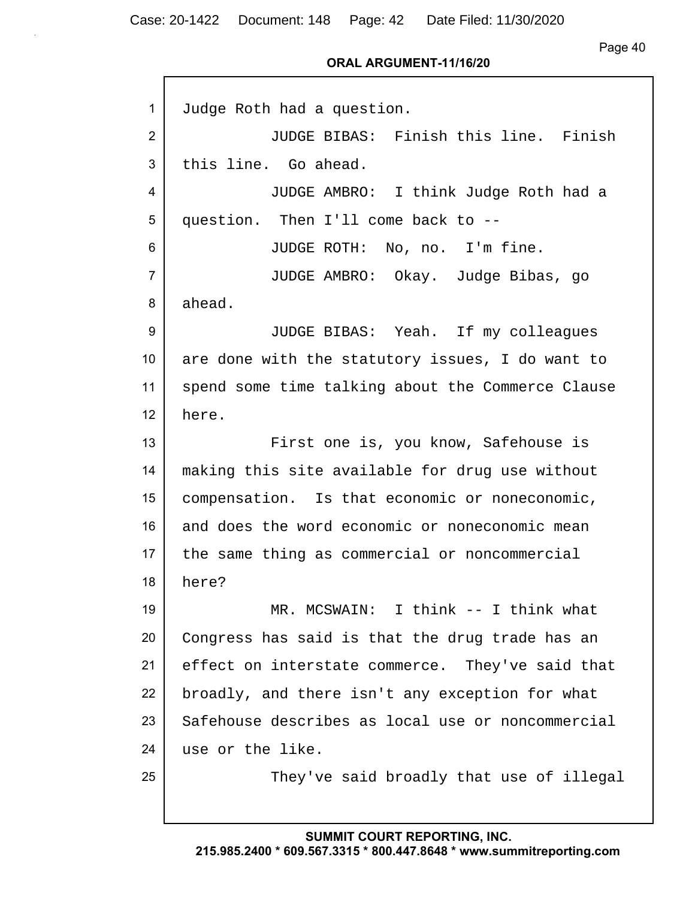ORAL ARGUMENT-11/16/20

1 Judge Roth had a question.
2 JUDGE BIBAS: Finish this line. Finish
3 this line. Go ahead.
4 JUDGE AMBRO: I think Judge Roth had a
5 question. Then I'll come back to --
6 JUDGE ROTH: No, no. I'm fine.
7 JUDGE AMBRO: Okay. Judge Bibas, go
8 ahead.
9 JUDGE BIBAS: Yeah. If my colleagues
10 are done with the statutory issues, I do want to
11 spend some time talking about the Commerce Clause
12 here.
13 First one is, you know, Safehouse is
14 making this site available for drug use without
15 compensation. Is that economic or noneconomic,
16 and does the word economic or noneconomic mean
17 the same thing as commercial or noncommercial
18 here?
19 MR. MCSWAIN: I think -- I think what
20 Congress has said is that the drug trade has an
21 effect on interstate commerce. They've said that
22 broadly, and there isn't any exception for what
23 Safehouse describes as local use or noncommercial
24 use or the like.
25 They've said broadly that use of illegal

SUMMIT COURT REPORTING, INC.
215.985.2400 * 609.567.3315 * 800.447.8648 * www.summitreporting.com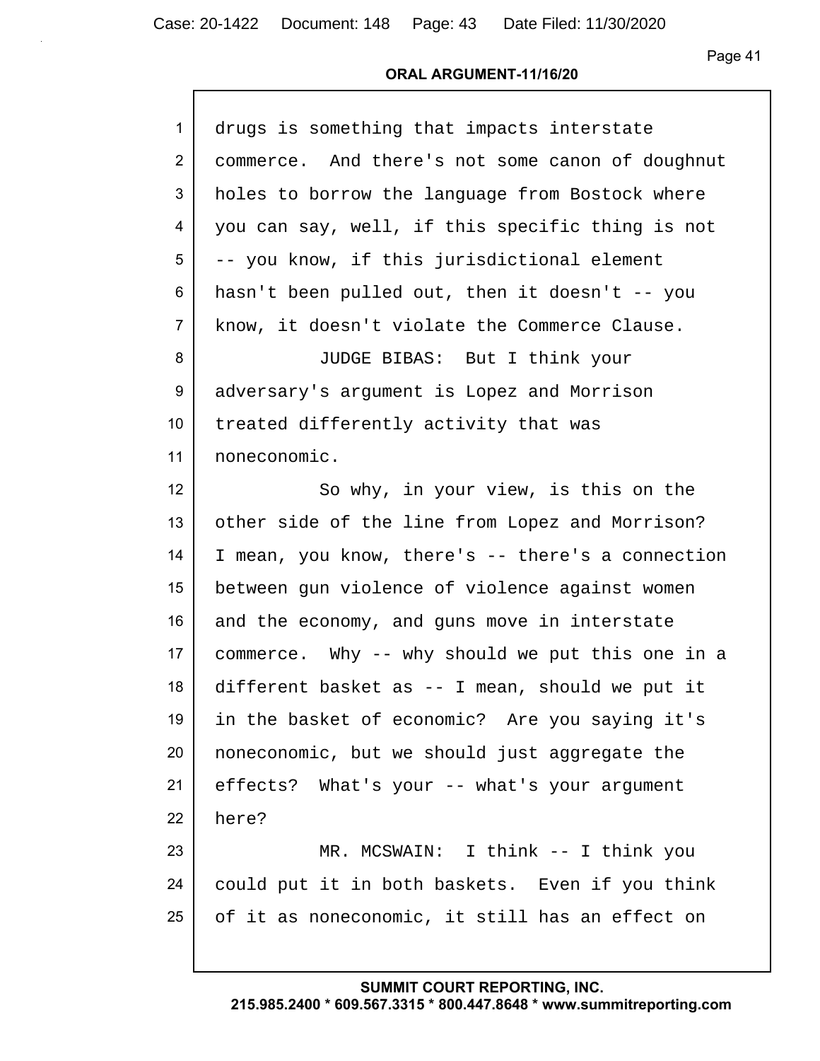drugs is something that impacts interstate commerce. And there's not some canon of doughnut holes to borrow the language from Bostock where you can say, well, if this specific thing is not -- you know, if this jurisdictional element hasn't been pulled out, then it doesn't -- you know, it doesn't violate the Commerce Clause.

JUDGE BIBAS: But I think your adversary's argument is Lopez and Morrison treated differently activity that was noneconomic.

So why, in your view, is this on the other side of the line from Lopez and Morrison? I mean, you know, there's -- there's a connection between gun violence of violence against women and the economy, and guns move in interstate commerce. Why -- why should we put this one in a different basket as -- I mean, should we put it in the basket of economic? Are you saying it's noneconomic, but we should just aggregate the effects? What's your -- what's your argument here?

MR. MCSWAIN: I think -- I think you could put it in both baskets. Even if you think of it as noneconomic, it still has an effect on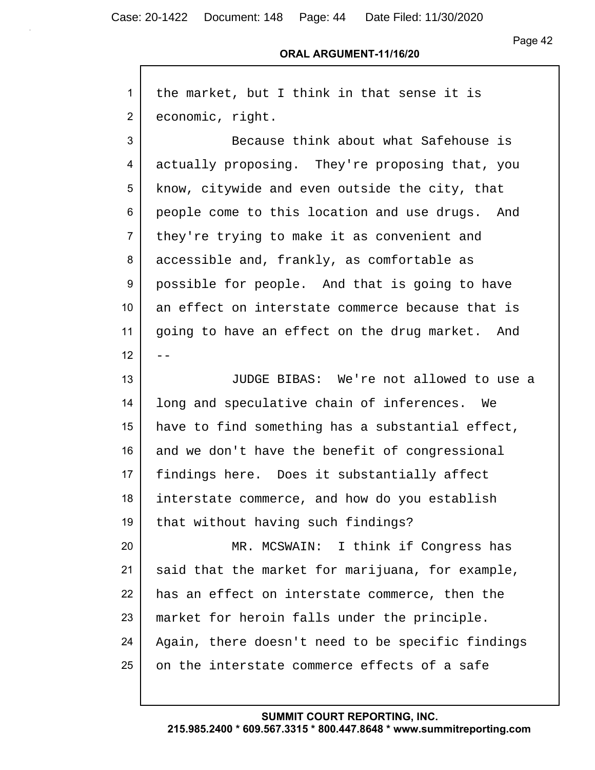the market, but I think in that sense it is economic, right.

Because think about what Safehouse is actually proposing. They're proposing that, you know, citywide and even outside the city, that people come to this location and use drugs. And they're trying to make it as convenient and accessible and, frankly, as comfortable as possible for people. And that is going to have an effect on interstate commerce because that is going to have an effect on the drug market. And --

JUDGE BIBAS: We're not allowed to use a long and speculative chain of inferences. We have to find something has a substantial effect, and we don't have the benefit of congressional findings here. Does it substantially affect interstate commerce, and how do you establish that without having such findings?

MR. MCSWAIN: I think if Congress has said that the market for marijuana, for example, has an effect on interstate commerce, then the market for heroin falls under the principle. Again, there doesn't need to be specific findings on the interstate commerce effects of a safe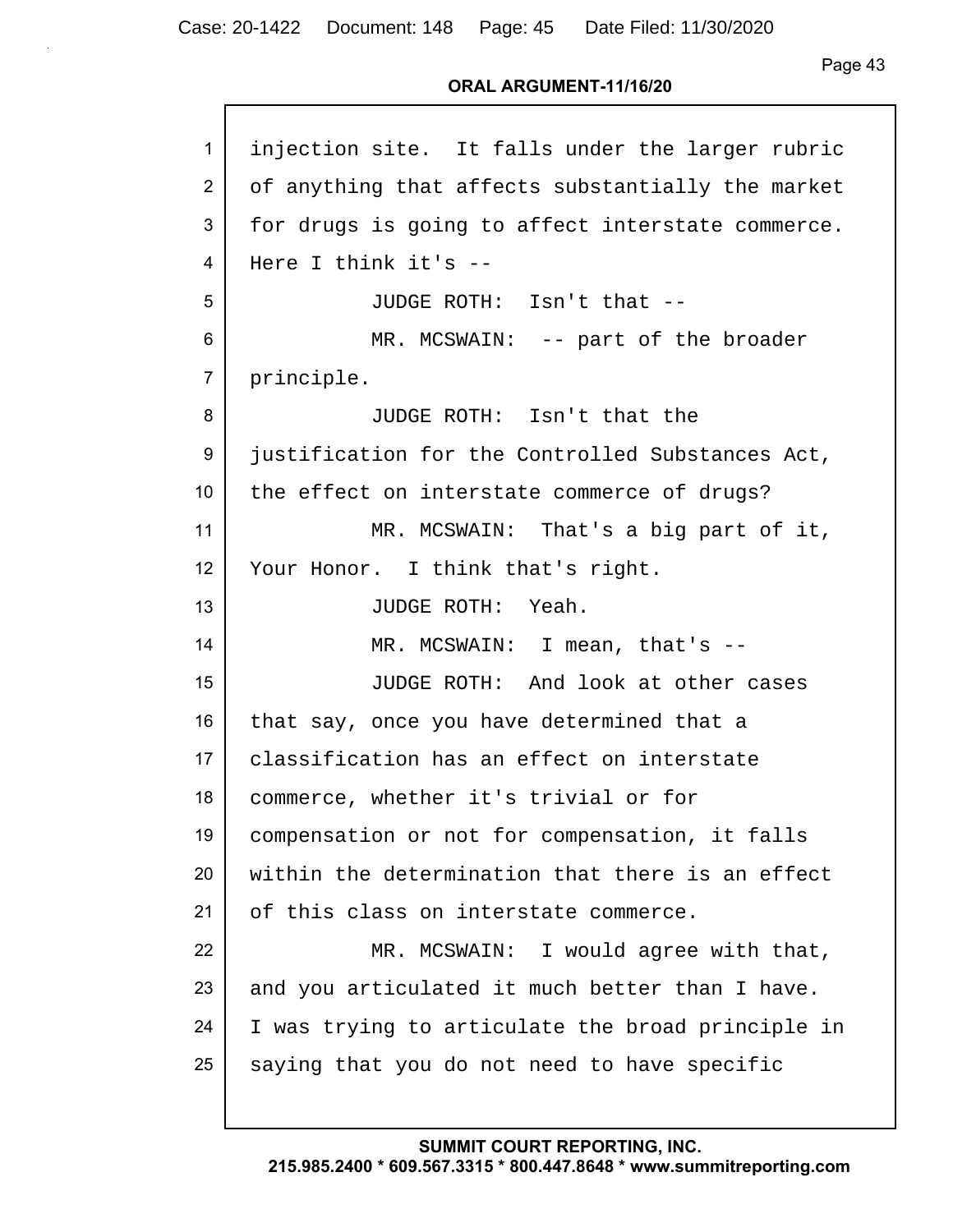injection site. It falls under the larger rubric of anything that affects substantially the market for drugs is going to affect interstate commerce. Here I think it's --

JUDGE ROTH: Isn't that --

MR. MCSWAIN: -- part of the broader principle.

JUDGE ROTH: Isn't that the justification for the Controlled Substances Act, the effect on interstate commerce of drugs?

MR. MCSWAIN: That's a big part of it, Your Honor. I think that's right.

JUDGE ROTH: Yeah.

MR. MCSWAIN: I mean, that's --

JUDGE ROTH: And look at other cases that say, once you have determined that a classification has an effect on interstate commerce, whether it's trivial or for compensation or not for compensation, it falls within the determination that there is an effect of this class on interstate commerce.

MR. MCSWAIN: I would agree with that, and you articulated it much better than I have. I was trying to articulate the broad principle in saying that you do not need to have specific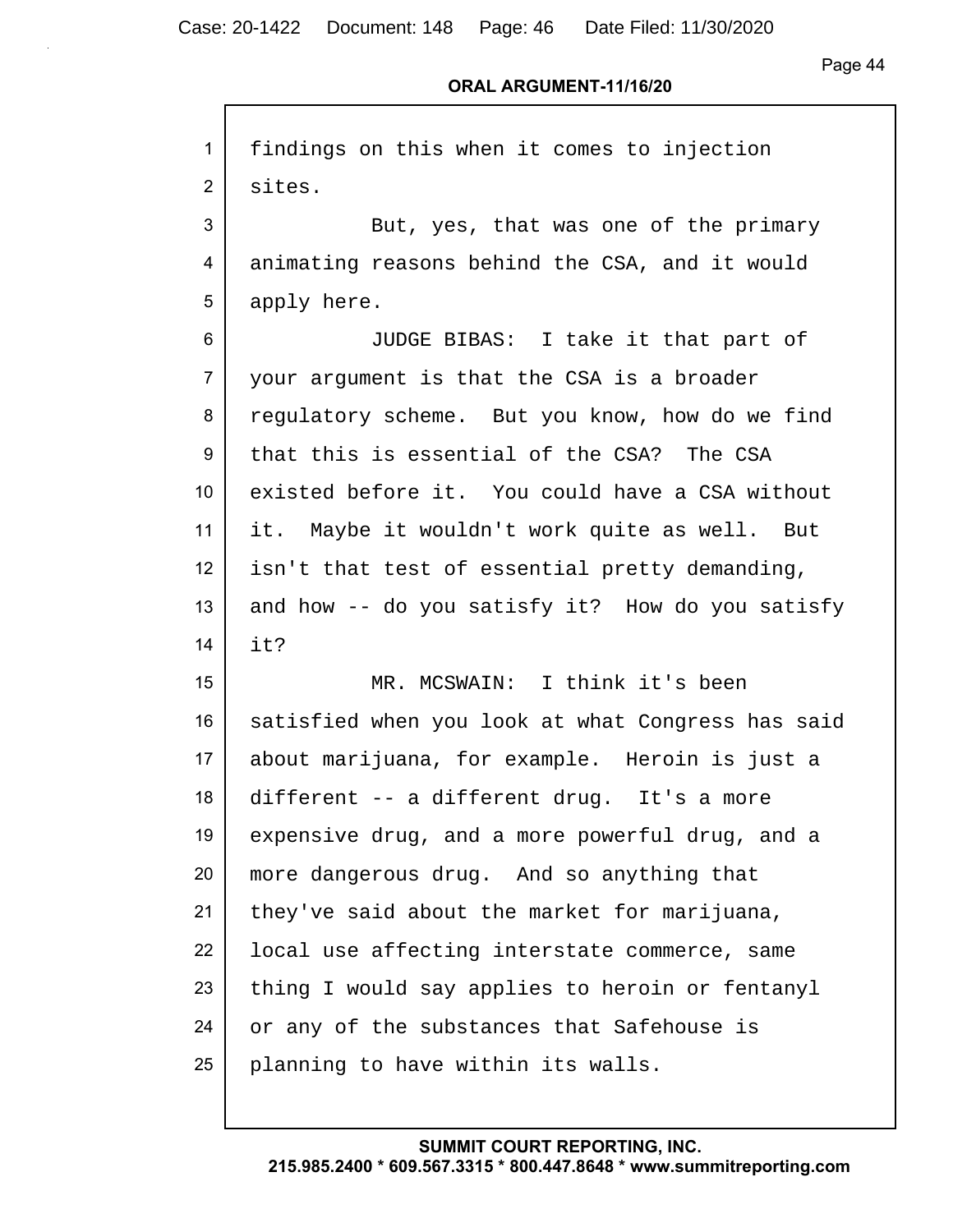findings on this when it comes to injection sites.

But, yes, that was one of the primary animating reasons behind the CSA, and it would apply here.

JUDGE BIBAS: I take it that part of your argument is that the CSA is a broader regulatory scheme. But you know, how do we find that this is essential of the CSA? The CSA existed before it. You could have a CSA without it. Maybe it wouldn't work quite as well. But isn't that test of essential pretty demanding, and how -- do you satisfy it? How do you satisfy it?

MR. MCSWAIN: I think it's been satisfied when you look at what Congress has said about marijuana, for example. Heroin is just a different -- a different drug. It's a more expensive drug, and a more powerful drug, and a more dangerous drug. And so anything that they've said about the market for marijuana, local use affecting interstate commerce, same thing I would say applies to heroin or fentanyl or any of the substances that Safehouse is planning to have within its walls.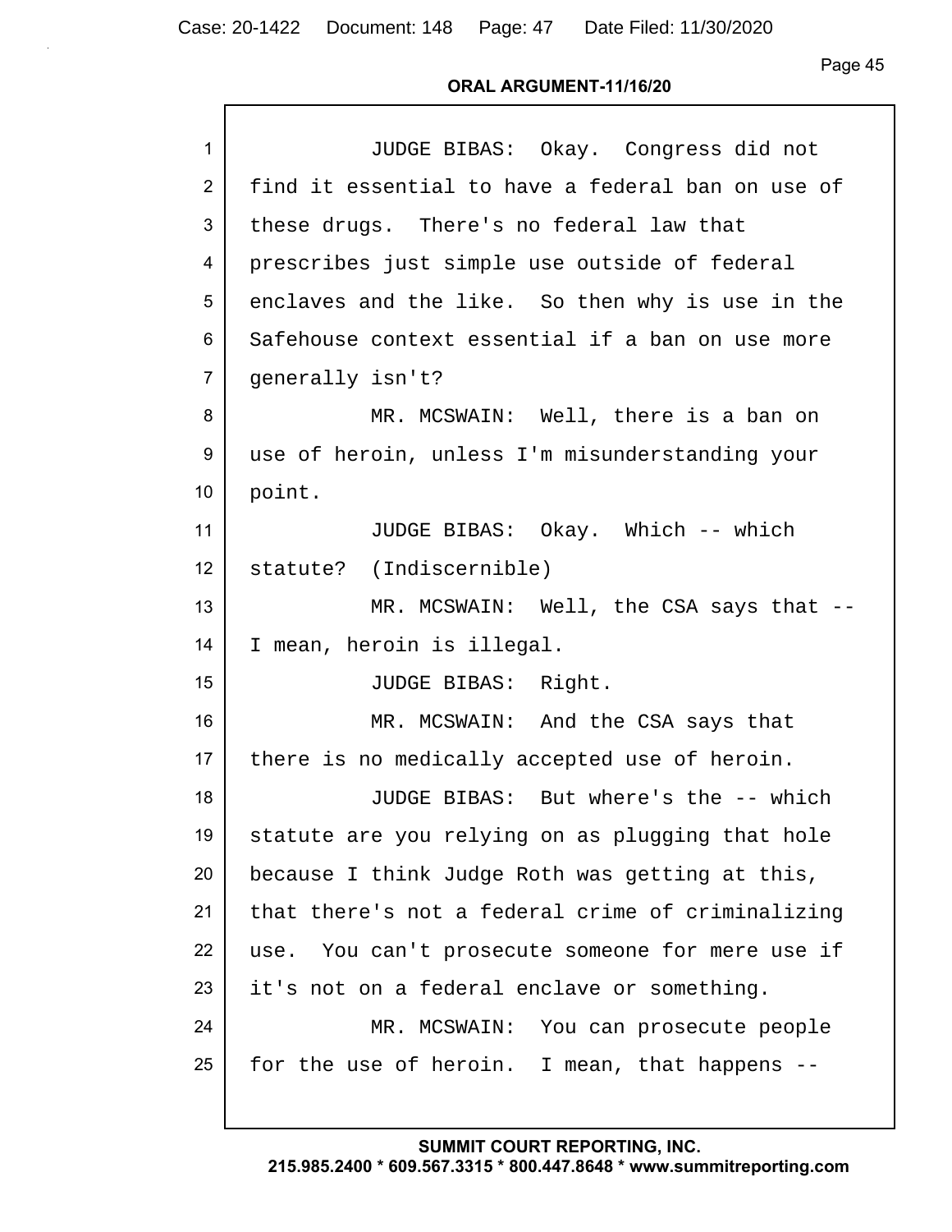JUDGE BIBAS: Okay. Congress did not find it essential to have a federal ban on use of these drugs. There's no federal law that prescribes just simple use outside of federal enclaves and the like. So then why is use in the Safehouse context essential if a ban on use more generally isn't?

MR. MCSWAIN: Well, there is a ban on use of heroin, unless I'm misunderstanding your point.

JUDGE BIBAS: Okay. Which -- which statute? (Indiscernible)

MR. MCSWAIN: Well, the CSA says that -- I mean, heroin is illegal.

JUDGE BIBAS: Right.

MR. MCSWAIN: And the CSA says that there is no medically accepted use of heroin.

JUDGE BIBAS: But where's the -- which statute are you relying on as plugging that hole because I think Judge Roth was getting at this, that there's not a federal crime of criminalizing use. You can't prosecute someone for mere use if it's not on a federal enclave or something.

MR. MCSWAIN: You can prosecute people for the use of heroin. I mean, that happens --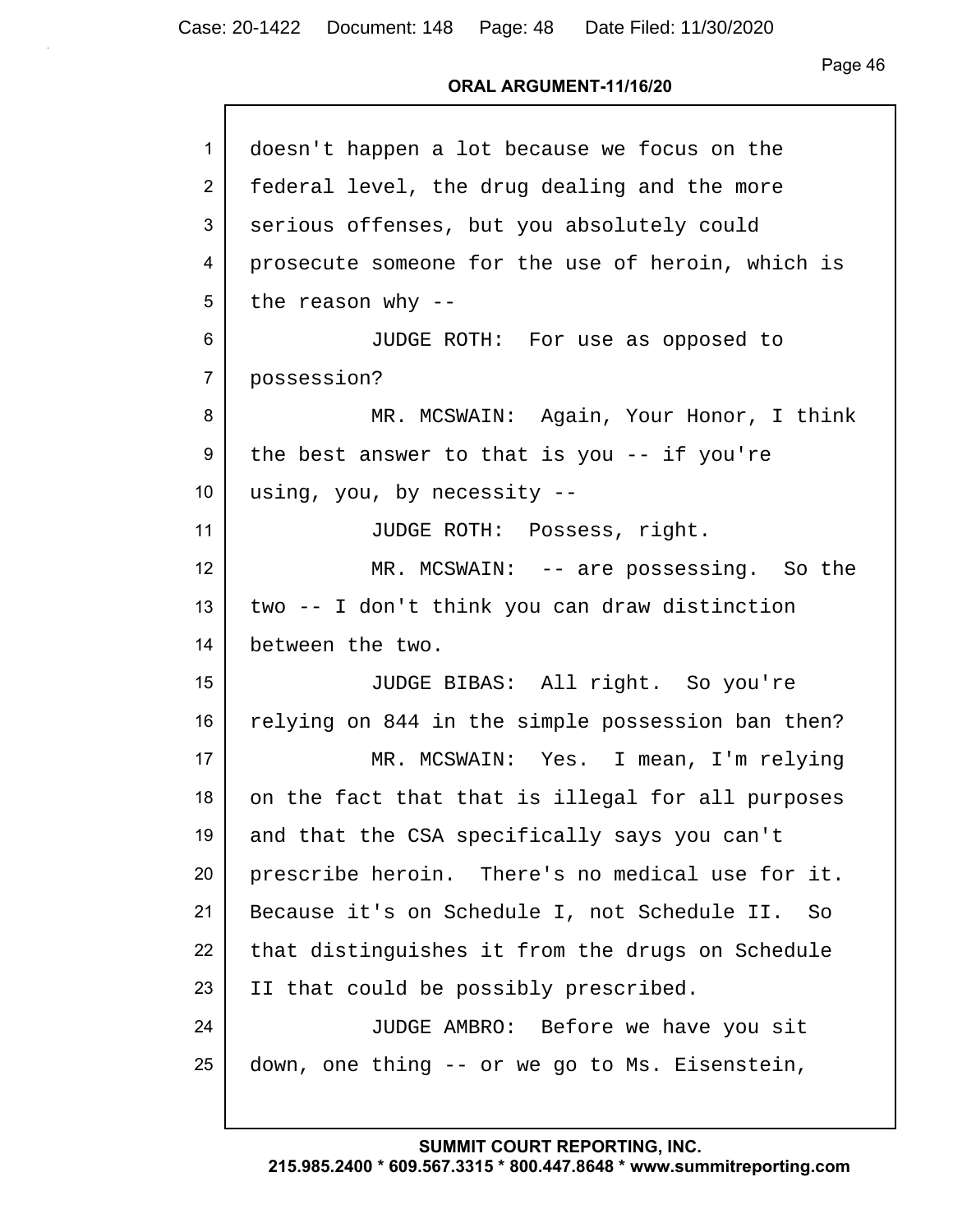doesn't happen a lot because we focus on the federal level, the drug dealing and the more serious offenses, but you absolutely could prosecute someone for the use of heroin, which is the reason why --

JUDGE ROTH: For use as opposed to possession?

MR. MCSWAIN: Again, Your Honor, I think the best answer to that is you -- if you're using, you, by necessity --

JUDGE ROTH: Possess, right.

MR. MCSWAIN: -- are possessing. So the two -- I don't think you can draw distinction between the two.

JUDGE BIBAS: All right. So you're relying on 844 in the simple possession ban then?

MR. MCSWAIN: Yes. I mean, I'm relying on the fact that that is illegal for all purposes and that the CSA specifically says you can't prescribe heroin. There's no medical use for it. Because it's on Schedule I, not Schedule II. So that distinguishes it from the drugs on Schedule II that could be possibly prescribed.

JUDGE AMBRO: Before we have you sit down, one thing -- or we go to Ms. Eisenstein,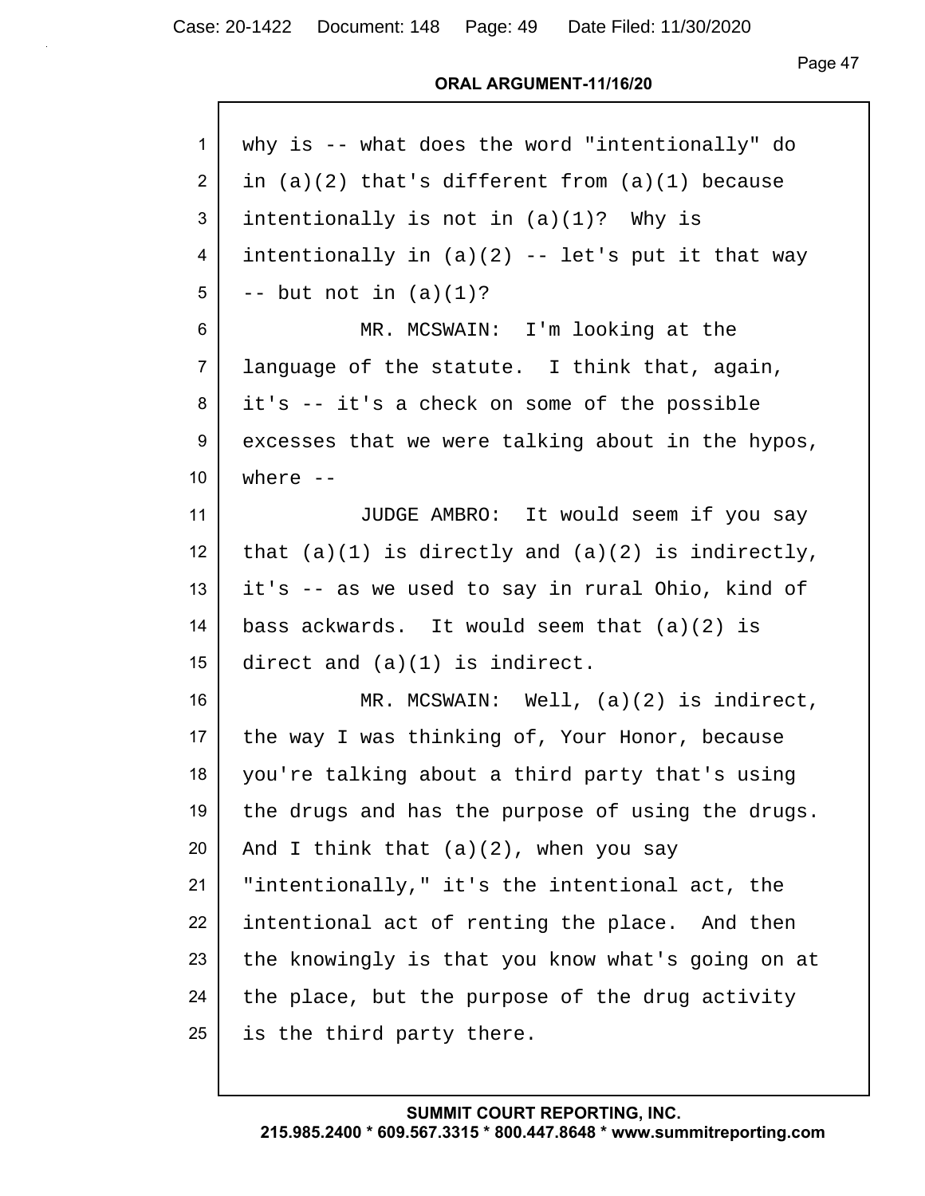why is -- what does the word "intentionally" do in (a)(2) that's different from (a)(1) because intentionally is not in (a)(1)? Why is intentionally in (a)(2) -- let's put it that way -- but not in (a)(1)?

MR. MCSWAIN: I'm looking at the language of the statute. I think that, again, it's -- it's a check on some of the possible excesses that we were talking about in the hypos, where --

JUDGE AMBRO: It would seem if you say that (a)(1) is directly and (a)(2) is indirectly, it's -- as we used to say in rural Ohio, kind of bass ackwards. It would seem that (a)(2) is direct and (a)(1) is indirect.

MR. MCSWAIN: Well, (a)(2) is indirect, the way I was thinking of, Your Honor, because you're talking about a third party that's using the drugs and has the purpose of using the drugs. And I think that (a)(2), when you say "intentionally," it's the intentional act, the intentional act of renting the place. And then the knowingly is that you know what's going on at the place, but the purpose of the drug activity is the third party there.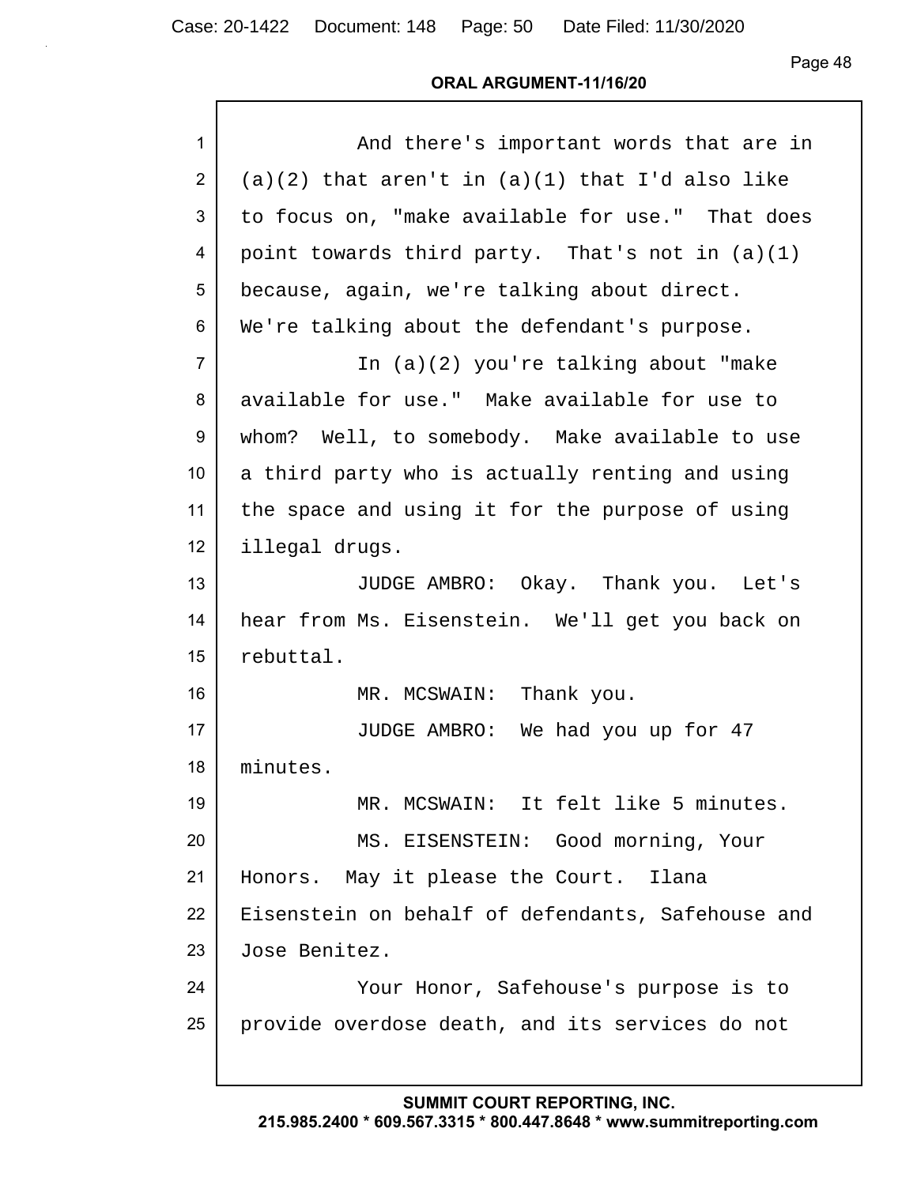And there's important words that are in (a)(2) that aren't in (a)(1) that I'd also like to focus on, "make available for use." That does point towards third party. That's not in (a)(1) because, again, we're talking about direct. We're talking about the defendant's purpose.

In (a)(2) you're talking about "make available for use." Make available for use to whom? Well, to somebody. Make available to use a third party who is actually renting and using the space and using it for the purpose of using illegal drugs.

JUDGE AMBRO: Okay. Thank you. Let's hear from Ms. Eisenstein. We'll get you back on rebuttal.

MR. MCSWAIN: Thank you.

JUDGE AMBRO: We had you up for 47 minutes.

MR. MCSWAIN: It felt like 5 minutes.

MS. EISENSTEIN: Good morning, Your Honors. May it please the Court. Ilana Eisenstein on behalf of defendants, Safehouse and Jose Benitez.

Your Honor, Safehouse's purpose is to provide overdose death, and its services do not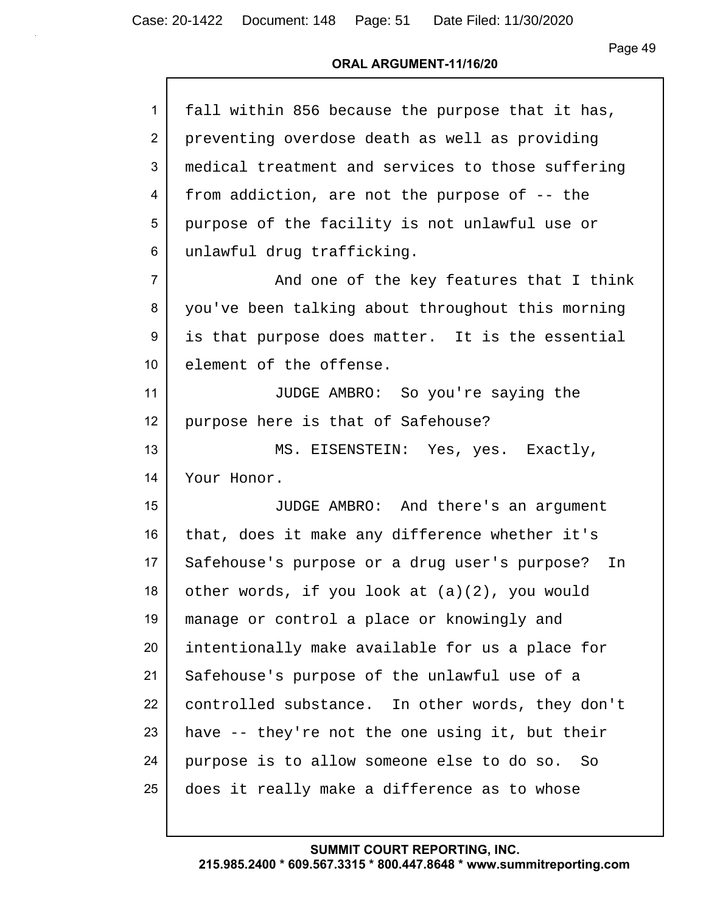fall within 856 because the purpose that it has, preventing overdose death as well as providing medical treatment and services to those suffering from addiction, are not the purpose of -- the purpose of the facility is not unlawful use or unlawful drug trafficking.

And one of the key features that I think you've been talking about throughout this morning is that purpose does matter. It is the essential element of the offense.

JUDGE AMBRO: So you're saying the purpose here is that of Safehouse?

MS. EISENSTEIN: Yes, yes. Exactly, Your Honor.

JUDGE AMBRO: And there's an argument that, does it make any difference whether it's Safehouse's purpose or a drug user's purpose? In other words, if you look at (a)(2), you would manage or control a place or knowingly and intentionally make available for us a place for Safehouse's purpose of the unlawful use of a controlled substance. In other words, they don't have -- they're not the one using it, but their purpose is to allow someone else to do so. So does it really make a difference as to whose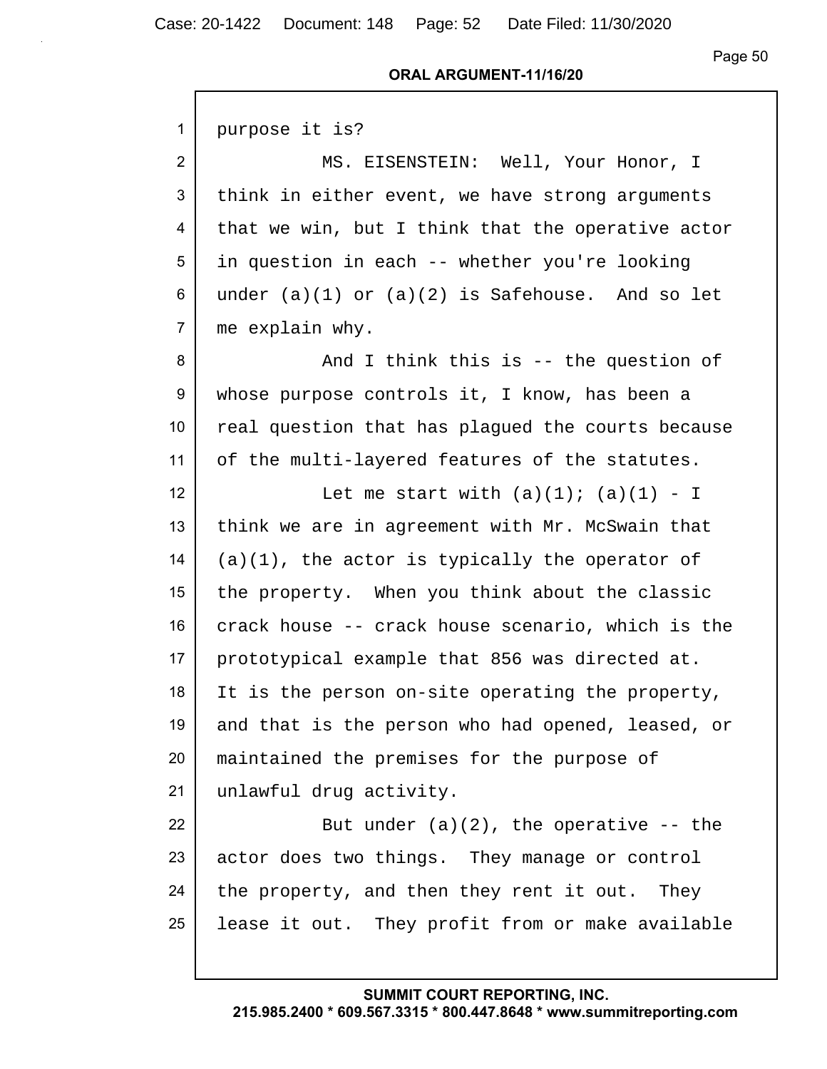purpose it is?

MS. EISENSTEIN: Well, Your Honor, I think in either event, we have strong arguments that we win, but I think that the operative actor in question in each -- whether you're looking under (a)(1) or (a)(2) is Safehouse. And so let me explain why.

And I think this is -- the question of whose purpose controls it, I know, has been a real question that has plagued the courts because of the multi-layered features of the statutes.

Let me start with (a)(1); (a)(1) - I think we are in agreement with Mr. McSwain that (a)(1), the actor is typically the operator of the property. When you think about the classic crack house -- crack house scenario, which is the prototypical example that 856 was directed at. It is the person on-site operating the property, and that is the person who had opened, leased, or maintained the premises for the purpose of unlawful drug activity.

But under (a)(2), the operative -- the actor does two things. They manage or control the property, and then they rent it out. They lease it out. They profit from or make available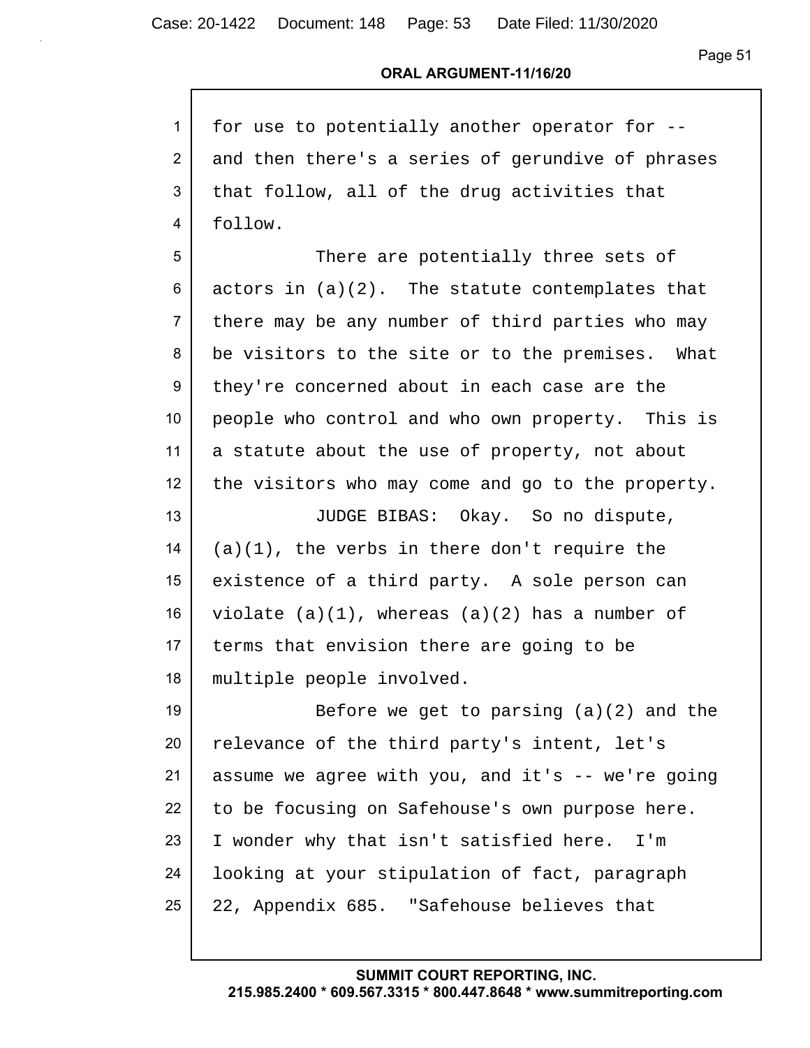for use to potentially another operator for -- and then there's a series of gerundive of phrases that follow, all of the drug activities that follow.

There are potentially three sets of actors in (a)(2). The statute contemplates that there may be any number of third parties who may be visitors to the site or to the premises. What they're concerned about in each case are the people who control and who own property. This is a statute about the use of property, not about the visitors who may come and go to the property.

JUDGE BIBAS: Okay. So no dispute, (a)(1), the verbs in there don't require the existence of a third party. A sole person can violate (a)(1), whereas (a)(2) has a number of terms that envision there are going to be multiple people involved.

Before we get to parsing (a)(2) and the relevance of the third party's intent, let's assume we agree with you, and it's -- we're going to be focusing on Safehouse's own purpose here. I wonder why that isn't satisfied here. I'm looking at your stipulation of fact, paragraph 22, Appendix 685. "Safehouse believes that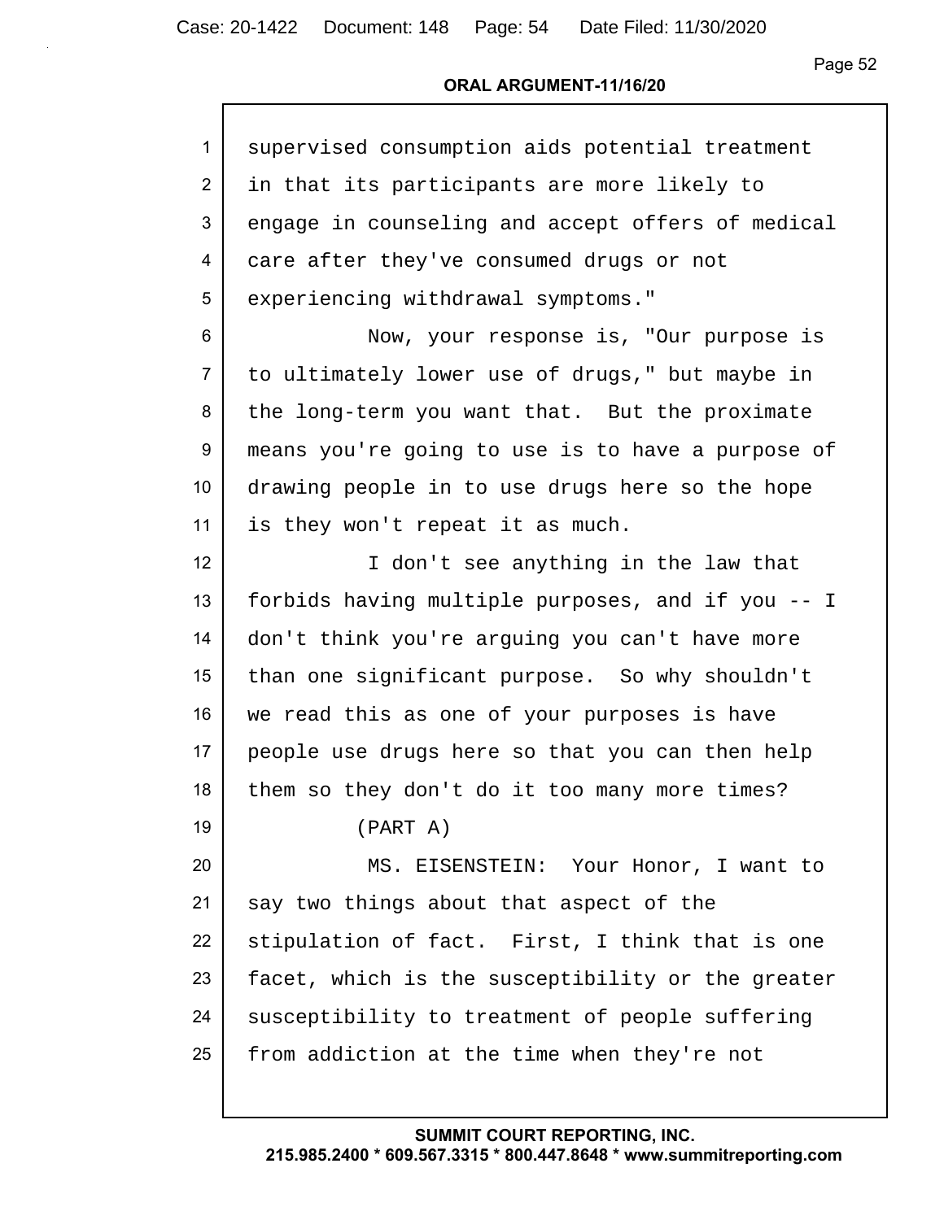supervised consumption aids potential treatment in that its participants are more likely to engage in counseling and accept offers of medical care after they've consumed drugs or not experiencing withdrawal symptoms."

Now, your response is, "Our purpose is to ultimately lower use of drugs," but maybe in the long-term you want that. But the proximate means you're going to use is to have a purpose of drawing people in to use drugs here so the hope is they won't repeat it as much.

I don't see anything in the law that forbids having multiple purposes, and if you -- I don't think you're arguing you can't have more than one significant purpose. So why shouldn't we read this as one of your purposes is have people use drugs here so that you can then help them so they don't do it too many more times?

(PART A)

MS. EISENSTEIN: Your Honor, I want to say two things about that aspect of the stipulation of fact. First, I think that is one facet, which is the susceptibility or the greater susceptibility to treatment of people suffering from addiction at the time when they're not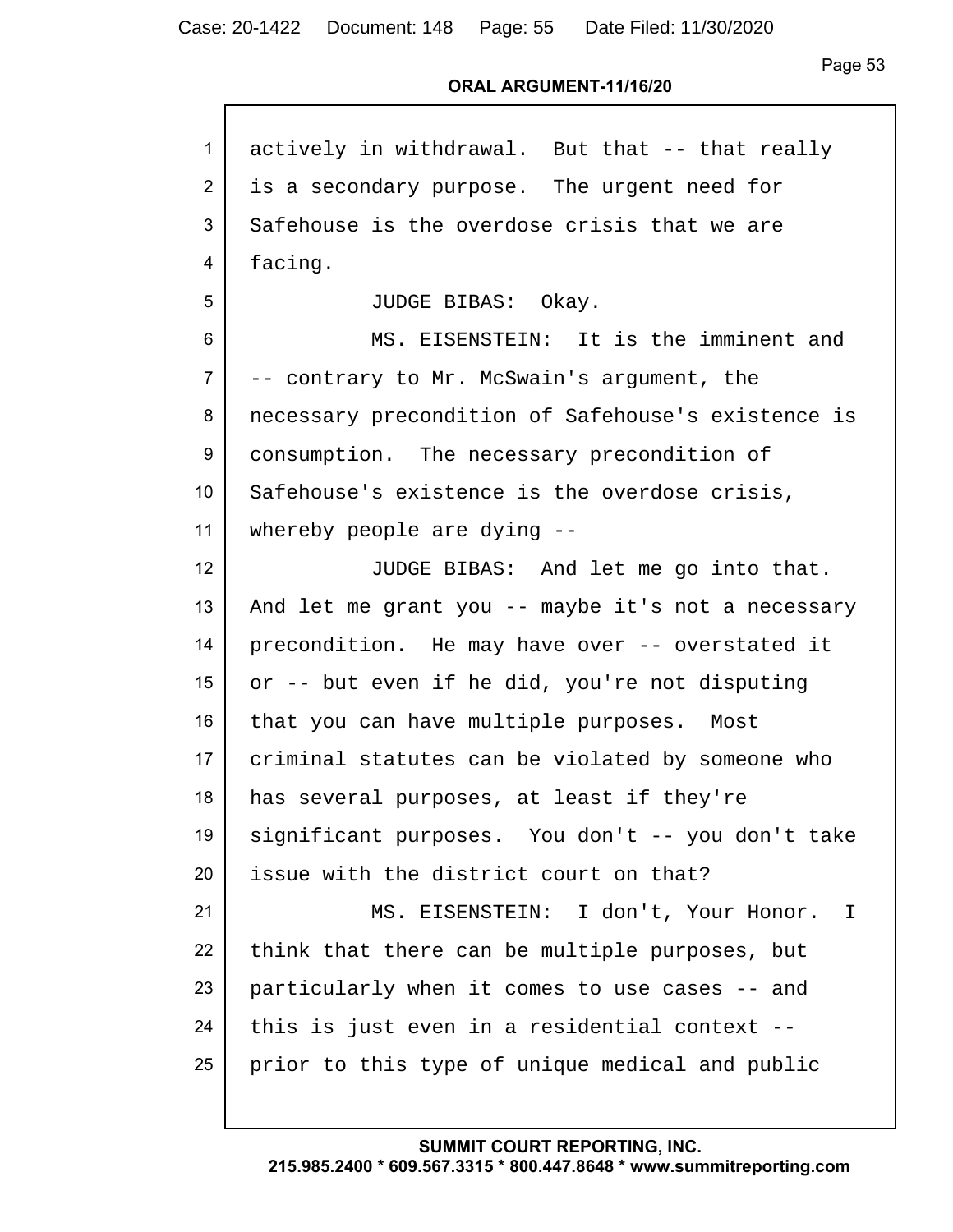actively in withdrawal. But that -- that really is a secondary purpose. The urgent need for Safehouse is the overdose crisis that we are facing.

JUDGE BIBAS: Okay.

MS. EISENSTEIN: It is the imminent and -- contrary to Mr. McSwain's argument, the necessary precondition of Safehouse's existence is consumption. The necessary precondition of Safehouse's existence is the overdose crisis, whereby people are dying --

JUDGE BIBAS: And let me go into that. And let me grant you -- maybe it's not a necessary precondition. He may have over -- overstated it or -- but even if he did, you're not disputing that you can have multiple purposes. Most criminal statutes can be violated by someone who has several purposes, at least if they're significant purposes. You don't -- you don't take issue with the district court on that?

MS. EISENSTEIN: I don't, Your Honor. I think that there can be multiple purposes, but particularly when it comes to use cases -- and this is just even in a residential context -- prior to this type of unique medical and public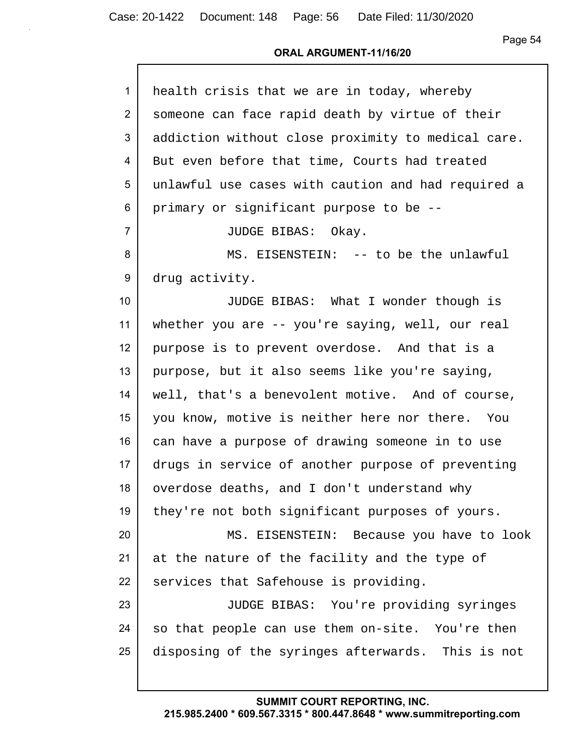health crisis that we are in today, whereby someone can face rapid death by virtue of their addiction without close proximity to medical care. But even before that time, Courts had treated unlawful use cases with caution and had required a primary or significant purpose to be --

JUDGE BIBAS: Okay.

MS. EISENSTEIN: -- to be the unlawful drug activity.

JUDGE BIBAS: What I wonder though is whether you are -- you're saying, well, our real purpose is to prevent overdose. And that is a purpose, but it also seems like you're saying, well, that's a benevolent motive. And of course, you know, motive is neither here nor there. You can have a purpose of drawing someone in to use drugs in service of another purpose of preventing overdose deaths, and I don't understand why they're not both significant purposes of yours.

MS. EISENSTEIN: Because you have to look at the nature of the facility and the type of services that Safehouse is providing.

JUDGE BIBAS: You're providing syringes so that people can use them on-site. You're then disposing of the syringes afterwards. This is not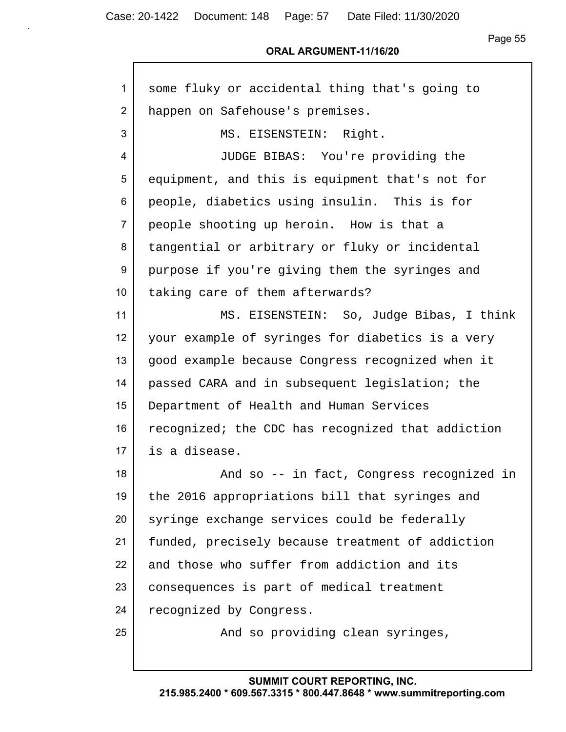some fluky or accidental thing that's going to happen on Safehouse's premises.

MS. EISENSTEIN: Right.

JUDGE BIBAS: You're providing the equipment, and this is equipment that's not for people, diabetics using insulin. This is for people shooting up heroin. How is that a tangential or arbitrary or fluky or incidental purpose if you're giving them the syringes and taking care of them afterwards?

MS. EISENSTEIN: So, Judge Bibas, I think your example of syringes for diabetics is a very good example because Congress recognized when it passed CARA and in subsequent legislation; the Department of Health and Human Services recognized; the CDC has recognized that addiction is a disease.

And so -- in fact, Congress recognized in the 2016 appropriations bill that syringes and syringe exchange services could be federally funded, precisely because treatment of addiction and those who suffer from addiction and its consequences is part of medical treatment recognized by Congress.

And so providing clean syringes,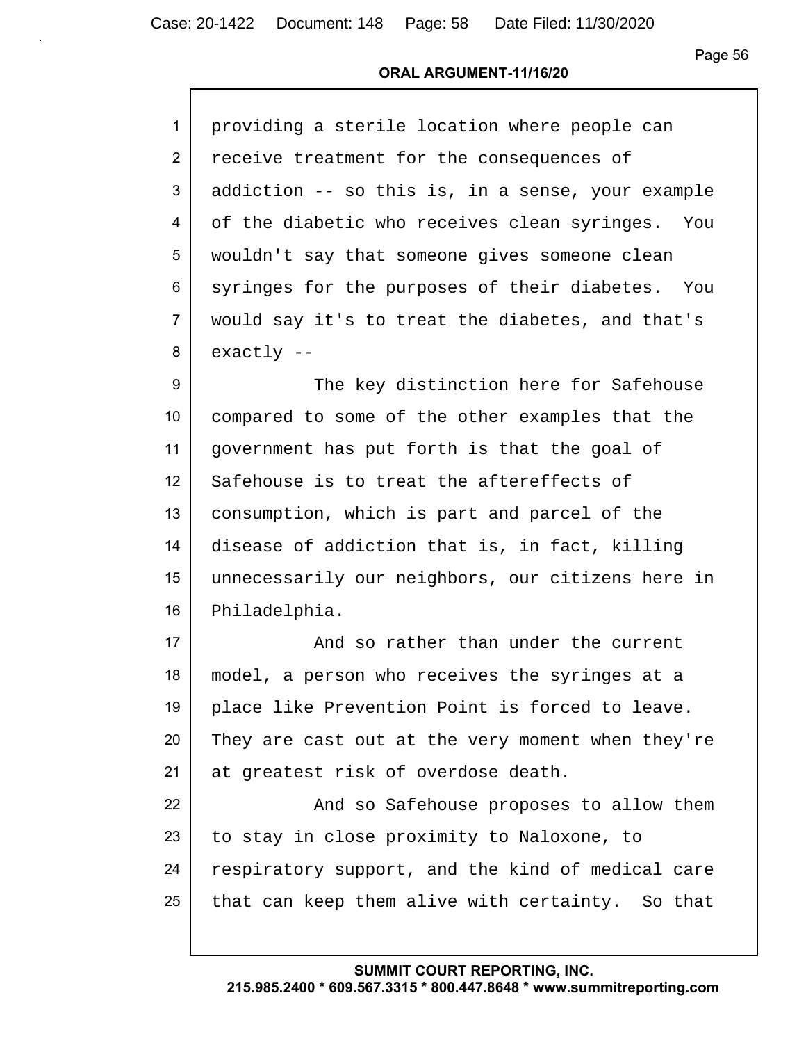providing a sterile location where people can receive treatment for the consequences of addiction -- so this is, in a sense, your example of the diabetic who receives clean syringes. You wouldn't say that someone gives someone clean syringes for the purposes of their diabetes. You would say it's to treat the diabetes, and that's exactly --

The key distinction here for Safehouse compared to some of the other examples that the government has put forth is that the goal of Safehouse is to treat the aftereffects of consumption, which is part and parcel of the disease of addiction that is, in fact, killing unnecessarily our neighbors, our citizens here in Philadelphia.

And so rather than under the current model, a person who receives the syringes at a place like Prevention Point is forced to leave. They are cast out at the very moment when they're at greatest risk of overdose death.

And so Safehouse proposes to allow them to stay in close proximity to Naloxone, to respiratory support, and the kind of medical care that can keep them alive with certainty. So that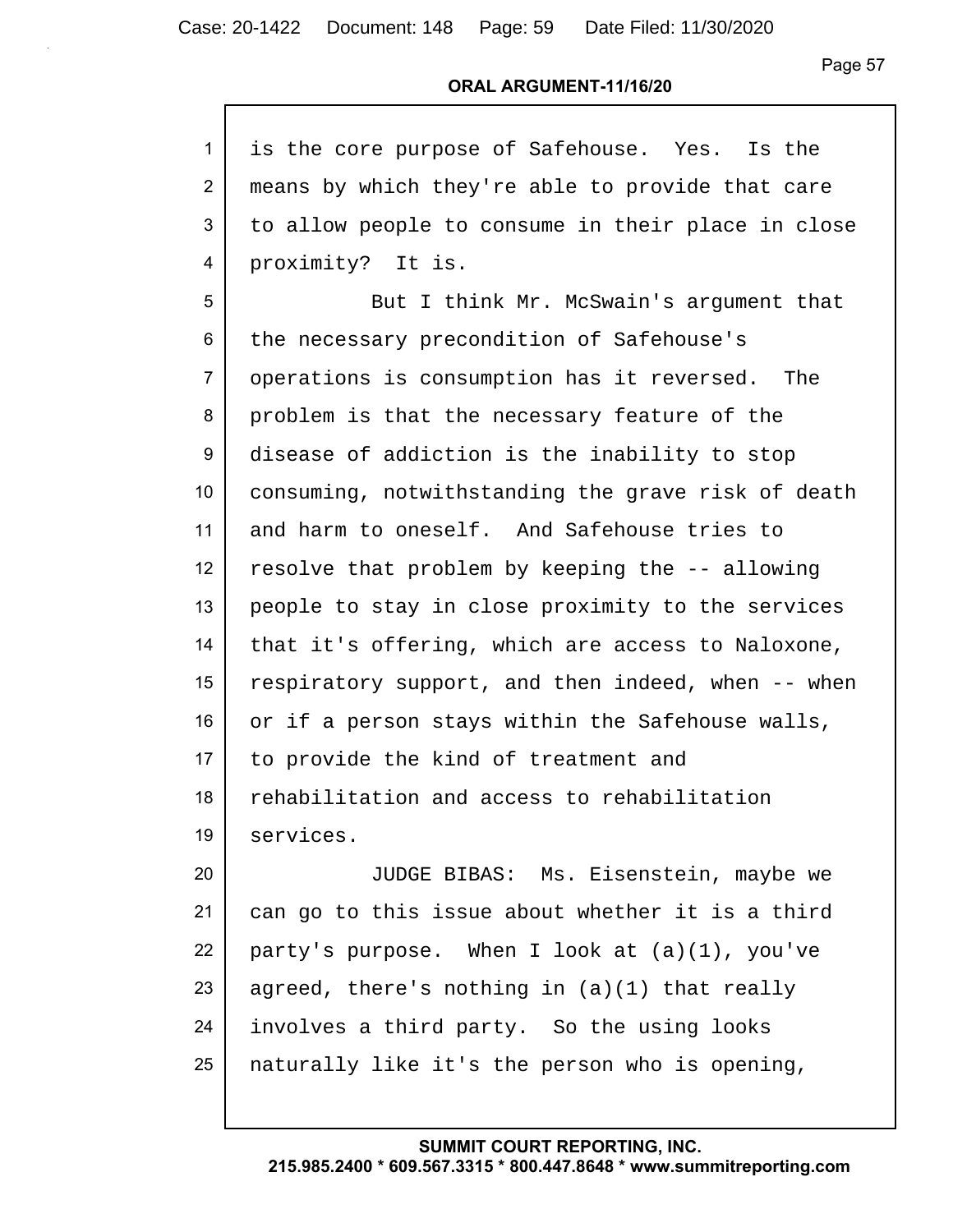is the core purpose of Safehouse. Yes. Is the means by which they're able to provide that care to allow people to consume in their place in close proximity? It is.

But I think Mr. McSwain's argument that the necessary precondition of Safehouse's operations is consumption has it reversed. The problem is that the necessary feature of the disease of addiction is the inability to stop consuming, notwithstanding the grave risk of death and harm to oneself. And Safehouse tries to resolve that problem by keeping the -- allowing people to stay in close proximity to the services that it's offering, which are access to Naloxone, respiratory support, and then indeed, when -- when or if a person stays within the Safehouse walls, to provide the kind of treatment and rehabilitation and access to rehabilitation services.

JUDGE BIBAS: Ms. Eisenstein, maybe we can go to this issue about whether it is a third party's purpose. When I look at (a)(1), you've agreed, there's nothing in (a)(1) that really involves a third party. So the using looks naturally like it's the person who is opening,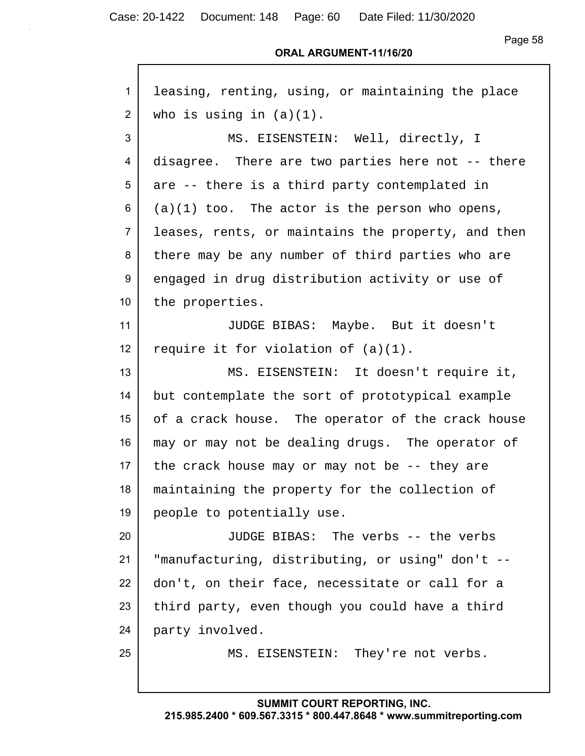leasing, renting, using, or maintaining the place who is using in (a)(1).

MS. EISENSTEIN: Well, directly, I disagree. There are two parties here not -- there are -- there is a third party contemplated in (a)(1) too. The actor is the person who opens, leases, rents, or maintains the property, and then there may be any number of third parties who are engaged in drug distribution activity or use of the properties.

JUDGE BIBAS: Maybe. But it doesn't require it for violation of (a)(1).

MS. EISENSTEIN: It doesn't require it, but contemplate the sort of prototypical example of a crack house. The operator of the crack house may or may not be dealing drugs. The operator of the crack house may or may not be -- they are maintaining the property for the collection of people to potentially use.

JUDGE BIBAS: The verbs -- the verbs "manufacturing, distributing, or using" don't -- don't, on their face, necessitate or call for a third party, even though you could have a third party involved.

MS. EISENSTEIN: They're not verbs.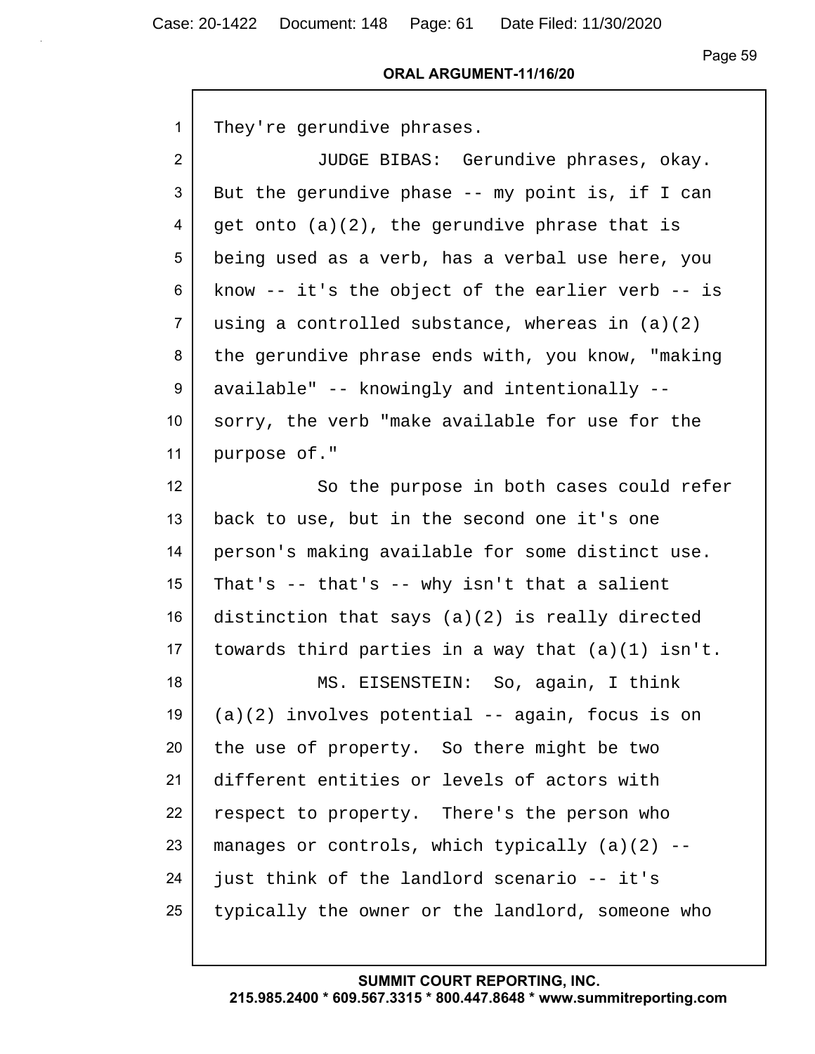They're gerundive phrases.

JUDGE BIBAS: Gerundive phrases, okay. But the gerundive phase -- my point is, if I can get onto (a)(2), the gerundive phrase that is being used as a verb, has a verbal use here, you know -- it's the object of the earlier verb -- is using a controlled substance, whereas in (a)(2) the gerundive phrase ends with, you know, "making available" -- knowingly and intentionally -- sorry, the verb "make available for use for the purpose of."

So the purpose in both cases could refer back to use, but in the second one it's one person's making available for some distinct use. That's -- that's -- why isn't that a salient distinction that says (a)(2) is really directed towards third parties in a way that (a)(1) isn't.

MS. EISENSTEIN: So, again, I think (a)(2) involves potential -- again, focus is on the use of property. So there might be two different entities or levels of actors with respect to property. There's the person who manages or controls, which typically (a)(2) -- just think of the landlord scenario -- it's typically the owner or the landlord, someone who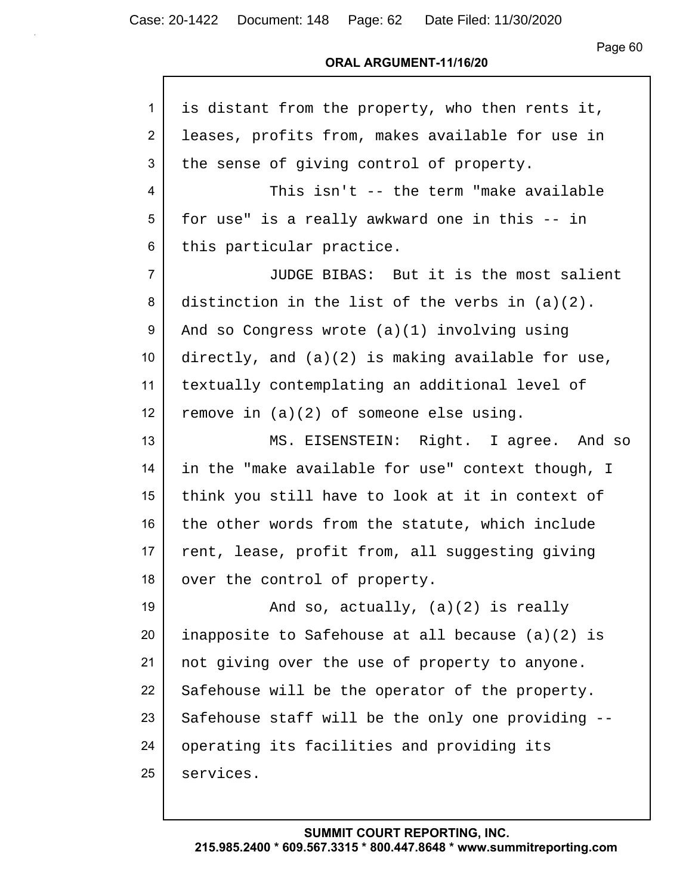is distant from the property, who then rents it, leases, profits from, makes available for use in the sense of giving control of property.

This isn't -- the term "make available for use" is a really awkward one in this -- in this particular practice.

JUDGE BIBAS: But it is the most salient distinction in the list of the verbs in (a)(2). And so Congress wrote (a)(1) involving using directly, and (a)(2) is making available for use, textually contemplating an additional level of remove in (a)(2) of someone else using.

MS. EISENSTEIN: Right. I agree. And so in the "make available for use" context though, I think you still have to look at it in context of the other words from the statute, which include rent, lease, profit from, all suggesting giving over the control of property.

And so, actually, (a)(2) is really inapposite to Safehouse at all because (a)(2) is not giving over the use of property to anyone. Safehouse will be the operator of the property. Safehouse staff will be the only one providing -- operating its facilities and providing its services.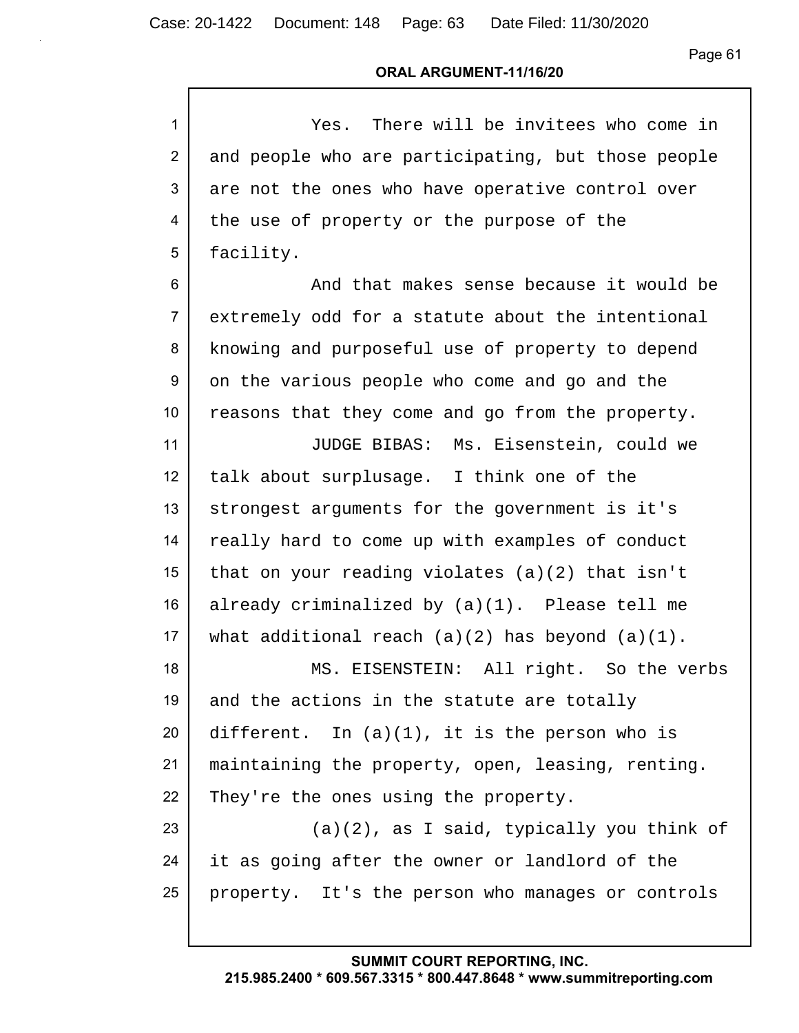Yes. There will be invitees who come in and people who are participating, but those people are not the ones who have operative control over the use of property or the purpose of the facility.

And that makes sense because it would be extremely odd for a statute about the intentional knowing and purposeful use of property to depend on the various people who come and go and the reasons that they come and go from the property.

JUDGE BIBAS: Ms. Eisenstein, could we talk about surplusage. I think one of the strongest arguments for the government is it's really hard to come up with examples of conduct that on your reading violates (a)(2) that isn't already criminalized by (a)(1). Please tell me what additional reach (a)(2) has beyond (a)(1).

MS. EISENSTEIN: All right. So the verbs and the actions in the statute are totally different. In (a)(1), it is the person who is maintaining the property, open, leasing, renting. They're the ones using the property.

(a)(2), as I said, typically you think of it as going after the owner or landlord of the property. It's the person who manages or controls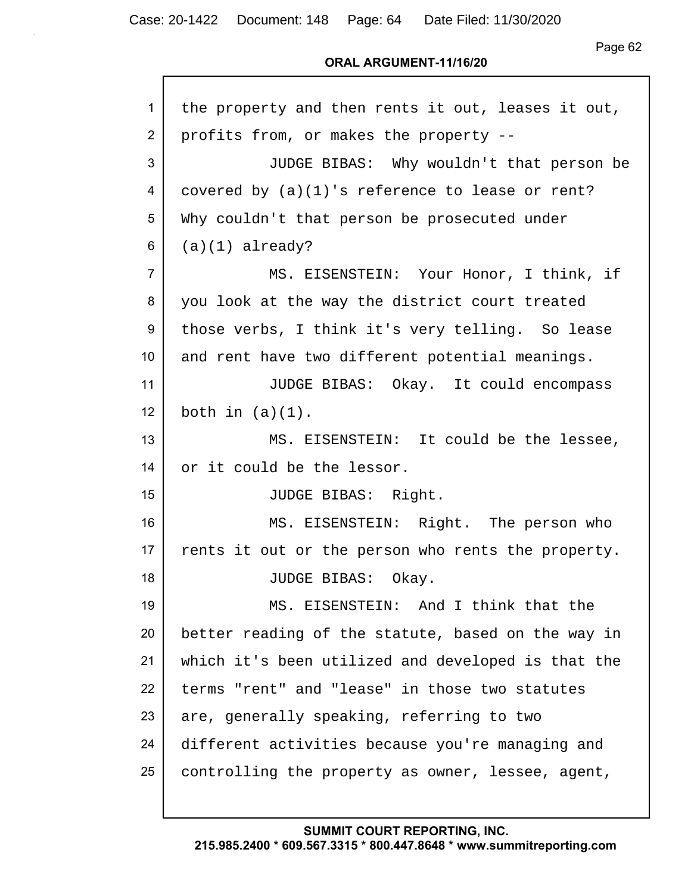the property and then rents it out, leases it out, profits from, or makes the property --

JUDGE BIBAS: Why wouldn't that person be covered by (a)(1)'s reference to lease or rent? Why couldn't that person be prosecuted under (a)(1) already?

MS. EISENSTEIN: Your Honor, I think, if you look at the way the district court treated those verbs, I think it's very telling. So lease and rent have two different potential meanings.

JUDGE BIBAS: Okay. It could encompass both in (a)(1).

MS. EISENSTEIN: It could be the lessee, or it could be the lessor.

JUDGE BIBAS: Right.

MS. EISENSTEIN: Right. The person who rents it out or the person who rents the property.

JUDGE BIBAS: Okay.

MS. EISENSTEIN: And I think that the better reading of the statute, based on the way in which it's been utilized and developed is that the terms "rent" and "lease" in those two statutes are, generally speaking, referring to two different activities because you're managing and controlling the property as owner, lessee, agent,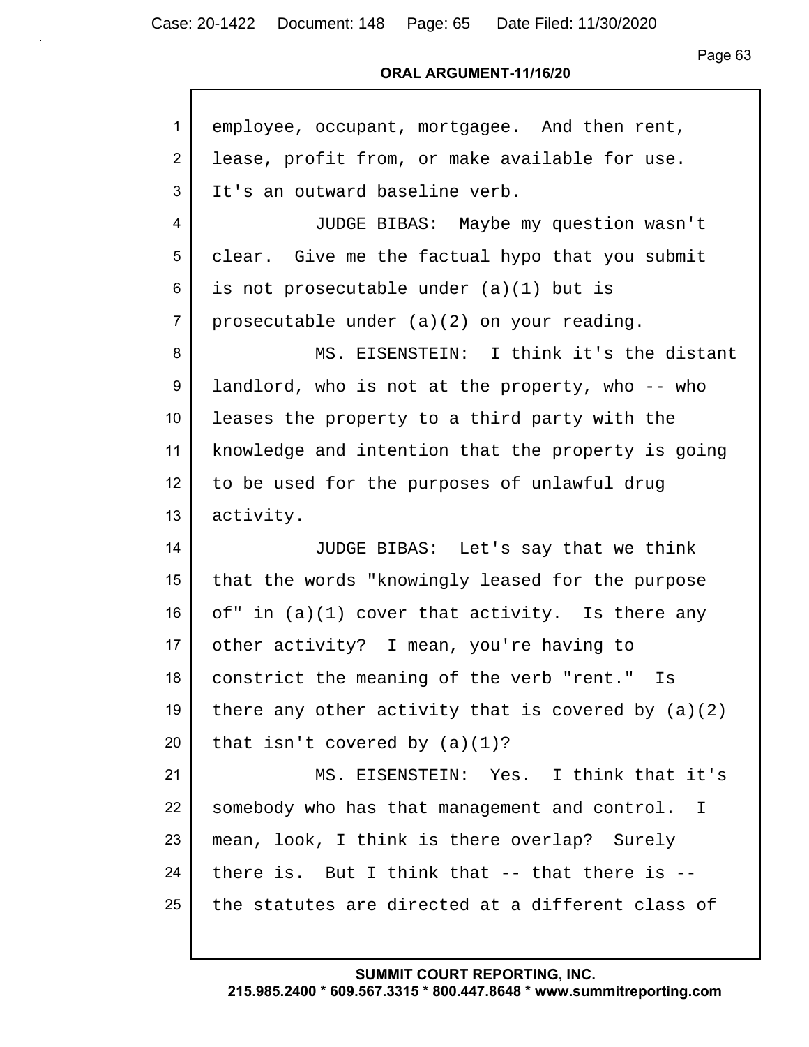employee, occupant, mortgagee. And then rent, lease, profit from, or make available for use. It's an outward baseline verb.

JUDGE BIBAS: Maybe my question wasn't clear. Give me the factual hypo that you submit is not prosecutable under (a)(1) but is prosecutable under (a)(2) on your reading.

MS. EISENSTEIN: I think it's the distant landlord, who is not at the property, who -- who leases the property to a third party with the knowledge and intention that the property is going to be used for the purposes of unlawful drug activity.

JUDGE BIBAS: Let's say that we think that the words "knowingly leased for the purpose of" in (a)(1) cover that activity. Is there any other activity? I mean, you're having to constrict the meaning of the verb "rent." Is there any other activity that is covered by (a)(2) that isn't covered by (a)(1)?

MS. EISENSTEIN: Yes. I think that it's somebody who has that management and control. I mean, look, I think is there overlap? Surely there is. But I think that -- that there is -- the statutes are directed at a different class of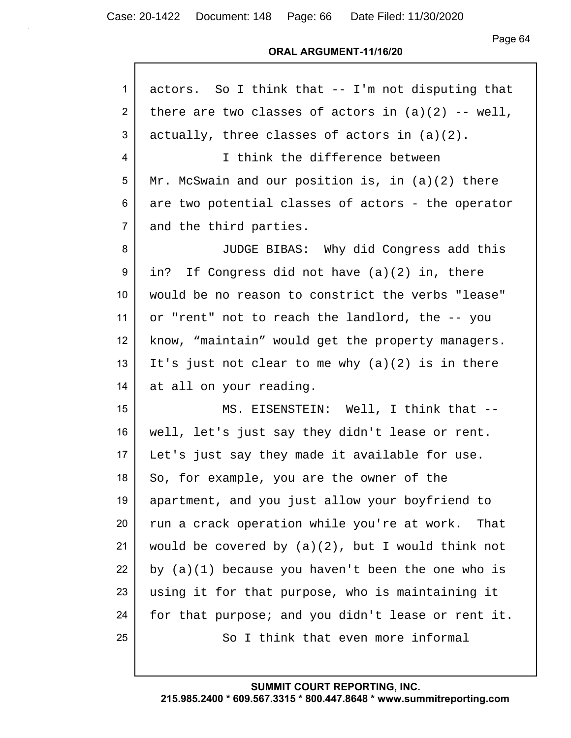actors. So I think that -- I'm not disputing that there are two classes of actors in (a)(2) -- well, actually, three classes of actors in (a)(2).

I think the difference between Mr. McSwain and our position is, in (a)(2) there are two potential classes of actors - the operator and the third parties.

JUDGE BIBAS: Why did Congress add this in? If Congress did not have (a)(2) in, there would be no reason to constrict the verbs "lease" or "rent" not to reach the landlord, the -- you know, “maintain” would get the property managers. It's just not clear to me why (a)(2) is in there at all on your reading.

MS. EISENSTEIN: Well, I think that -- well, let's just say they didn't lease or rent. Let's just say they made it available for use. So, for example, you are the owner of the apartment, and you just allow your boyfriend to run a crack operation while you're at work. That would be covered by (a)(2), but I would think not by (a)(1) because you haven't been the one who is using it for that purpose, who is maintaining it for that purpose; and you didn't lease or rent it.

So I think that even more informal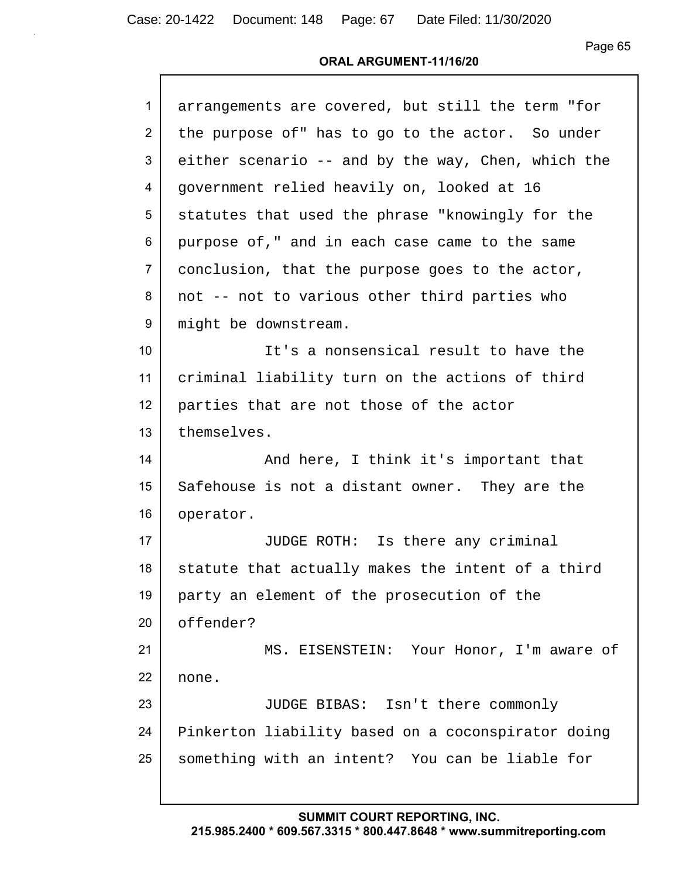arrangements are covered, but still the term "for the purpose of" has to go to the actor. So under either scenario -- and by the way, Chen, which the government relied heavily on, looked at 16 statutes that used the phrase "knowingly for the purpose of," and in each case came to the same conclusion, that the purpose goes to the actor, not -- not to various other third parties who might be downstream.

It's a nonsensical result to have the criminal liability turn on the actions of third parties that are not those of the actor themselves.

And here, I think it's important that Safehouse is not a distant owner. They are the operator.

JUDGE ROTH: Is there any criminal statute that actually makes the intent of a third party an element of the prosecution of the offender?

MS. EISENSTEIN: Your Honor, I'm aware of none.

JUDGE BIBAS: Isn't there commonly Pinkerton liability based on a coconspirator doing something with an intent? You can be liable for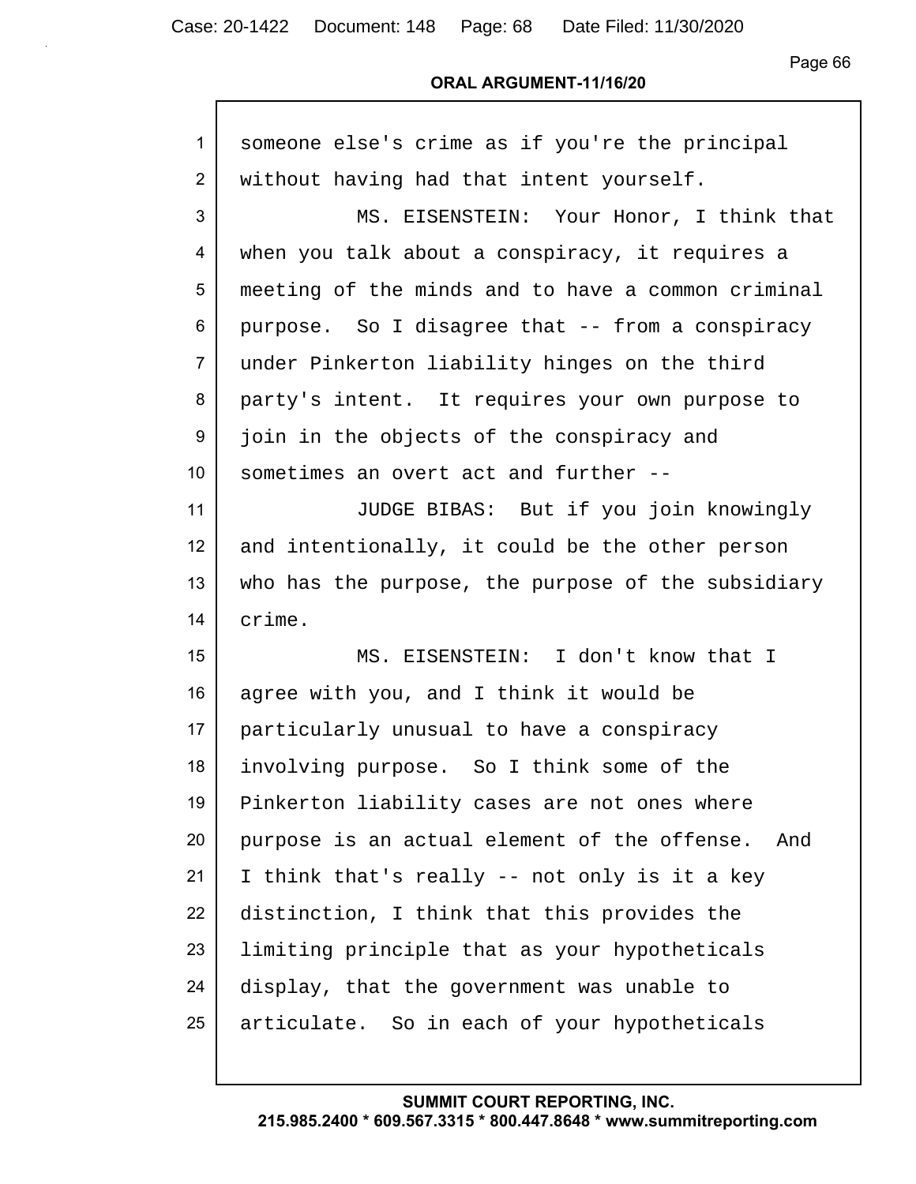someone else's crime as if you're the principal without having had that intent yourself.

MS. EISENSTEIN: Your Honor, I think that when you talk about a conspiracy, it requires a meeting of the minds and to have a common criminal purpose. So I disagree that -- from a conspiracy under Pinkerton liability hinges on the third party's intent. It requires your own purpose to join in the objects of the conspiracy and sometimes an overt act and further --

JUDGE BIBAS: But if you join knowingly and intentionally, it could be the other person who has the purpose, the purpose of the subsidiary crime.

MS. EISENSTEIN: I don't know that I agree with you, and I think it would be particularly unusual to have a conspiracy involving purpose. So I think some of the Pinkerton liability cases are not ones where purpose is an actual element of the offense. And I think that's really -- not only is it a key distinction, I think that this provides the limiting principle that as your hypotheticals display, that the government was unable to articulate. So in each of your hypotheticals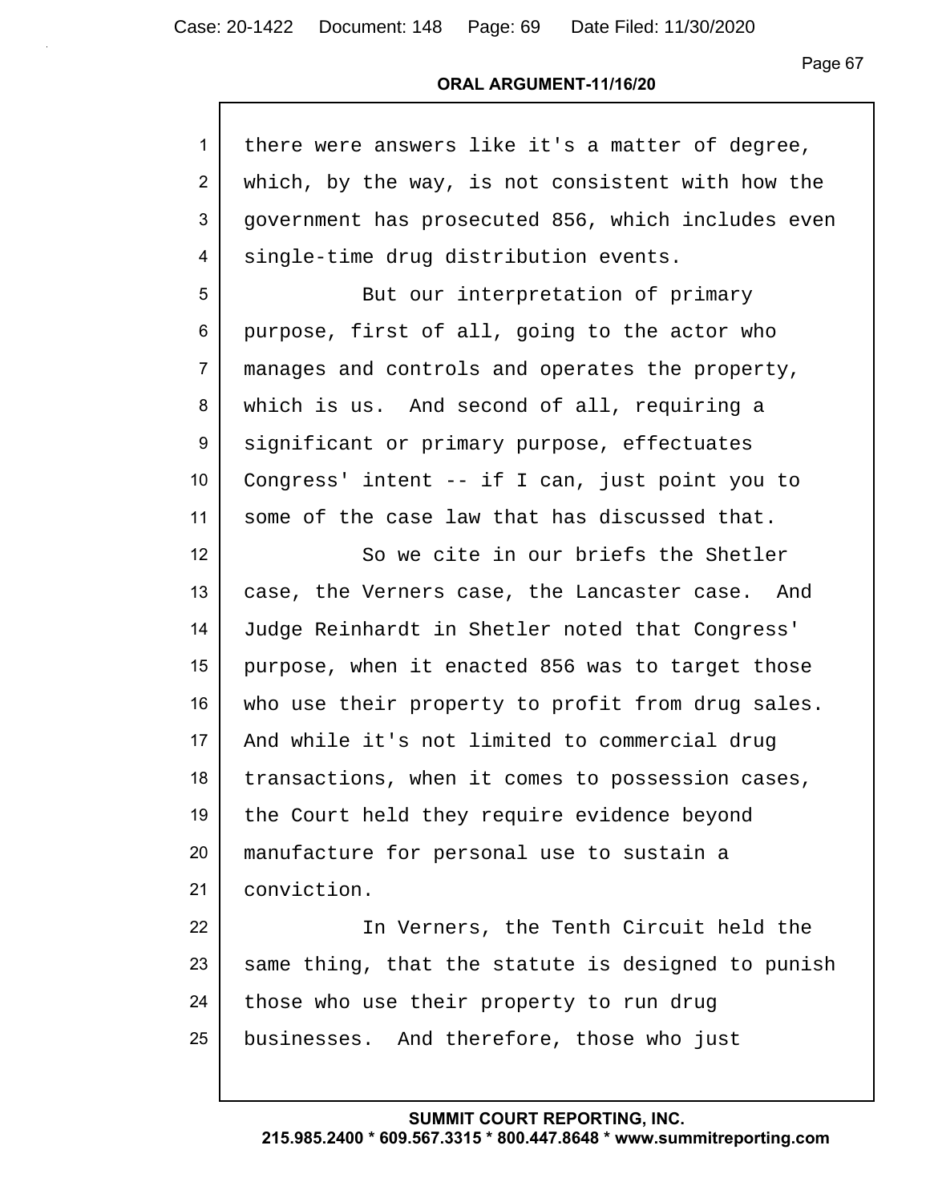there were answers like it's a matter of degree, which, by the way, is not consistent with how the government has prosecuted 856, which includes even single-time drug distribution events.

But our interpretation of primary purpose, first of all, going to the actor who manages and controls and operates the property, which is us. And second of all, requiring a significant or primary purpose, effectuates Congress' intent -- if I can, just point you to some of the case law that has discussed that.

So we cite in our briefs the Shetler case, the Verners case, the Lancaster case. And Judge Reinhardt in Shetler noted that Congress' purpose, when it enacted 856 was to target those who use their property to profit from drug sales. And while it's not limited to commercial drug transactions, when it comes to possession cases, the Court held they require evidence beyond manufacture for personal use to sustain a conviction.

In Verners, the Tenth Circuit held the same thing, that the statute is designed to punish those who use their property to run drug businesses. And therefore, those who just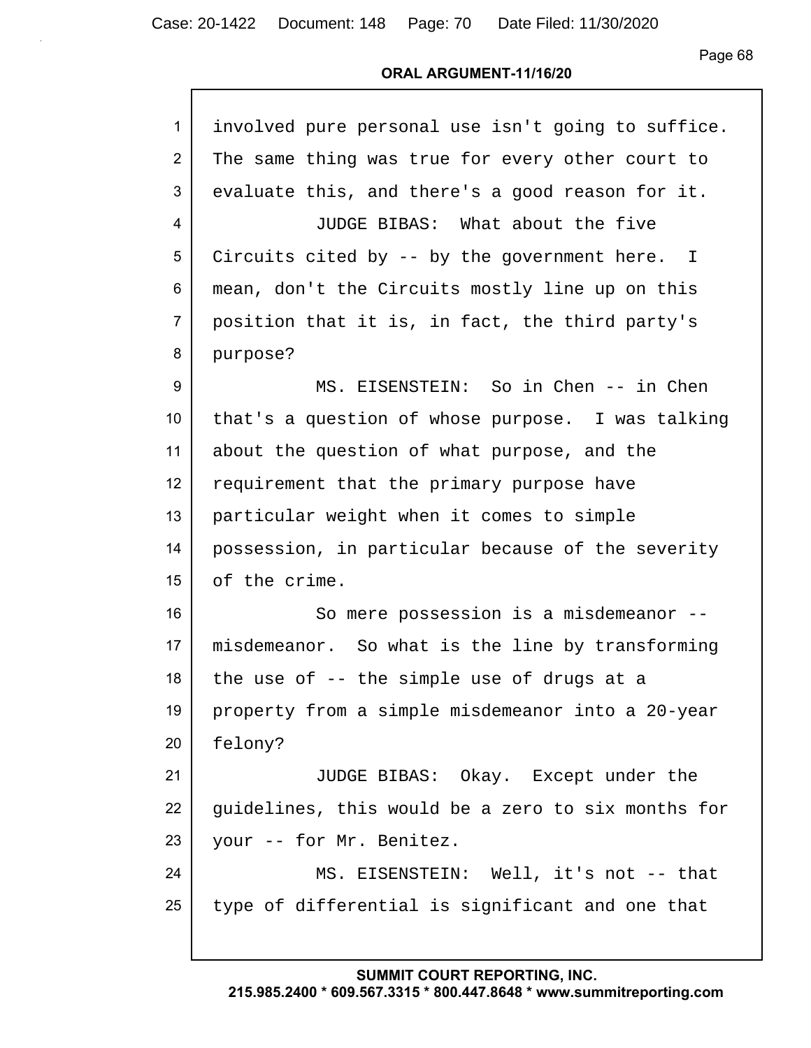involved pure personal use isn't going to suffice. The same thing was true for every other court to evaluate this, and there's a good reason for it.

JUDGE BIBAS: What about the five Circuits cited by -- by the government here. I mean, don't the Circuits mostly line up on this position that it is, in fact, the third party's purpose?

MS. EISENSTEIN: So in Chen -- in Chen that's a question of whose purpose. I was talking about the question of what purpose, and the requirement that the primary purpose have particular weight when it comes to simple possession, in particular because of the severity of the crime.

So mere possession is a misdemeanor -- misdemeanor. So what is the line by transforming the use of -- the simple use of drugs at a property from a simple misdemeanor into a 20-year felony?

JUDGE BIBAS: Okay. Except under the guidelines, this would be a zero to six months for your -- for Mr. Benitez.

MS. EISENSTEIN: Well, it's not -- that type of differential is significant and one that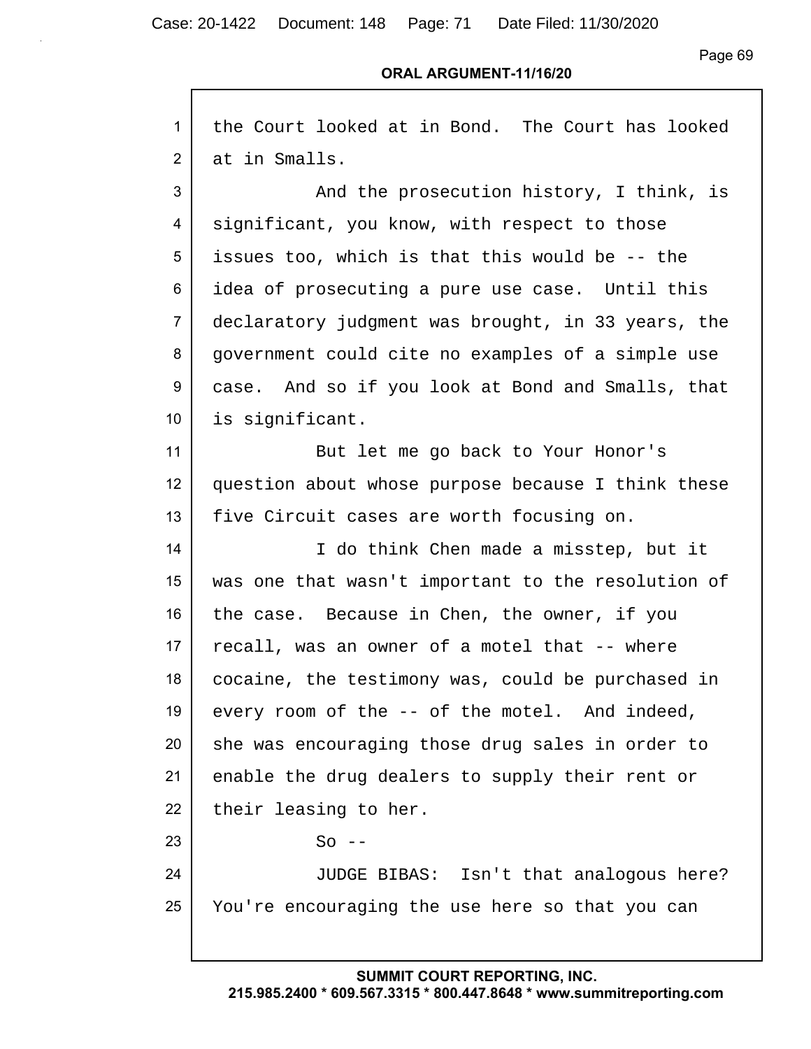the Court looked at in Bond. The Court has looked at in Smalls.

And the prosecution history, I think, is significant, you know, with respect to those issues too, which is that this would be -- the idea of prosecuting a pure use case. Until this declaratory judgment was brought, in 33 years, the government could cite no examples of a simple use case. And so if you look at Bond and Smalls, that is significant.

But let me go back to Your Honor's question about whose purpose because I think these five Circuit cases are worth focusing on.

I do think Chen made a misstep, but it was one that wasn't important to the resolution of the case. Because in Chen, the owner, if you recall, was an owner of a motel that -- where cocaine, the testimony was, could be purchased in every room of the -- of the motel. And indeed, she was encouraging those drug sales in order to enable the drug dealers to supply their rent or their leasing to her.

So --

JUDGE BIBAS: Isn't that analogous here? You're encouraging the use here so that you can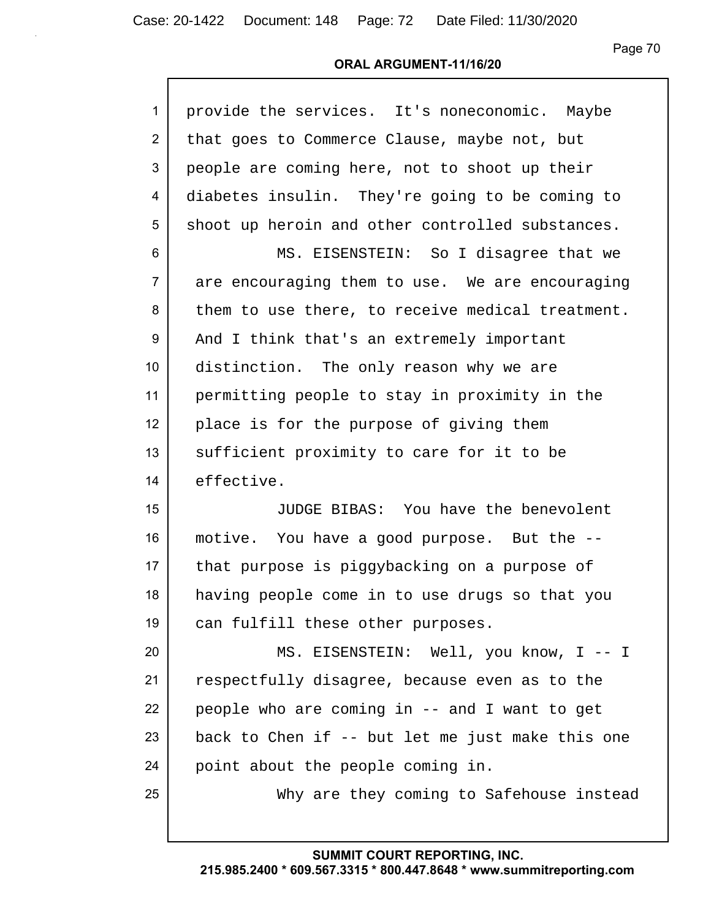provide the services. It's noneconomic. Maybe that goes to Commerce Clause, maybe not, but people are coming here, not to shoot up their diabetes insulin. They're going to be coming to shoot up heroin and other controlled substances.

MS. EISENSTEIN: So I disagree that we are encouraging them to use. We are encouraging them to use there, to receive medical treatment. And I think that's an extremely important distinction. The only reason why we are permitting people to stay in proximity in the place is for the purpose of giving them sufficient proximity to care for it to be effective.

JUDGE BIBAS: You have the benevolent motive. You have a good purpose. But the -- that purpose is piggybacking on a purpose of having people come in to use drugs so that you can fulfill these other purposes.

MS. EISENSTEIN: Well, you know, I -- I respectfully disagree, because even as to the people who are coming in -- and I want to get back to Chen if -- but let me just make this one point about the people coming in.

Why are they coming to Safehouse instead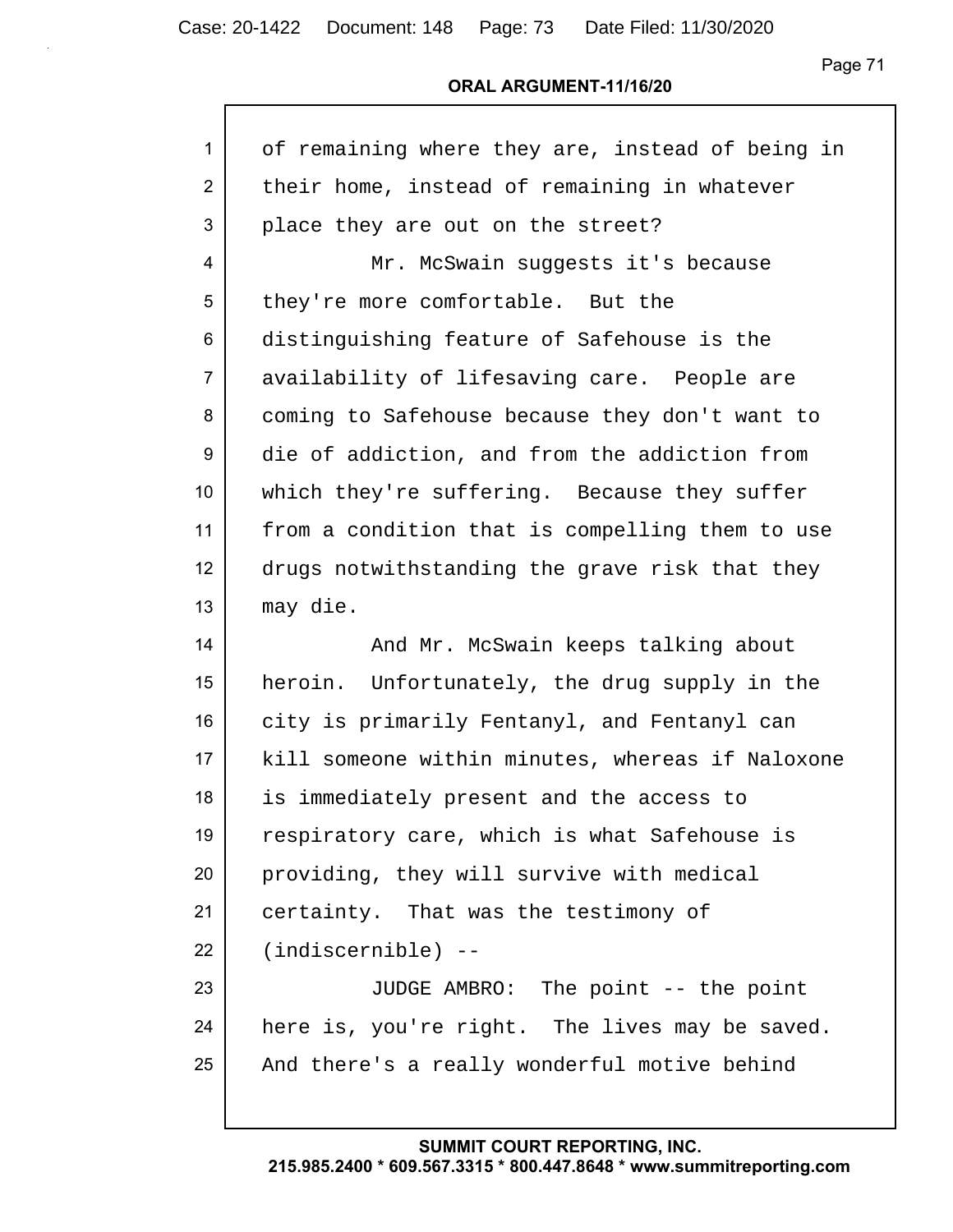of remaining where they are, instead of being in their home, instead of remaining in whatever place they are out on the street?

Mr. McSwain suggests it's because they're more comfortable. But the distinguishing feature of Safehouse is the availability of lifesaving care. People are coming to Safehouse because they don't want to die of addiction, and from the addiction from which they're suffering. Because they suffer from a condition that is compelling them to use drugs notwithstanding the grave risk that they may die.

And Mr. McSwain keeps talking about heroin. Unfortunately, the drug supply in the city is primarily Fentanyl, and Fentanyl can kill someone within minutes, whereas if Naloxone is immediately present and the access to respiratory care, which is what Safehouse is providing, they will survive with medical certainty. That was the testimony of (indiscernible) --

JUDGE AMBRO: The point -- the point here is, you're right. The lives may be saved. And there's a really wonderful motive behind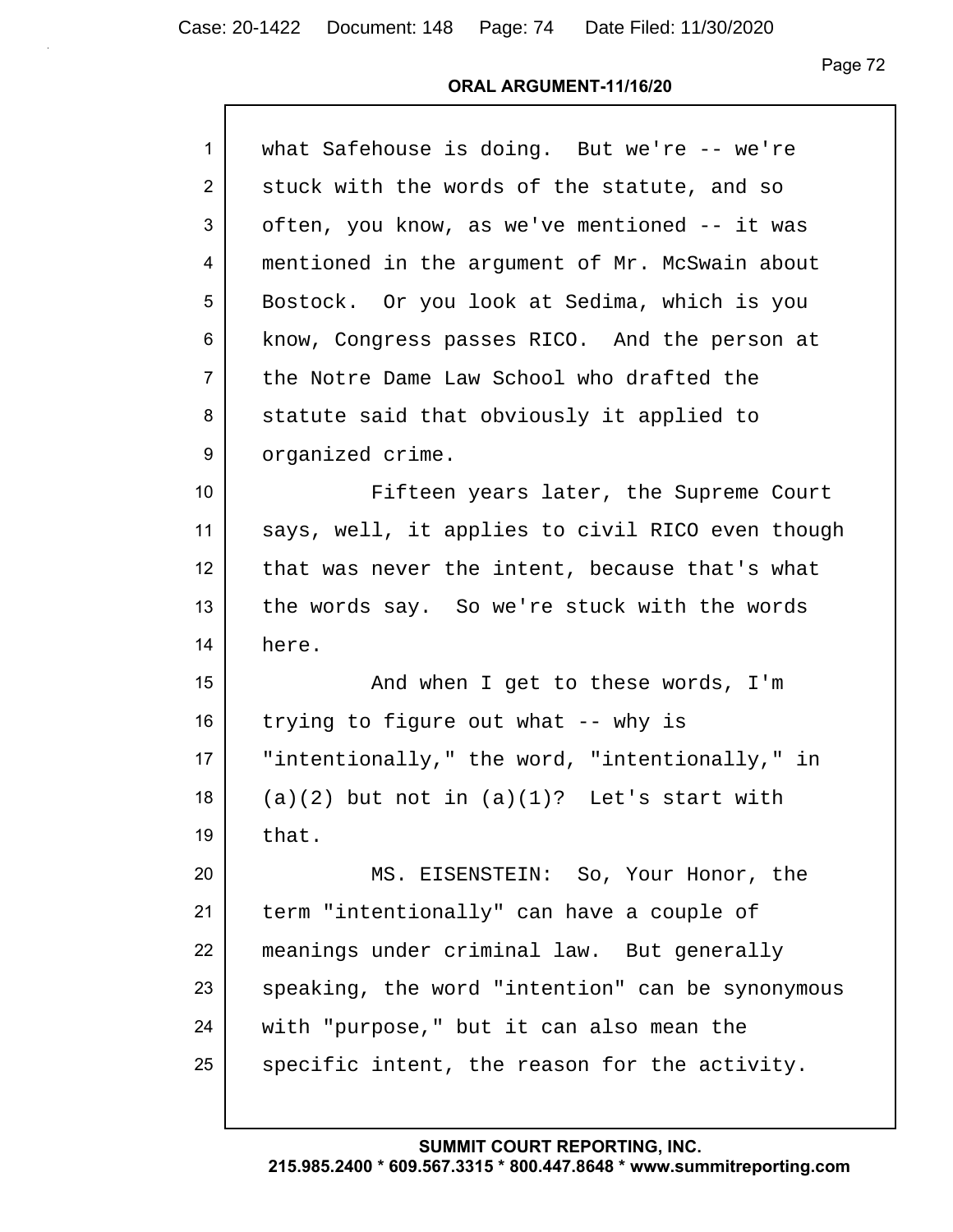what Safehouse is doing. But we're -- we're stuck with the words of the statute, and so often, you know, as we've mentioned -- it was mentioned in the argument of Mr. McSwain about Bostock. Or you look at Sedima, which is you know, Congress passes RICO. And the person at the Notre Dame Law School who drafted the statute said that obviously it applied to organized crime.

Fifteen years later, the Supreme Court says, well, it applies to civil RICO even though that was never the intent, because that's what the words say. So we're stuck with the words here.

And when I get to these words, I'm trying to figure out what -- why is "intentionally," the word, "intentionally," in (a)(2) but not in (a)(1)? Let's start with that.

MS. EISENSTEIN: So, Your Honor, the term "intentionally" can have a couple of meanings under criminal law. But generally speaking, the word "intention" can be synonymous with "purpose," but it can also mean the specific intent, the reason for the activity.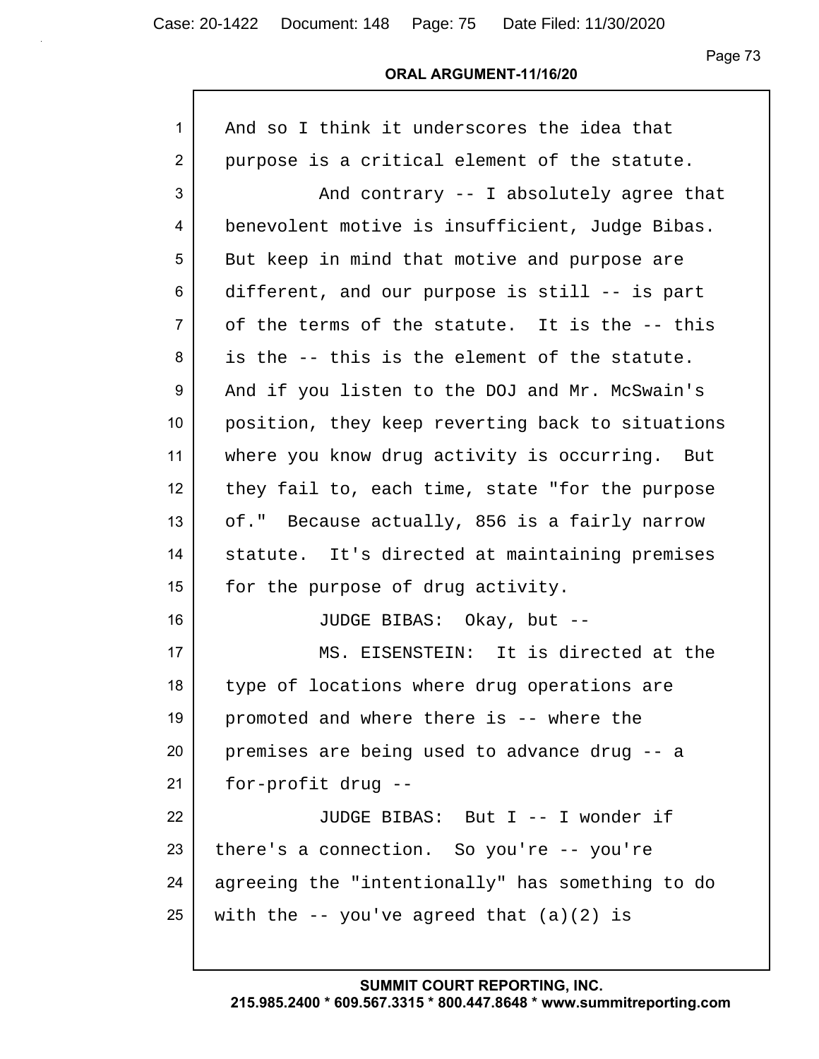And so I think it underscores the idea that purpose is a critical element of the statute.

And contrary -- I absolutely agree that benevolent motive is insufficient, Judge Bibas. But keep in mind that motive and purpose are different, and our purpose is still -- is part of the terms of the statute. It is the -- this is the -- this is the element of the statute. And if you listen to the DOJ and Mr. McSwain's position, they keep reverting back to situations where you know drug activity is occurring. But they fail to, each time, state "for the purpose of." Because actually, 856 is a fairly narrow statute. It's directed at maintaining premises for the purpose of drug activity.

JUDGE BIBAS: Okay, but --

MS. EISENSTEIN: It is directed at the type of locations where drug operations are promoted and where there is -- where the premises are being used to advance drug -- a for-profit drug --

JUDGE BIBAS: But I -- I wonder if there's a connection. So you're -- you're agreeing the "intentionally" has something to do with the -- you've agreed that (a)(2) is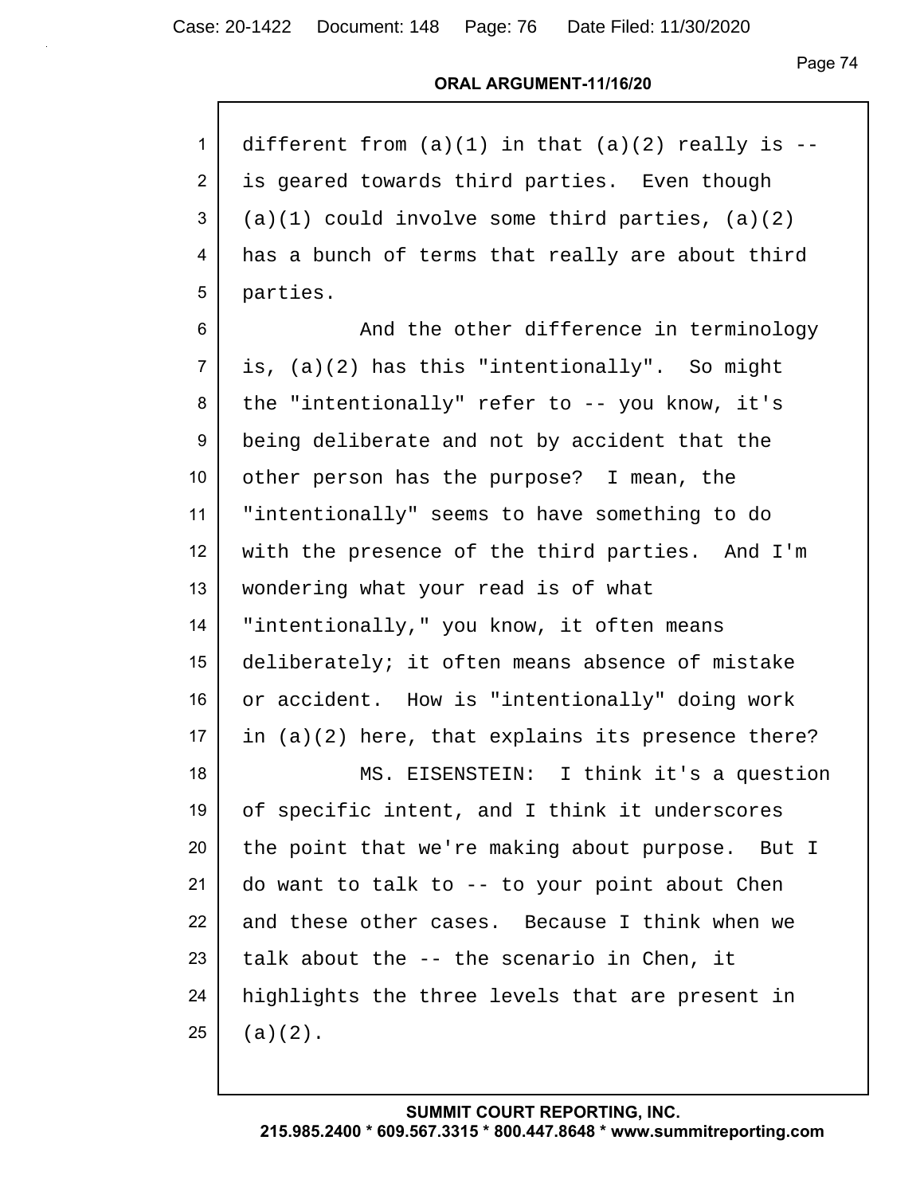different from (a)(1) in that (a)(2) really is -- is geared towards third parties. Even though (a)(1) could involve some third parties, (a)(2) has a bunch of terms that really are about third parties.

And the other difference in terminology is, (a)(2) has this "intentionally". So might the "intentionally" refer to -- you know, it's being deliberate and not by accident that the other person has the purpose? I mean, the "intentionally" seems to have something to do with the presence of the third parties. And I'm wondering what your read is of what "intentionally," you know, it often means deliberately; it often means absence of mistake or accident. How is "intentionally" doing work in (a)(2) here, that explains its presence there?

MS. EISENSTEIN: I think it's a question of specific intent, and I think it underscores the point that we're making about purpose. But I do want to talk to -- to your point about Chen and these other cases. Because I think when we talk about the -- the scenario in Chen, it highlights the three levels that are present in (a)(2).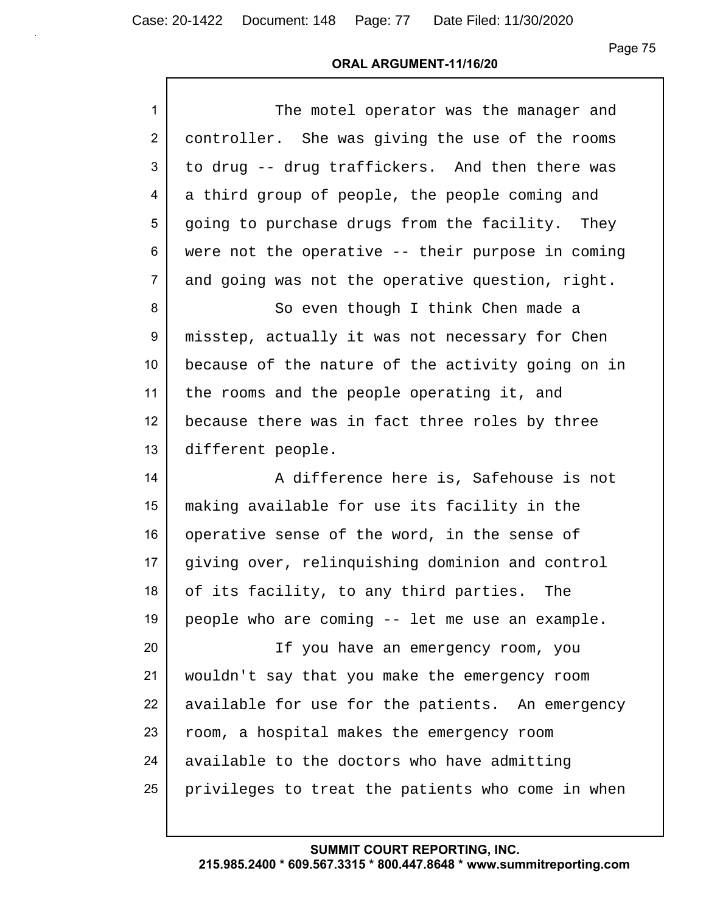The motel operator was the manager and controller. She was giving the use of the rooms to drug -- drug traffickers. And then there was a third group of people, the people coming and going to purchase drugs from the facility. They were not the operative -- their purpose in coming and going was not the operative question, right.

So even though I think Chen made a misstep, actually it was not necessary for Chen because of the nature of the activity going on in the rooms and the people operating it, and because there was in fact three roles by three different people.

A difference here is, Safehouse is not making available for use its facility in the operative sense of the word, in the sense of giving over, relinquishing dominion and control of its facility, to any third parties. The people who are coming -- let me use an example.

If you have an emergency room, you wouldn't say that you make the emergency room available for use for the patients. An emergency room, a hospital makes the emergency room available to the doctors who have admitting privileges to treat the patients who come in when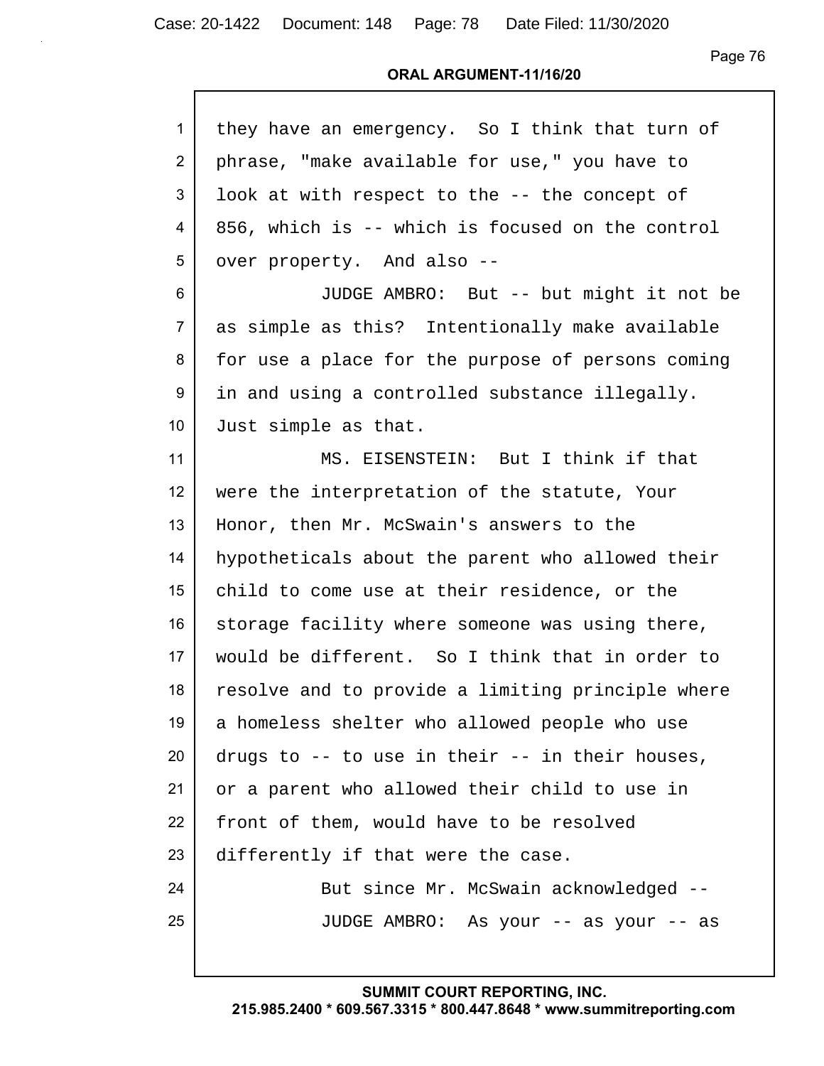1 they have an emergency. So I think that turn of
2 phrase, "make available for use," you have to
3 look at with respect to the -- the concept of
4 856, which is -- which is focused on the control
5 over property. And also --
6 JUDGE AMBRO: But -- but might it not be
7 as simple as this? Intentionally make available
8 for use a place for the purpose of persons coming
9 in and using a controlled substance illegally.
10 Just simple as that.
11 MS. EISENSTEIN: But I think if that
12 were the interpretation of the statute, Your
13 Honor, then Mr. McSwain's answers to the
14 hypotheticals about the parent who allowed their
15 child to come use at their residence, or the
16 storage facility where someone was using there,
17 would be different. So I think that in order to
18 resolve and to provide a limiting principle where
19 a homeless shelter who allowed people who use
20 drugs to -- to use in their -- in their houses,
21 or a parent who allowed their child to use in
22 front of them, would have to be resolved
23 differently if that were the case.
24 But since Mr. McSwain acknowledged --
25 JUDGE AMBRO: As your -- as your -- as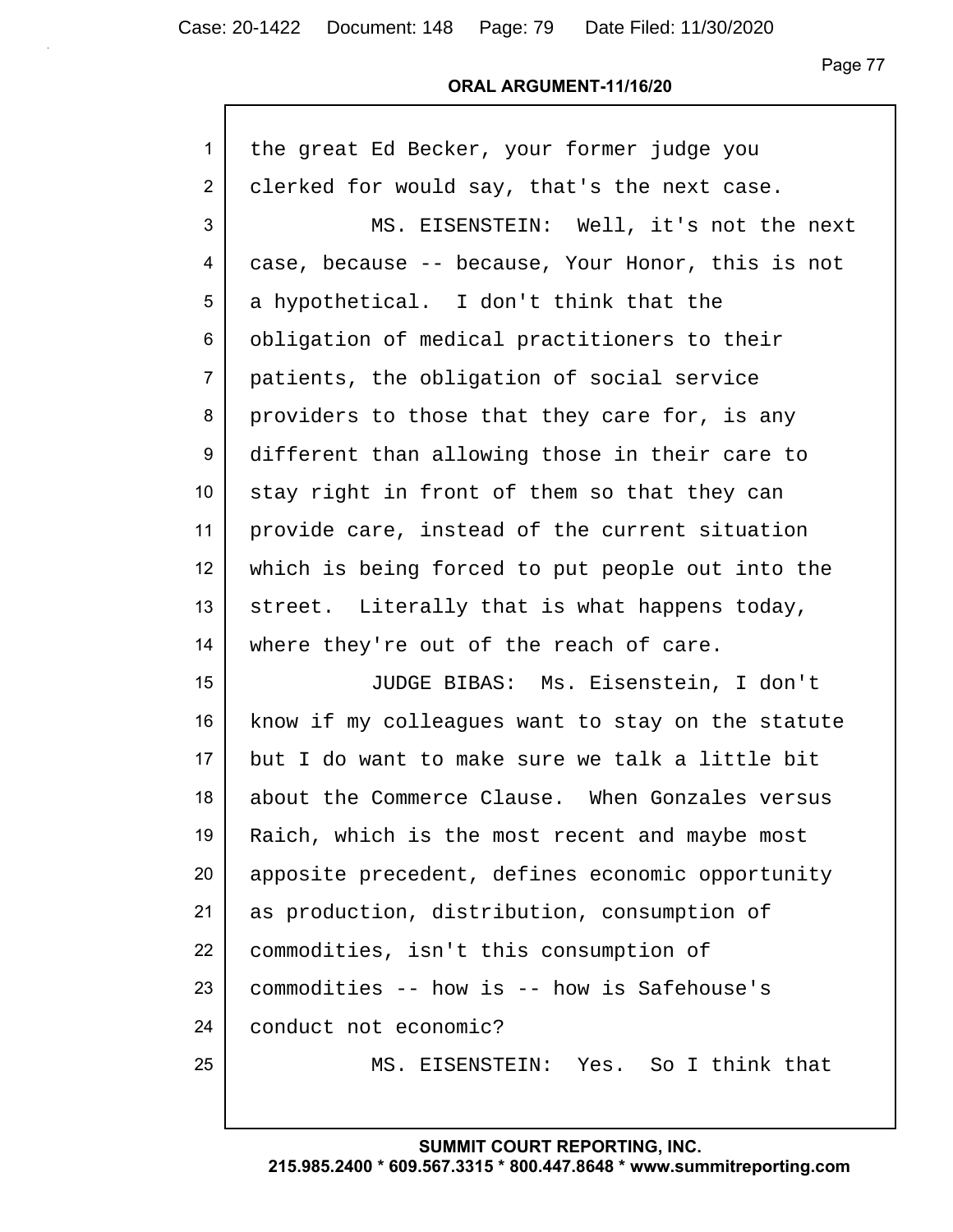the great Ed Becker, your former judge you clerked for would say, that's the next case.

MS. EISENSTEIN: Well, it's not the next case, because -- because, Your Honor, this is not a hypothetical. I don't think that the obligation of medical practitioners to their patients, the obligation of social service providers to those that they care for, is any different than allowing those in their care to stay right in front of them so that they can provide care, instead of the current situation which is being forced to put people out into the street. Literally that is what happens today, where they're out of the reach of care.

JUDGE BIBAS: Ms. Eisenstein, I don't know if my colleagues want to stay on the statute but I do want to make sure we talk a little bit about the Commerce Clause. When Gonzales versus Raich, which is the most recent and maybe most apposite precedent, defines economic opportunity as production, distribution, consumption of commodities, isn't this consumption of commodities -- how is -- how is Safehouse's conduct not economic?

MS. EISENSTEIN: Yes. So I think that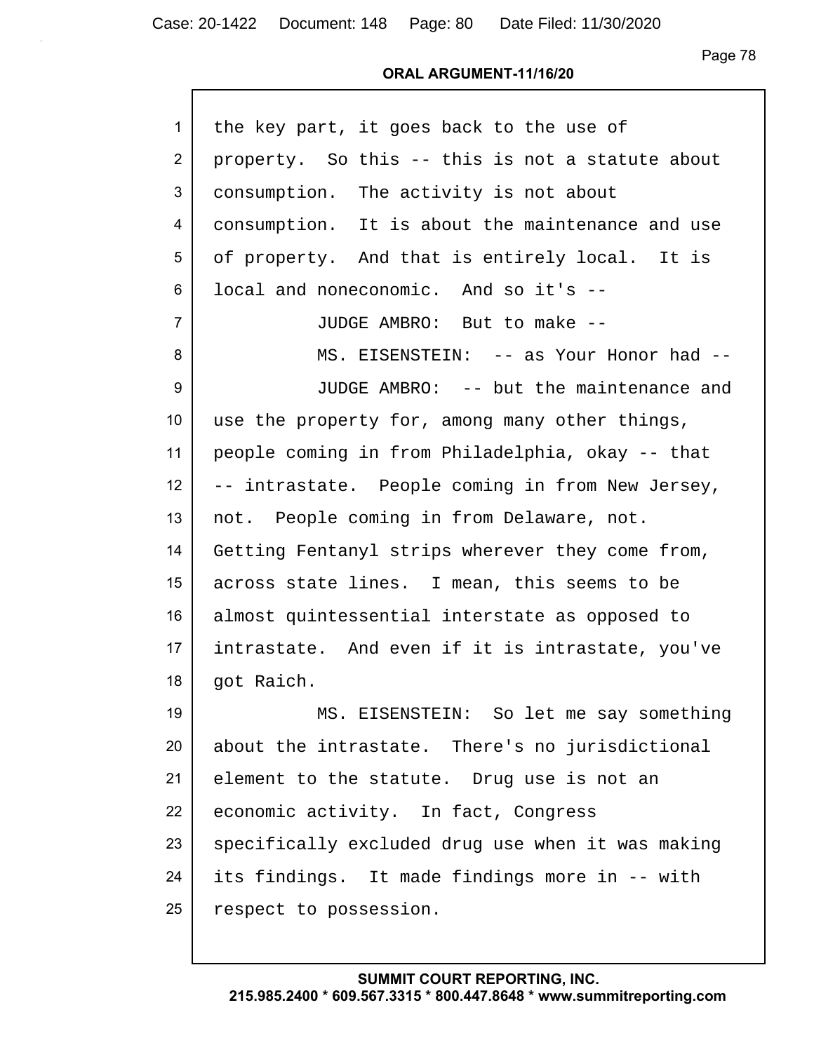the key part, it goes back to the use of property. So this -- this is not a statute about consumption. The activity is not about consumption. It is about the maintenance and use of property. And that is entirely local. It is local and noneconomic. And so it's --

JUDGE AMBRO: But to make --

MS. EISENSTEIN: -- as Your Honor had --

JUDGE AMBRO: -- but the maintenance and use the property for, among many other things, people coming in from Philadelphia, okay -- that -- intrastate. People coming in from New Jersey, not. People coming in from Delaware, not. Getting Fentanyl strips wherever they come from, across state lines. I mean, this seems to be almost quintessential interstate as opposed to intrastate. And even if it is intrastate, you've got Raich.

MS. EISENSTEIN: So let me say something about the intrastate. There's no jurisdictional element to the statute. Drug use is not an economic activity. In fact, Congress specifically excluded drug use when it was making its findings. It made findings more in -- with respect to possession.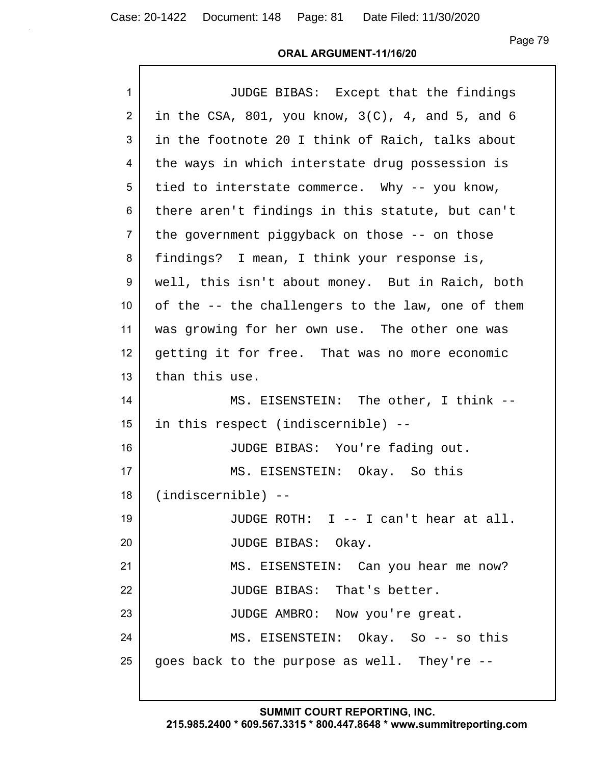JUDGE BIBAS: Except that the findings in the CSA, 801, you know, 3(C), 4, and 5, and 6 in the footnote 20 I think of Raich, talks about the ways in which interstate drug possession is tied to interstate commerce. Why -- you know, there aren't findings in this statute, but can't the government piggyback on those -- on those findings? I mean, I think your response is, well, this isn't about money. But in Raich, both of the -- the challengers to the law, one of them was growing for her own use. The other one was getting it for free. That was no more economic than this use.

MS. EISENSTEIN: The other, I think -- in this respect (indiscernible) --

JUDGE BIBAS: You're fading out.

MS. EISENSTEIN: Okay. So this (indiscernible) --

JUDGE ROTH: I -- I can't hear at all.

JUDGE BIBAS: Okay.

MS. EISENSTEIN: Can you hear me now?

JUDGE BIBAS: That's better.

JUDGE AMBRO: Now you're great.

MS. EISENSTEIN: Okay. So -- so this goes back to the purpose as well. They're --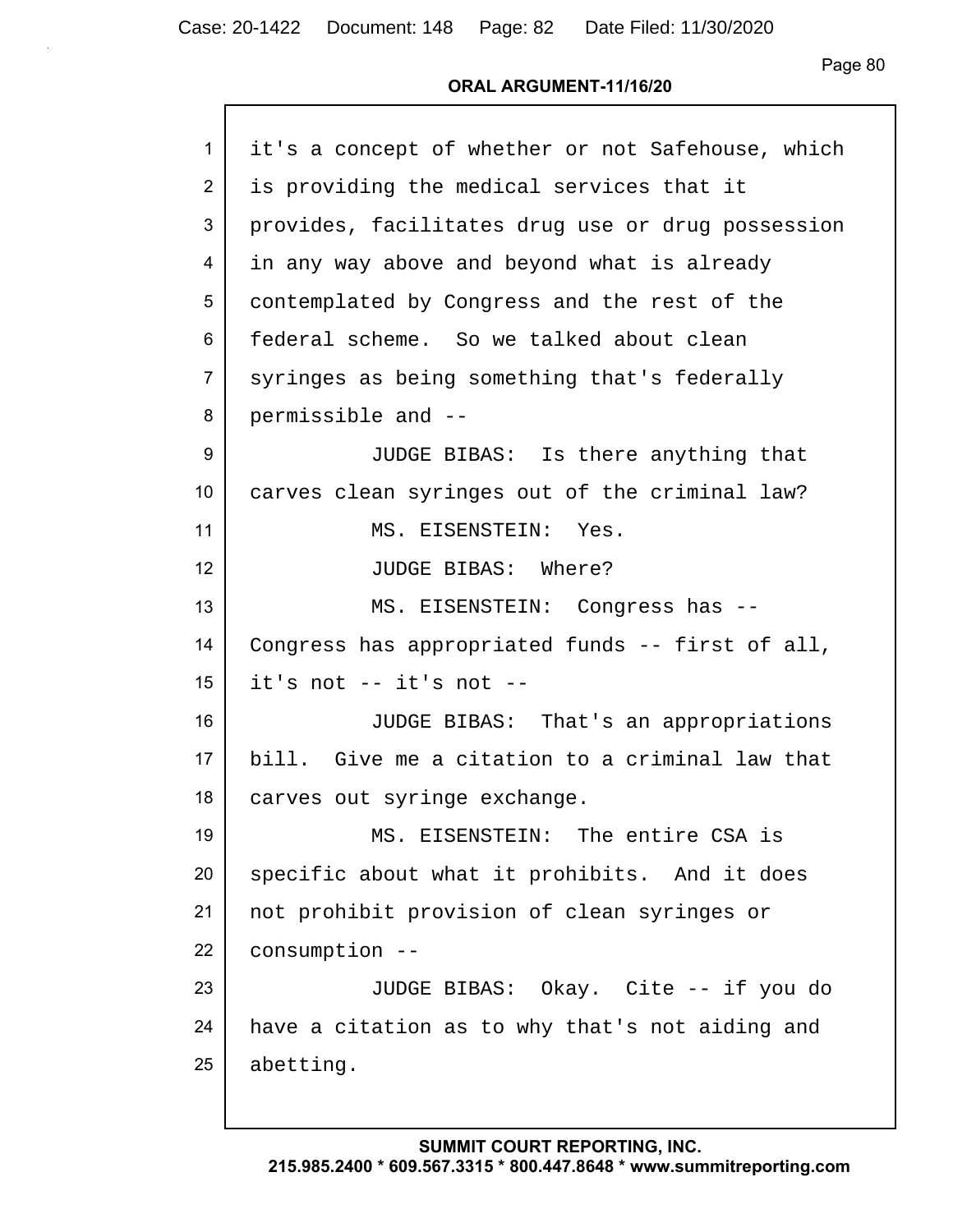it's a concept of whether or not Safehouse, which is providing the medical services that it provides, facilitates drug use or drug possession in any way above and beyond what is already contemplated by Congress and the rest of the federal scheme. So we talked about clean syringes as being something that's federally permissible and --

JUDGE BIBAS: Is there anything that carves clean syringes out of the criminal law?

MS. EISENSTEIN: Yes.

JUDGE BIBAS: Where?

MS. EISENSTEIN: Congress has -- Congress has appropriated funds -- first of all, it's not -- it's not --

JUDGE BIBAS: That's an appropriations bill. Give me a citation to a criminal law that carves out syringe exchange.

MS. EISENSTEIN: The entire CSA is specific about what it prohibits. And it does not prohibit provision of clean syringes or consumption --

JUDGE BIBAS: Okay. Cite -- if you do have a citation as to why that's not aiding and abetting.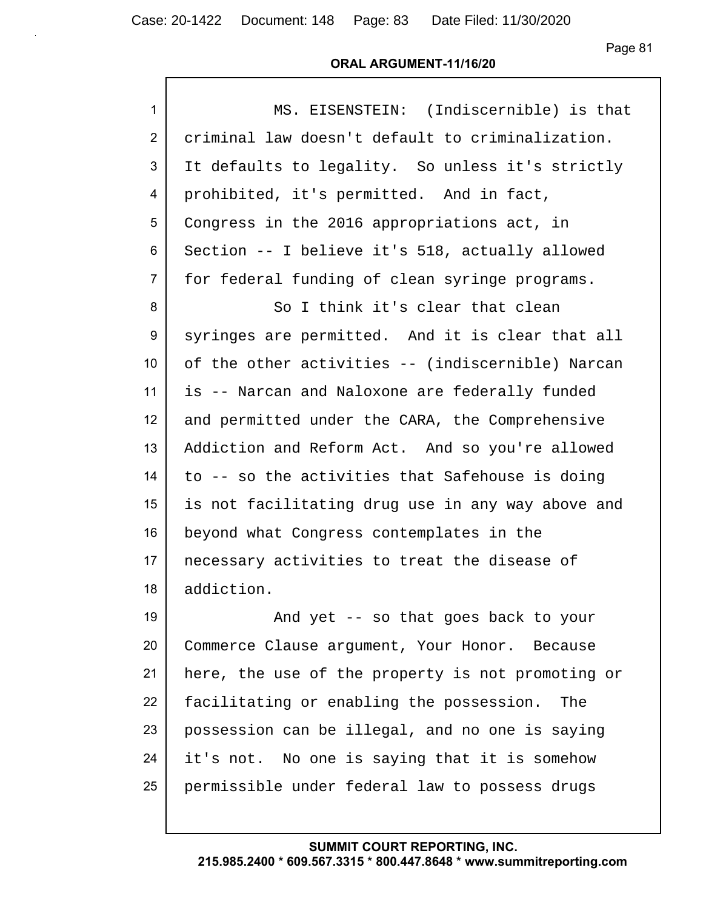MS. EISENSTEIN: (Indiscernible) is that criminal law doesn't default to criminalization. It defaults to legality. So unless it's strictly prohibited, it's permitted. And in fact, Congress in the 2016 appropriations act, in Section -- I believe it's 518, actually allowed for federal funding of clean syringe programs.

So I think it's clear that clean syringes are permitted. And it is clear that all of the other activities -- (indiscernible) Narcan is -- Narcan and Naloxone are federally funded and permitted under the CARA, the Comprehensive Addiction and Reform Act. And so you're allowed to -- so the activities that Safehouse is doing is not facilitating drug use in any way above and beyond what Congress contemplates in the necessary activities to treat the disease of addiction.

And yet -- so that goes back to your Commerce Clause argument, Your Honor. Because here, the use of the property is not promoting or facilitating or enabling the possession. The possession can be illegal, and no one is saying it's not. No one is saying that it is somehow permissible under federal law to possess drugs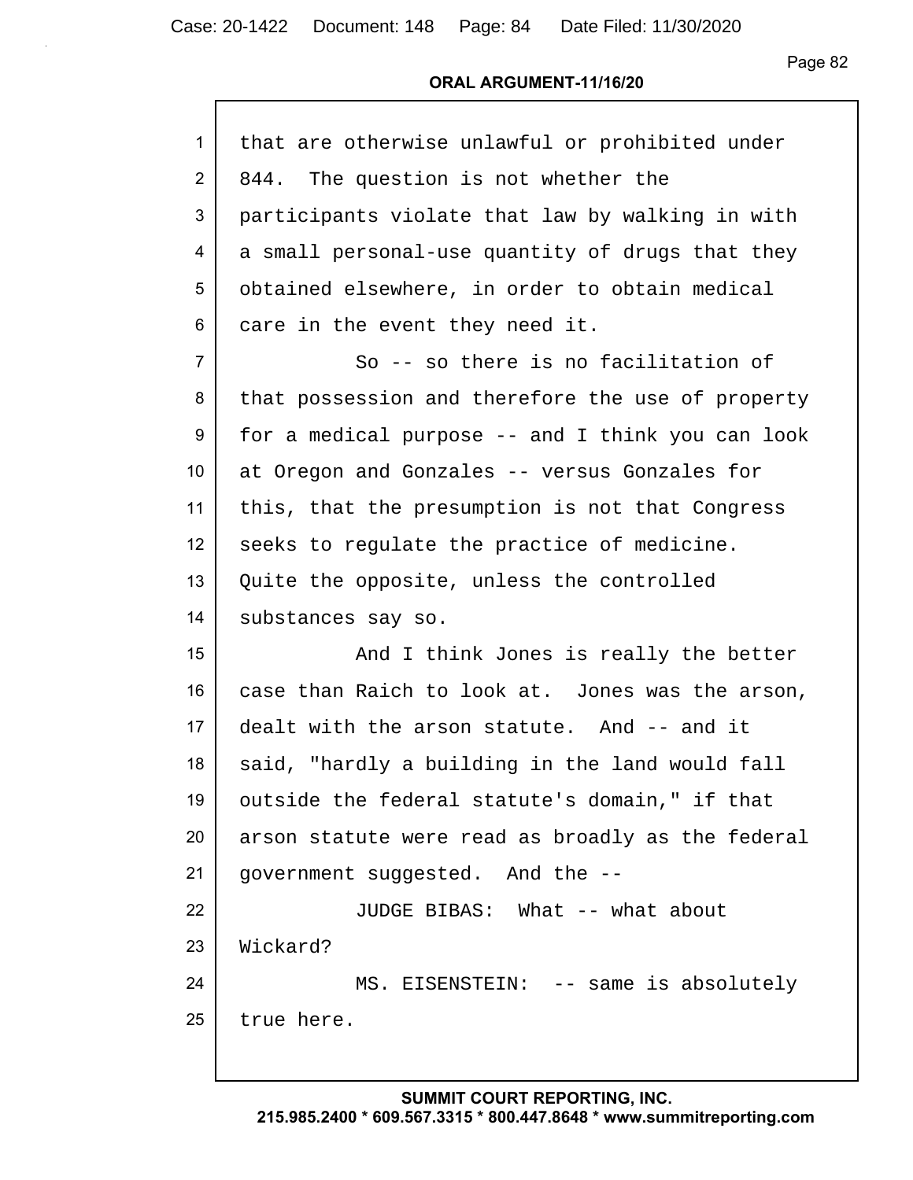that are otherwise unlawful or prohibited under 844. The question is not whether the participants violate that law by walking in with a small personal-use quantity of drugs that they obtained elsewhere, in order to obtain medical care in the event they need it.

So -- so there is no facilitation of that possession and therefore the use of property for a medical purpose -- and I think you can look at Oregon and Gonzales -- versus Gonzales for this, that the presumption is not that Congress seeks to regulate the practice of medicine. Quite the opposite, unless the controlled substances say so.

And I think Jones is really the better case than Raich to look at. Jones was the arson, dealt with the arson statute. And -- and it said, "hardly a building in the land would fall outside the federal statute's domain," if that arson statute were read as broadly as the federal government suggested. And the --

JUDGE BIBAS: What -- what about Wickard?

MS. EISENSTEIN: -- same is absolutely true here.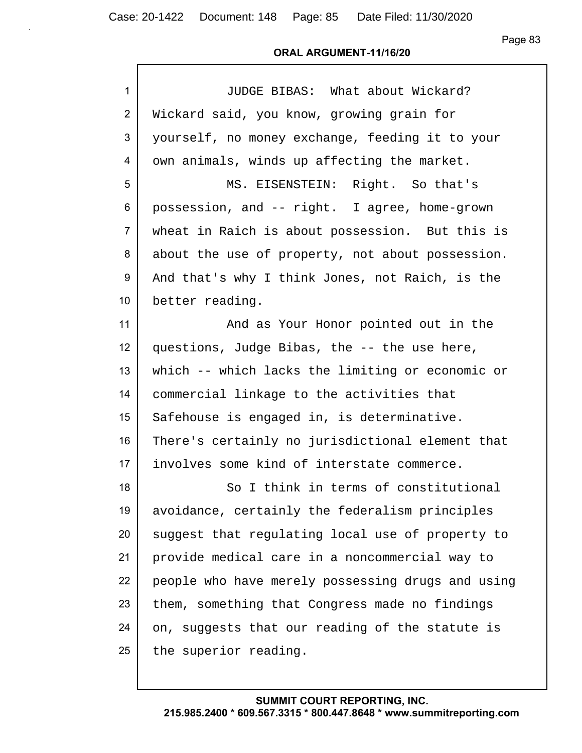ORAL ARGUMENT-11/16/20

JUDGE BIBAS: What about Wickard? Wickard said, you know, growing grain for yourself, no money exchange, feeding it to your own animals, winds up affecting the market.

MS. EISENSTEIN: Right. So that's possession, and -- right. I agree, home-grown wheat in Raich is about possession. But this is about the use of property, not about possession. And that's why I think Jones, not Raich, is the better reading.

And as Your Honor pointed out in the questions, Judge Bibas, the -- the use here, which -- which lacks the limiting or economic or commercial linkage to the activities that Safehouse is engaged in, is determinative. There's certainly no jurisdictional element that involves some kind of interstate commerce.

So I think in terms of constitutional avoidance, certainly the federalism principles suggest that regulating local use of property to provide medical care in a noncommercial way to people who have merely possessing drugs and using them, something that Congress made no findings on, suggests that our reading of the statute is the superior reading.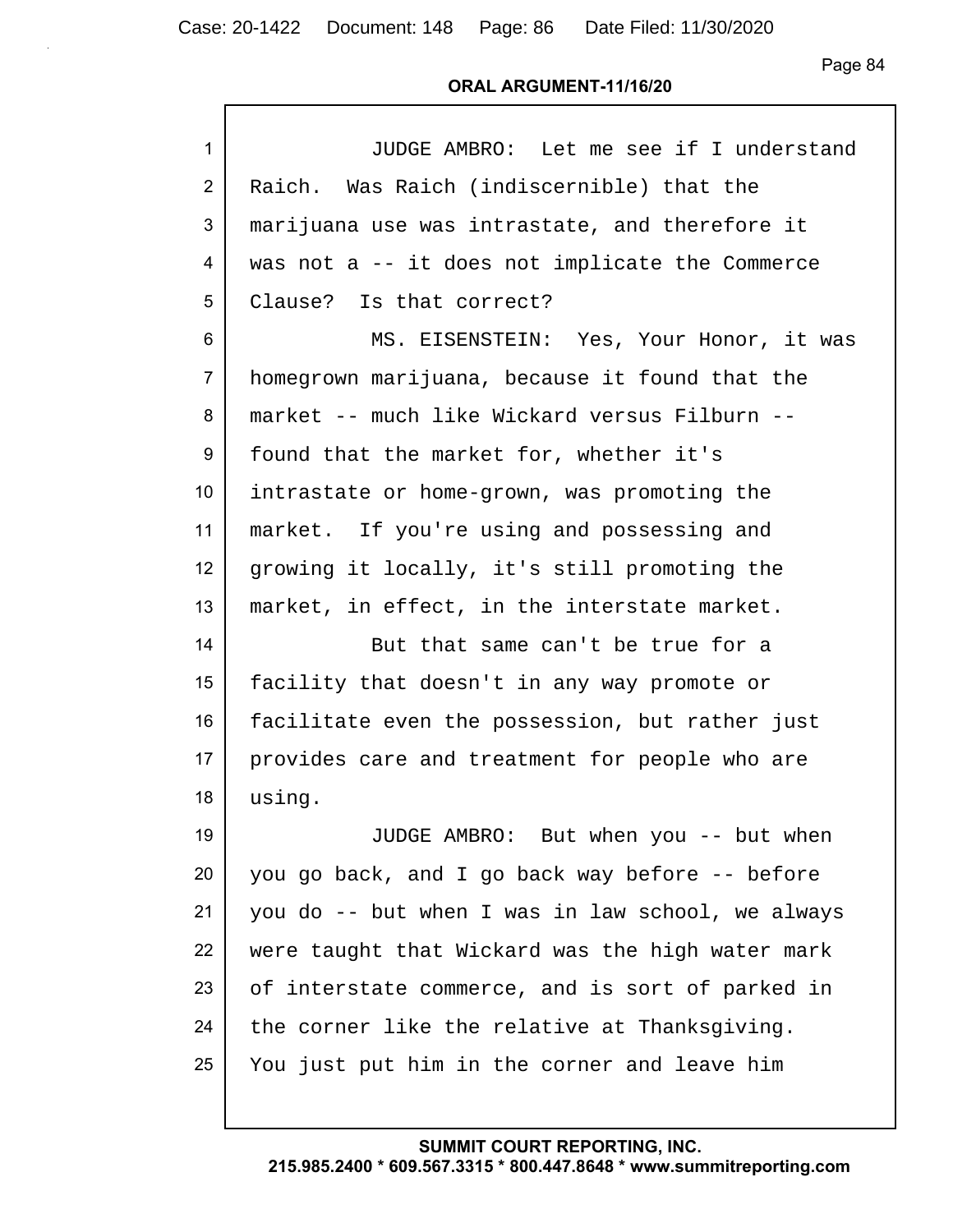JUDGE AMBRO: Let me see if I understand Raich. Was Raich (indiscernible) that the marijuana use was intrastate, and therefore it was not a -- it does not implicate the Commerce Clause? Is that correct?

MS. EISENSTEIN: Yes, Your Honor, it was homegrown marijuana, because it found that the market -- much like Wickard versus Filburn -- found that the market for, whether it's intrastate or home-grown, was promoting the market. If you're using and possessing and growing it locally, it's still promoting the market, in effect, in the interstate market.

But that same can't be true for a facility that doesn't in any way promote or facilitate even the possession, but rather just provides care and treatment for people who are using.

JUDGE AMBRO: But when you -- but when you go back, and I go back way before -- before you do -- but when I was in law school, we always were taught that Wickard was the high water mark of interstate commerce, and is sort of parked in the corner like the relative at Thanksgiving. You just put him in the corner and leave him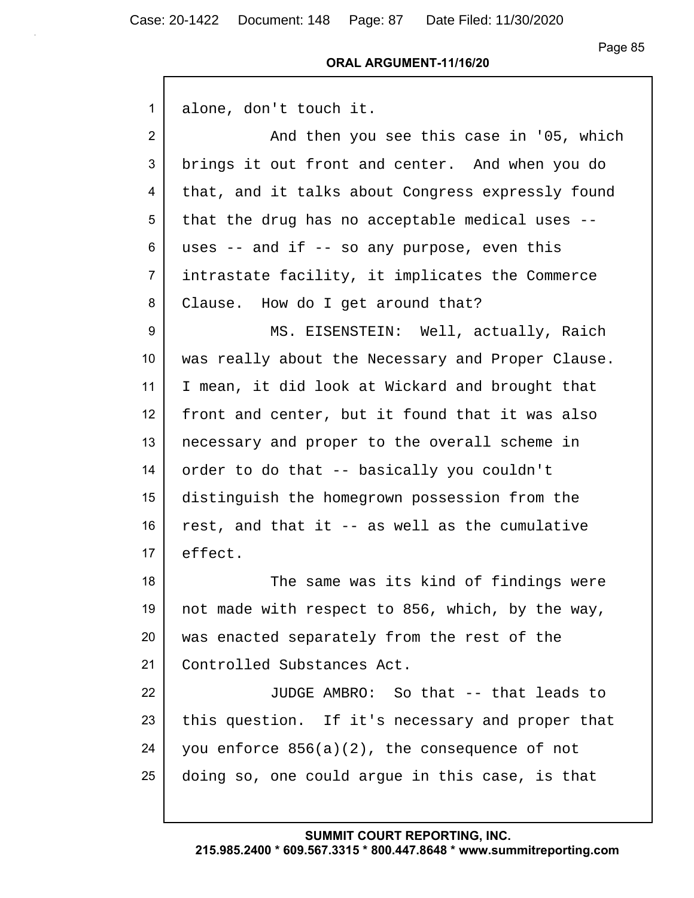alone, don't touch it.

And then you see this case in '05, which brings it out front and center. And when you do that, and it talks about Congress expressly found that the drug has no acceptable medical uses -- uses -- and if -- so any purpose, even this intrastate facility, it implicates the Commerce Clause. How do I get around that?

MS. EISENSTEIN: Well, actually, Raich was really about the Necessary and Proper Clause. I mean, it did look at Wickard and brought that front and center, but it found that it was also necessary and proper to the overall scheme in order to do that -- basically you couldn't distinguish the homegrown possession from the rest, and that it -- as well as the cumulative effect.

The same was its kind of findings were not made with respect to 856, which, by the way, was enacted separately from the rest of the Controlled Substances Act.

JUDGE AMBRO: So that -- that leads to this question. If it's necessary and proper that you enforce 856(a)(2), the consequence of not doing so, one could argue in this case, is that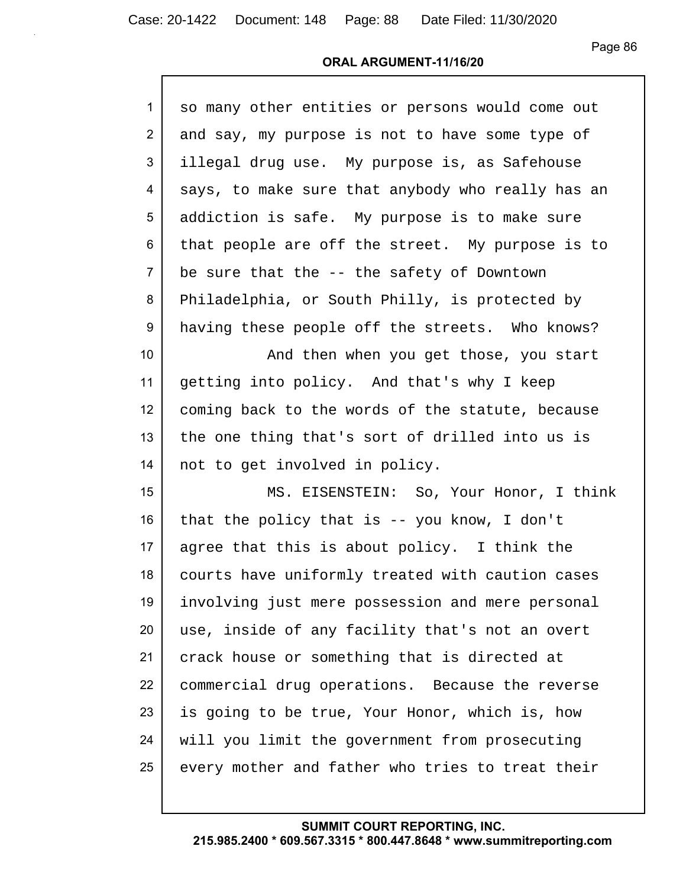so many other entities or persons would come out and say, my purpose is not to have some type of illegal drug use. My purpose is, as Safehouse says, to make sure that anybody who really has an addiction is safe. My purpose is to make sure that people are off the street. My purpose is to be sure that the -- the safety of Downtown Philadelphia, or South Philly, is protected by having these people off the streets. Who knows?

And then when you get those, you start getting into policy. And that's why I keep coming back to the words of the statute, because the one thing that's sort of drilled into us is not to get involved in policy.

MS. EISENSTEIN: So, Your Honor, I think that the policy that is -- you know, I don't agree that this is about policy. I think the courts have uniformly treated with caution cases involving just mere possession and mere personal use, inside of any facility that's not an overt crack house or something that is directed at commercial drug operations. Because the reverse is going to be true, Your Honor, which is, how will you limit the government from prosecuting every mother and father who tries to treat their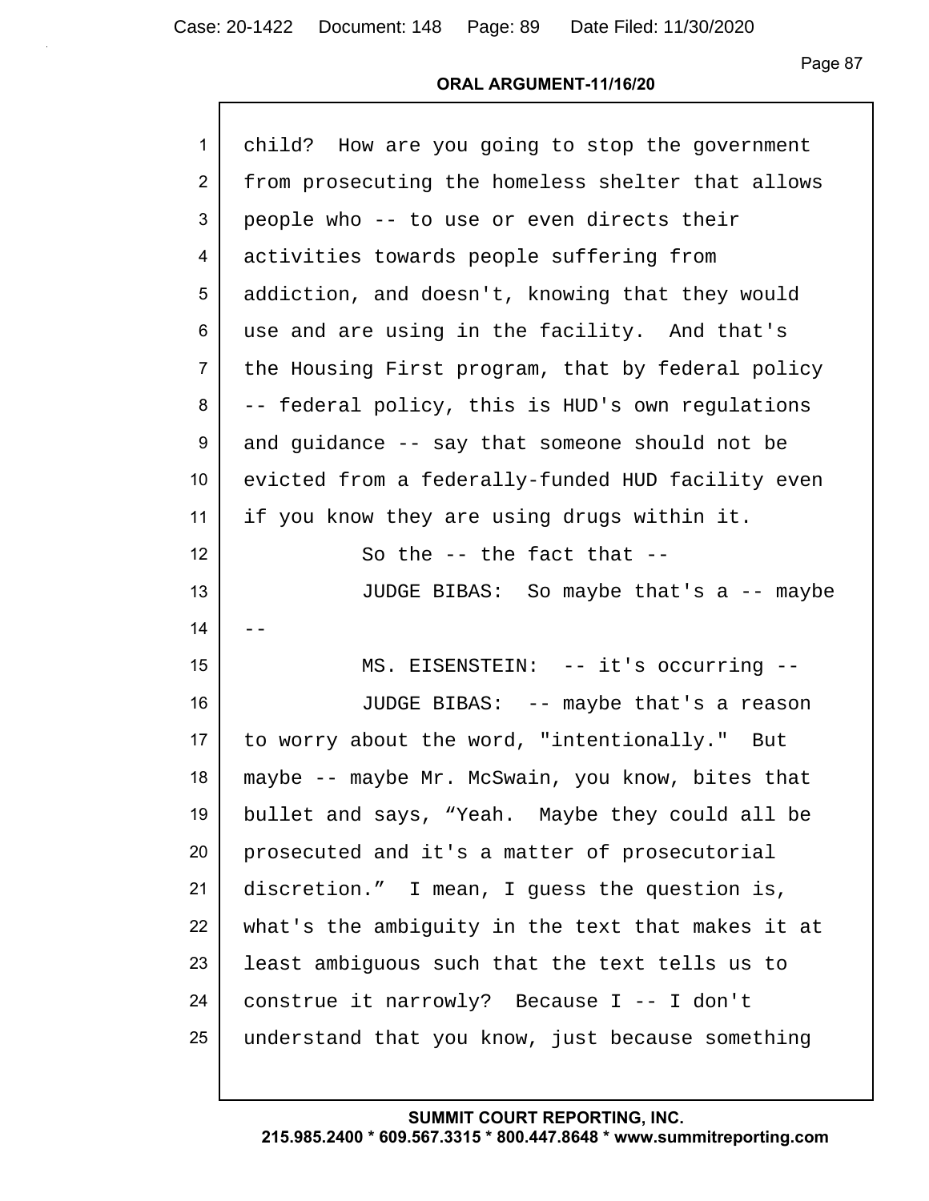child? How are you going to stop the government from prosecuting the homeless shelter that allows people who -- to use or even directs their activities towards people suffering from addiction, and doesn't, knowing that they would use and are using in the facility. And that's the Housing First program, that by federal policy -- federal policy, this is HUD's own regulations and guidance -- say that someone should not be evicted from a federally-funded HUD facility even if you know they are using drugs within it.

So the -- the fact that --

JUDGE BIBAS: So maybe that's a -- maybe --

MS. EISENSTEIN: -- it's occurring --

JUDGE BIBAS: -- maybe that's a reason to worry about the word, "intentionally." But maybe -- maybe Mr. McSwain, you know, bites that bullet and says, "Yeah. Maybe they could all be prosecuted and it's a matter of prosecutorial discretion." I mean, I guess the question is, what's the ambiguity in the text that makes it at least ambiguous such that the text tells us to construe it narrowly? Because I -- I don't understand that you know, just because something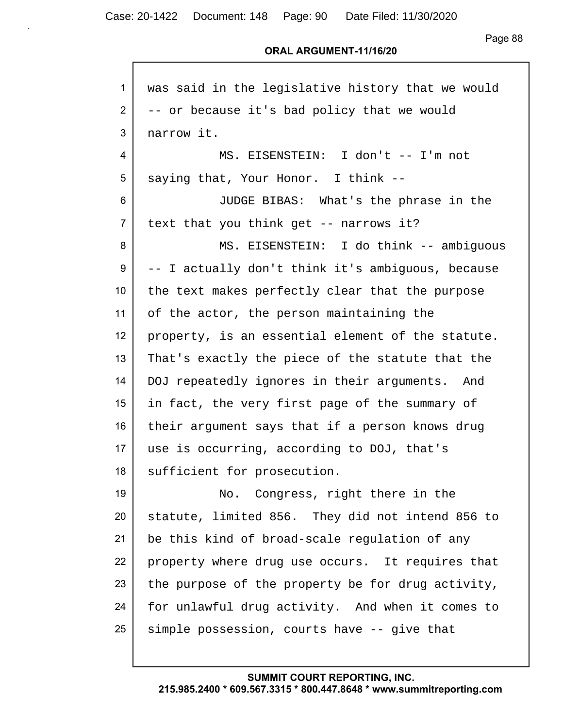was said in the legislative history that we would -- or because it's bad policy that we would narrow it.

MS. EISENSTEIN: I don't -- I'm not saying that, Your Honor. I think --

JUDGE BIBAS: What's the phrase in the text that you think get -- narrows it?

MS. EISENSTEIN: I do think -- ambiguous -- I actually don't think it's ambiguous, because the text makes perfectly clear that the purpose of the actor, the person maintaining the property, is an essential element of the statute. That's exactly the piece of the statute that the DOJ repeatedly ignores in their arguments. And in fact, the very first page of the summary of their argument says that if a person knows drug use is occurring, according to DOJ, that's sufficient for prosecution.

No. Congress, right there in the statute, limited 856. They did not intend 856 to be this kind of broad-scale regulation of any property where drug use occurs. It requires that the purpose of the property be for drug activity, for unlawful drug activity. And when it comes to simple possession, courts have -- give that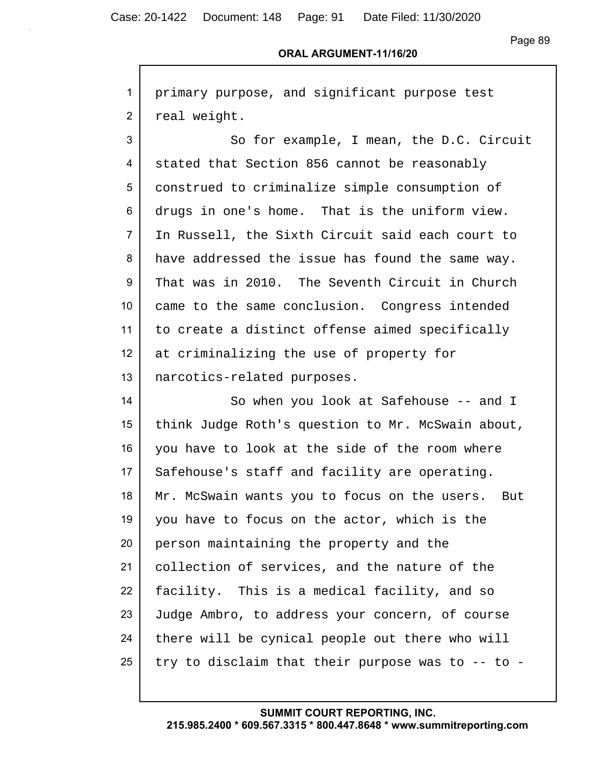primary purpose, and significant purpose test real weight.

So for example, I mean, the D.C. Circuit stated that Section 856 cannot be reasonably construed to criminalize simple consumption of drugs in one's home. That is the uniform view. In Russell, the Sixth Circuit said each court to have addressed the issue has found the same way. That was in 2010. The Seventh Circuit in Church came to the same conclusion. Congress intended to create a distinct offense aimed specifically at criminalizing the use of property for narcotics-related purposes.

So when you look at Safehouse -- and I think Judge Roth's question to Mr. McSwain about, you have to look at the side of the room where Safehouse's staff and facility are operating. Mr. McSwain wants you to focus on the users. But you have to focus on the actor, which is the person maintaining the property and the collection of services, and the nature of the facility. This is a medical facility, and so Judge Ambro, to address your concern, of course there will be cynical people out there who will try to disclaim that their purpose was to -- to -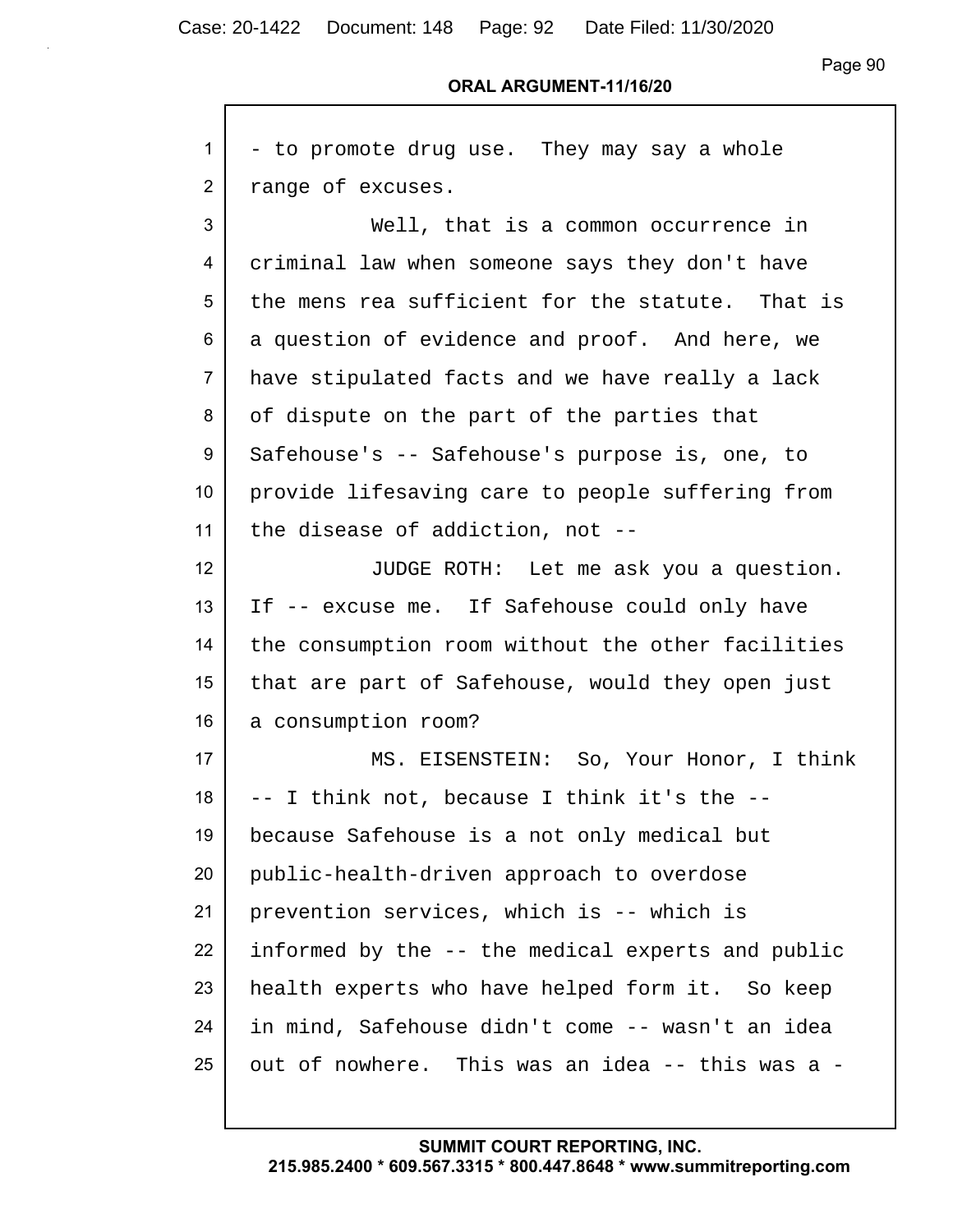- to promote drug use. They may say a whole range of excuses.

Well, that is a common occurrence in criminal law when someone says they don't have the mens rea sufficient for the statute. That is a question of evidence and proof. And here, we have stipulated facts and we have really a lack of dispute on the part of the parties that Safehouse's -- Safehouse's purpose is, one, to provide lifesaving care to people suffering from the disease of addiction, not --

JUDGE ROTH: Let me ask you a question. If -- excuse me. If Safehouse could only have the consumption room without the other facilities that are part of Safehouse, would they open just a consumption room?

MS. EISENSTEIN: So, Your Honor, I think -- I think not, because I think it's the -- because Safehouse is a not only medical but public-health-driven approach to overdose prevention services, which is -- which is informed by the -- the medical experts and public health experts who have helped form it. So keep in mind, Safehouse didn't come -- wasn't an idea out of nowhere. This was an idea -- this was a -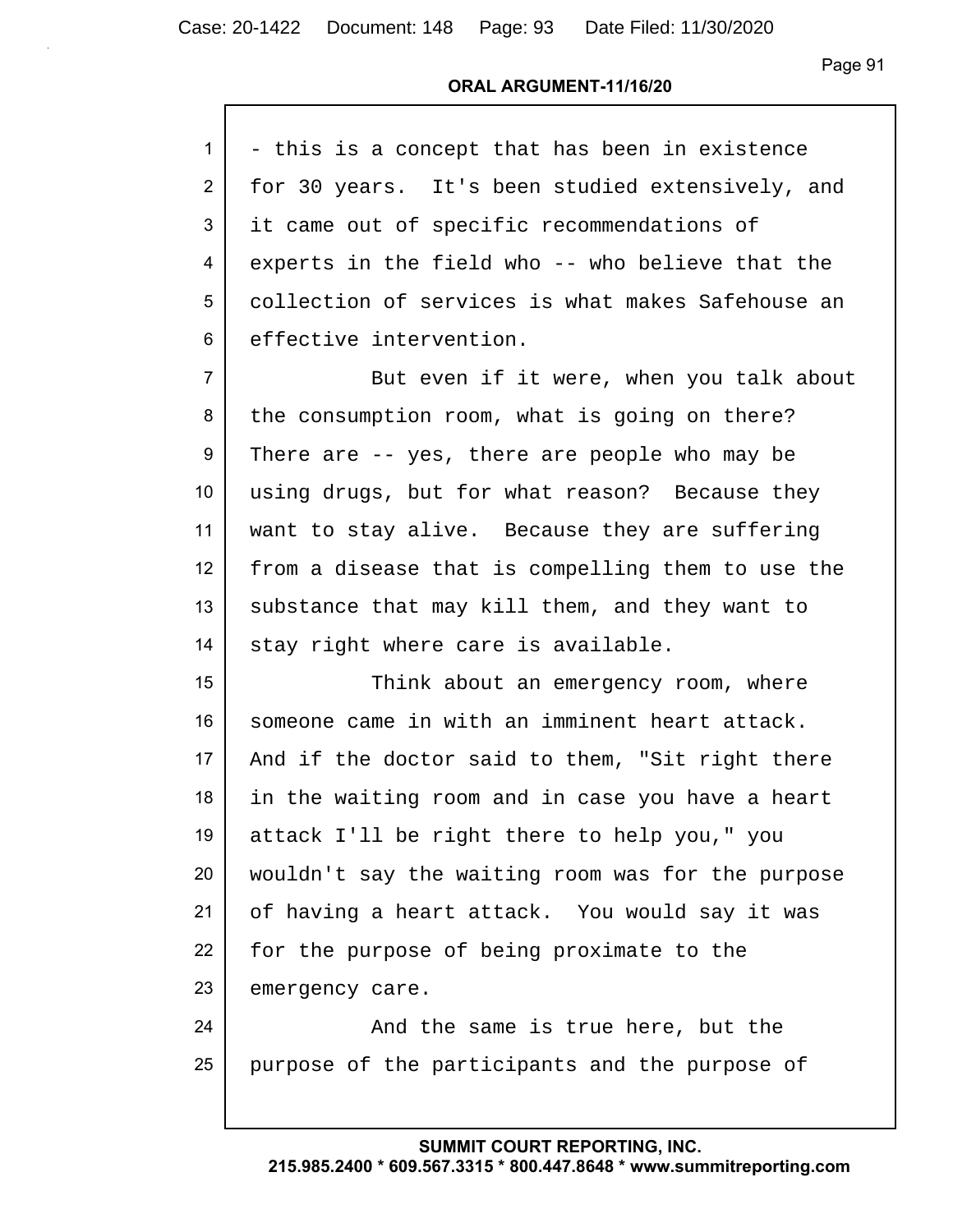- this is a concept that has been in existence for 30 years. It's been studied extensively, and it came out of specific recommendations of experts in the field who -- who believe that the collection of services is what makes Safehouse an effective intervention.

But even if it were, when you talk about the consumption room, what is going on there? There are -- yes, there are people who may be using drugs, but for what reason? Because they want to stay alive. Because they are suffering from a disease that is compelling them to use the substance that may kill them, and they want to stay right where care is available.

Think about an emergency room, where someone came in with an imminent heart attack. And if the doctor said to them, "Sit right there in the waiting room and in case you have a heart attack I'll be right there to help you," you wouldn't say the waiting room was for the purpose of having a heart attack. You would say it was for the purpose of being proximate to the emergency care.

And the same is true here, but the purpose of the participants and the purpose of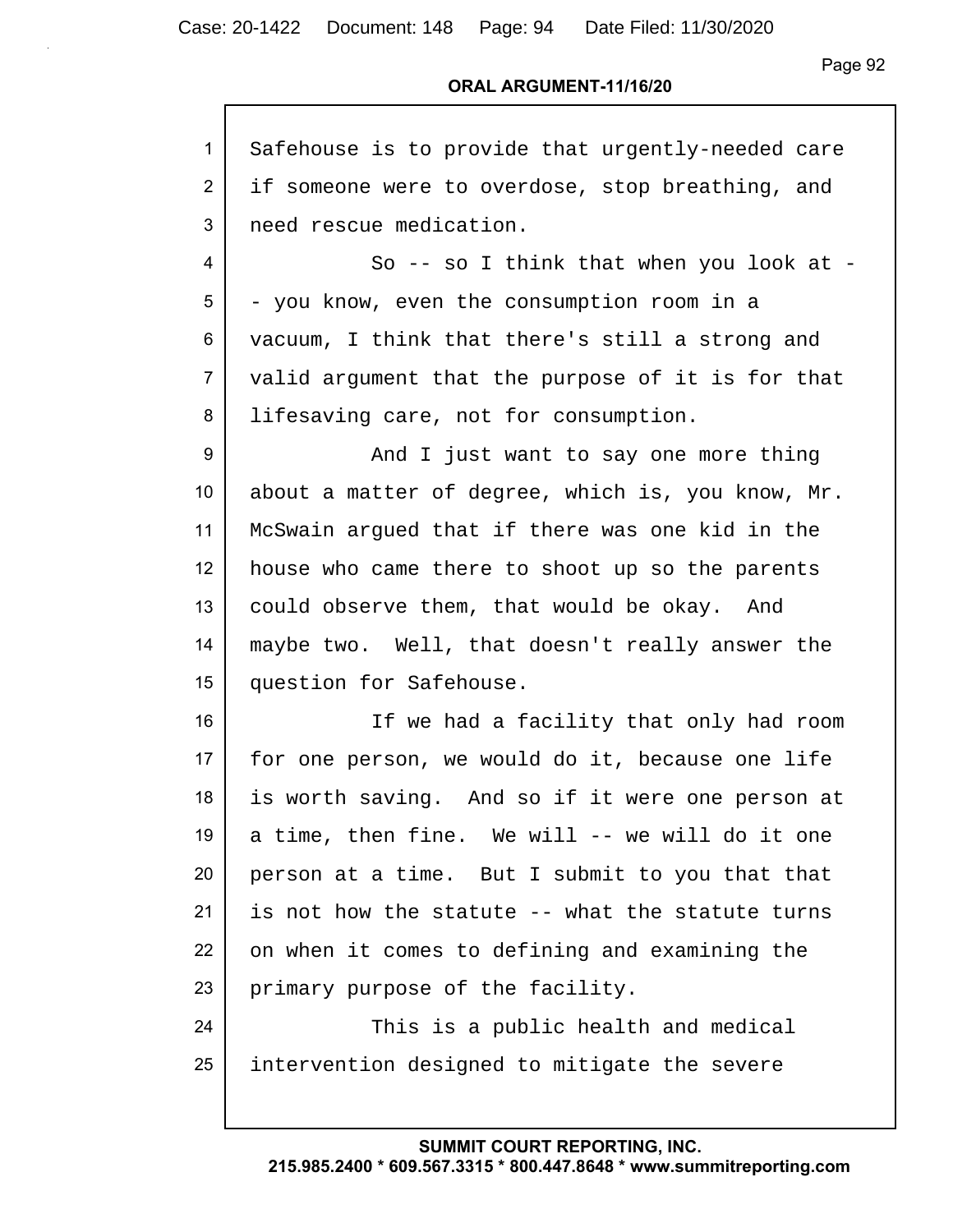Safehouse is to provide that urgently-needed care if someone were to overdose, stop breathing, and need rescue medication.

So -- so I think that when you look at -- you know, even the consumption room in a vacuum, I think that there's still a strong and valid argument that the purpose of it is for that lifesaving care, not for consumption.

And I just want to say one more thing about a matter of degree, which is, you know, Mr. McSwain argued that if there was one kid in the house who came there to shoot up so the parents could observe them, that would be okay. And maybe two. Well, that doesn't really answer the question for Safehouse.

If we had a facility that only had room for one person, we would do it, because one life is worth saving. And so if it were one person at a time, then fine. We will -- we will do it one person at a time. But I submit to you that that is not how the statute -- what the statute turns on when it comes to defining and examining the primary purpose of the facility.

This is a public health and medical intervention designed to mitigate the severe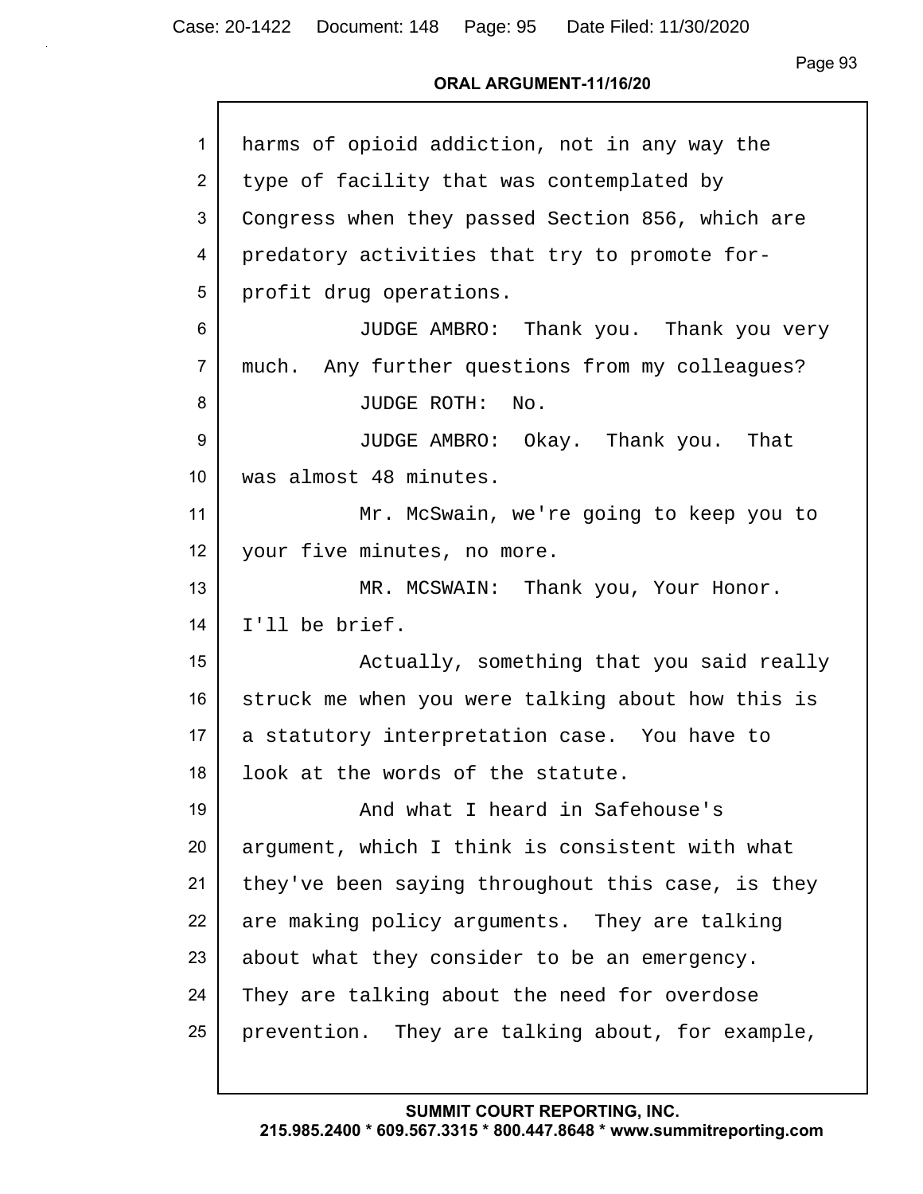harms of opioid addiction, not in any way the type of facility that was contemplated by Congress when they passed Section 856, which are predatory activities that try to promote for-profit drug operations.

JUDGE AMBRO: Thank you. Thank you very much. Any further questions from my colleagues?

JUDGE ROTH: No.

JUDGE AMBRO: Okay. Thank you. That was almost 48 minutes.

Mr. McSwain, we're going to keep you to your five minutes, no more.

MR. MCSWAIN: Thank you, Your Honor. I'll be brief.

Actually, something that you said really struck me when you were talking about how this is a statutory interpretation case. You have to look at the words of the statute.

And what I heard in Safehouse's argument, which I think is consistent with what they've been saying throughout this case, is they are making policy arguments. They are talking about what they consider to be an emergency. They are talking about the need for overdose prevention. They are talking about, for example,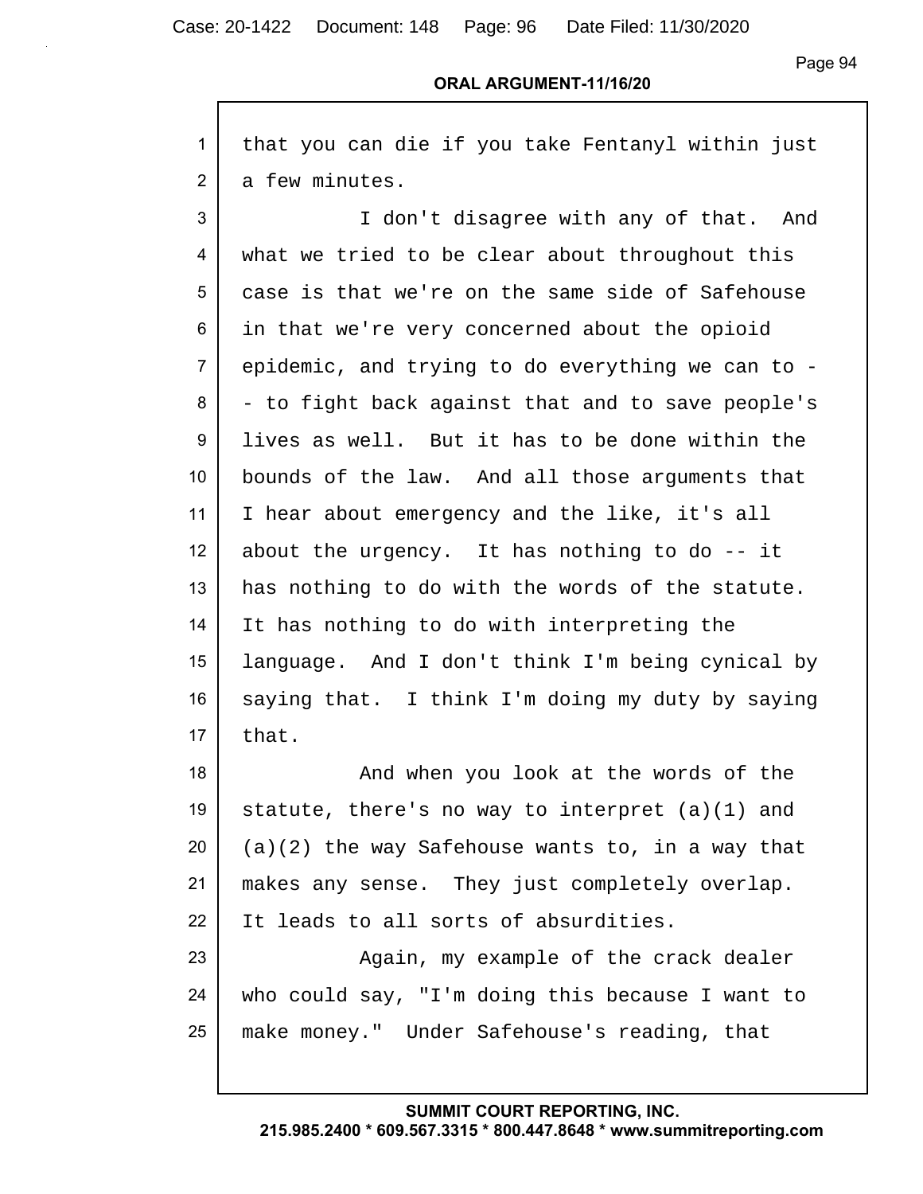that you can die if you take Fentanyl within just a few minutes.

I don't disagree with any of that. And what we tried to be clear about throughout this case is that we're on the same side of Safehouse in that we're very concerned about the opioid epidemic, and trying to do everything we can to -- to fight back against that and to save people's lives as well. But it has to be done within the bounds of the law. And all those arguments that I hear about emergency and the like, it's all about the urgency. It has nothing to do -- it has nothing to do with the words of the statute. It has nothing to do with interpreting the language. And I don't think I'm being cynical by saying that. I think I'm doing my duty by saying that.

And when you look at the words of the statute, there's no way to interpret (a)(1) and (a)(2) the way Safehouse wants to, in a way that makes any sense. They just completely overlap. It leads to all sorts of absurdities.

Again, my example of the crack dealer who could say, "I'm doing this because I want to make money." Under Safehouse's reading, that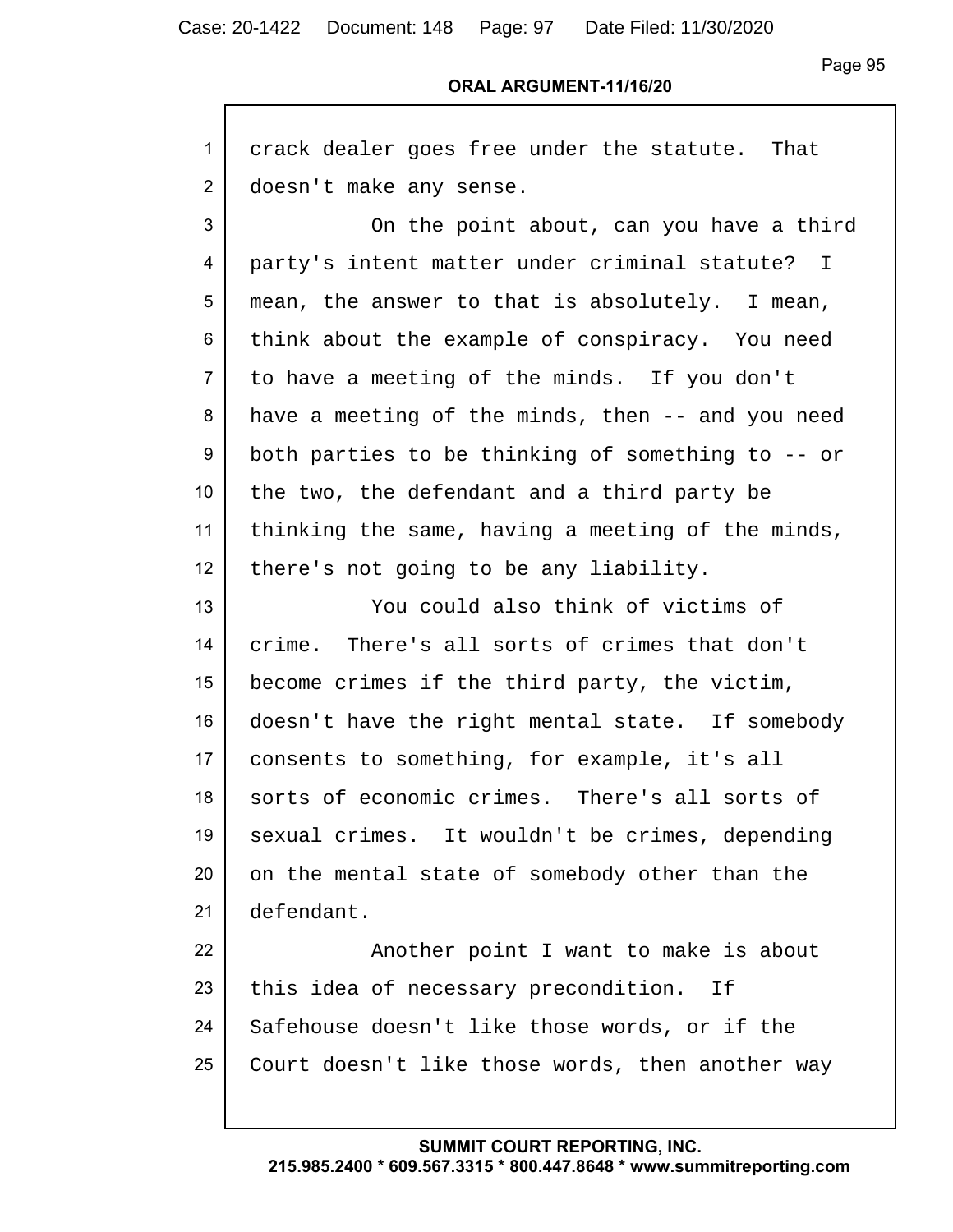crack dealer goes free under the statute. That doesn't make any sense.

On the point about, can you have a third party's intent matter under criminal statute? I mean, the answer to that is absolutely. I mean, think about the example of conspiracy. You need to have a meeting of the minds. If you don't have a meeting of the minds, then -- and you need both parties to be thinking of something to -- or the two, the defendant and a third party be thinking the same, having a meeting of the minds, there's not going to be any liability.

You could also think of victims of crime. There's all sorts of crimes that don't become crimes if the third party, the victim, doesn't have the right mental state. If somebody consents to something, for example, it's all sorts of economic crimes. There's all sorts of sexual crimes. It wouldn't be crimes, depending on the mental state of somebody other than the defendant.

Another point I want to make is about this idea of necessary precondition. If Safehouse doesn't like those words, or if the Court doesn't like those words, then another way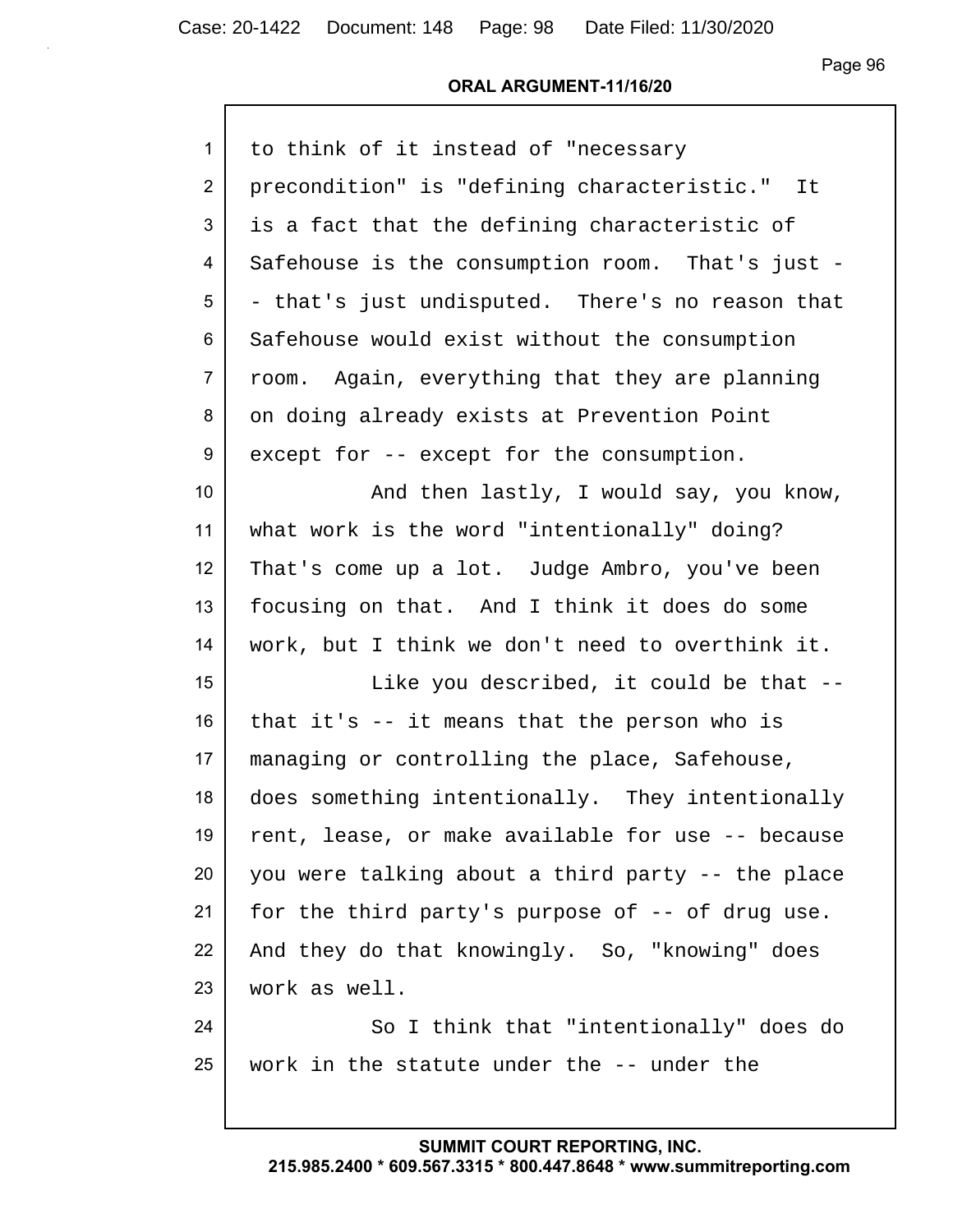to think of it instead of "necessary precondition" is "defining characteristic." It is a fact that the defining characteristic of Safehouse is the consumption room. That's just -- that's just undisputed. There's no reason that Safehouse would exist without the consumption room. Again, everything that they are planning on doing already exists at Prevention Point except for -- except for the consumption.

And then lastly, I would say, you know, what work is the word "intentionally" doing? That's come up a lot. Judge Ambro, you've been focusing on that. And I think it does do some work, but I think we don't need to overthink it.

Like you described, it could be that -- that it's -- it means that the person who is managing or controlling the place, Safehouse, does something intentionally. They intentionally rent, lease, or make available for use -- because you were talking about a third party -- the place for the third party's purpose of -- of drug use. And they do that knowingly. So, "knowing" does work as well.

So I think that "intentionally" does do work in the statute under the -- under the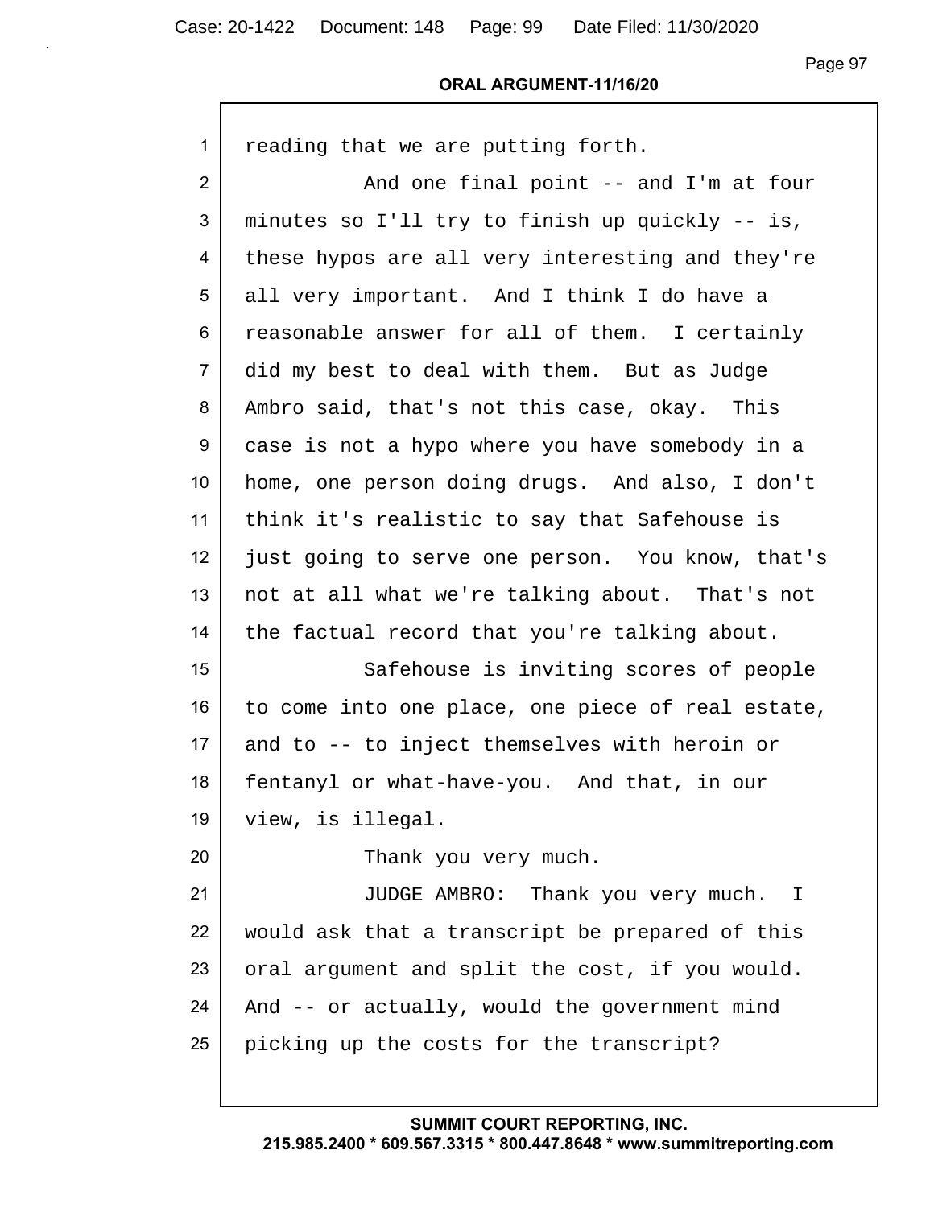reading that we are putting forth.

And one final point -- and I'm at four minutes so I'll try to finish up quickly -- is, these hypos are all very interesting and they're all very important. And I think I do have a reasonable answer for all of them. I certainly did my best to deal with them. But as Judge Ambro said, that's not this case, okay. This case is not a hypo where you have somebody in a home, one person doing drugs. And also, I don't think it's realistic to say that Safehouse is just going to serve one person. You know, that's not at all what we're talking about. That's not the factual record that you're talking about.

Safehouse is inviting scores of people to come into one place, one piece of real estate, and to -- to inject themselves with heroin or fentanyl or what-have-you. And that, in our view, is illegal.

Thank you very much.

JUDGE AMBRO: Thank you very much. I would ask that a transcript be prepared of this oral argument and split the cost, if you would. And -- or actually, would the government mind picking up the costs for the transcript?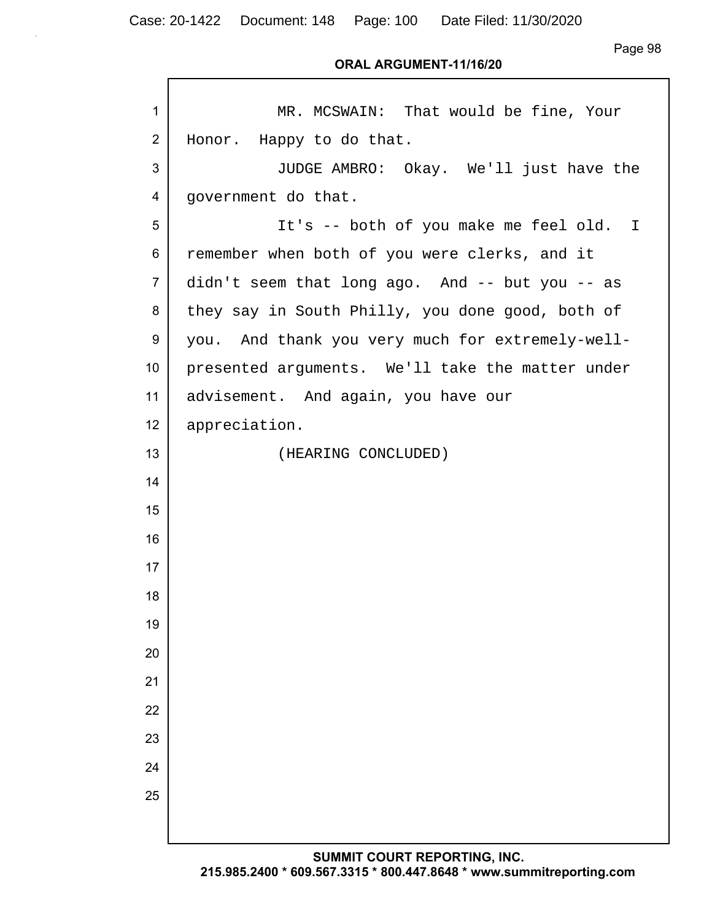MR. MCSWAIN: That would be fine, Your Honor. Happy to do that.

JUDGE AMBRO: Okay. We'll just have the government do that.

It's -- both of you make me feel old. I remember when both of you were clerks, and it didn't seem that long ago. And -- but you -- as they say in South Philly, you done good, both of you. And thank you very much for extremely-well-presented arguments. We'll take the matter under advisement. And again, you have our appreciation.

(HEARING CONCLUDED)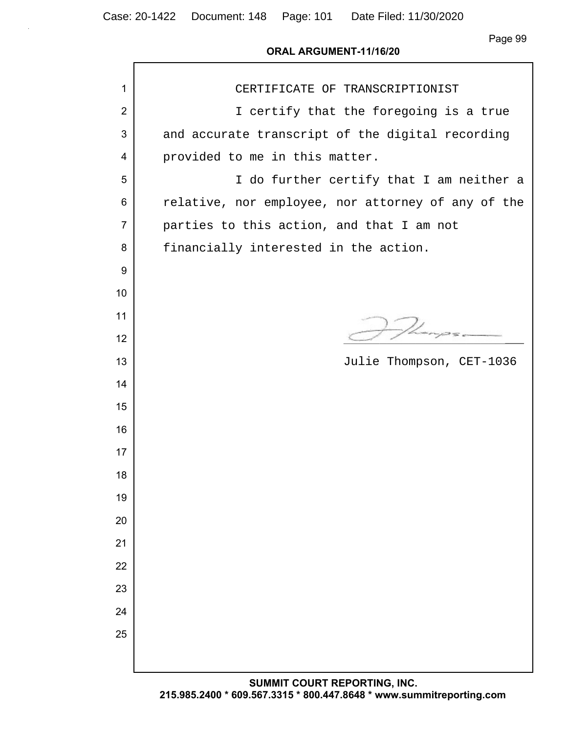# CERTIFICATE OF TRANSCRIPTIONIST

I certify that the foregoing is a true and accurate transcript of the digital recording provided to me in this matter.

I do further certify that I am neither a relative, nor employee, nor attorney of any of the parties to this action, and that I am not financially interested in the action.

Julie Thompson, CET-1036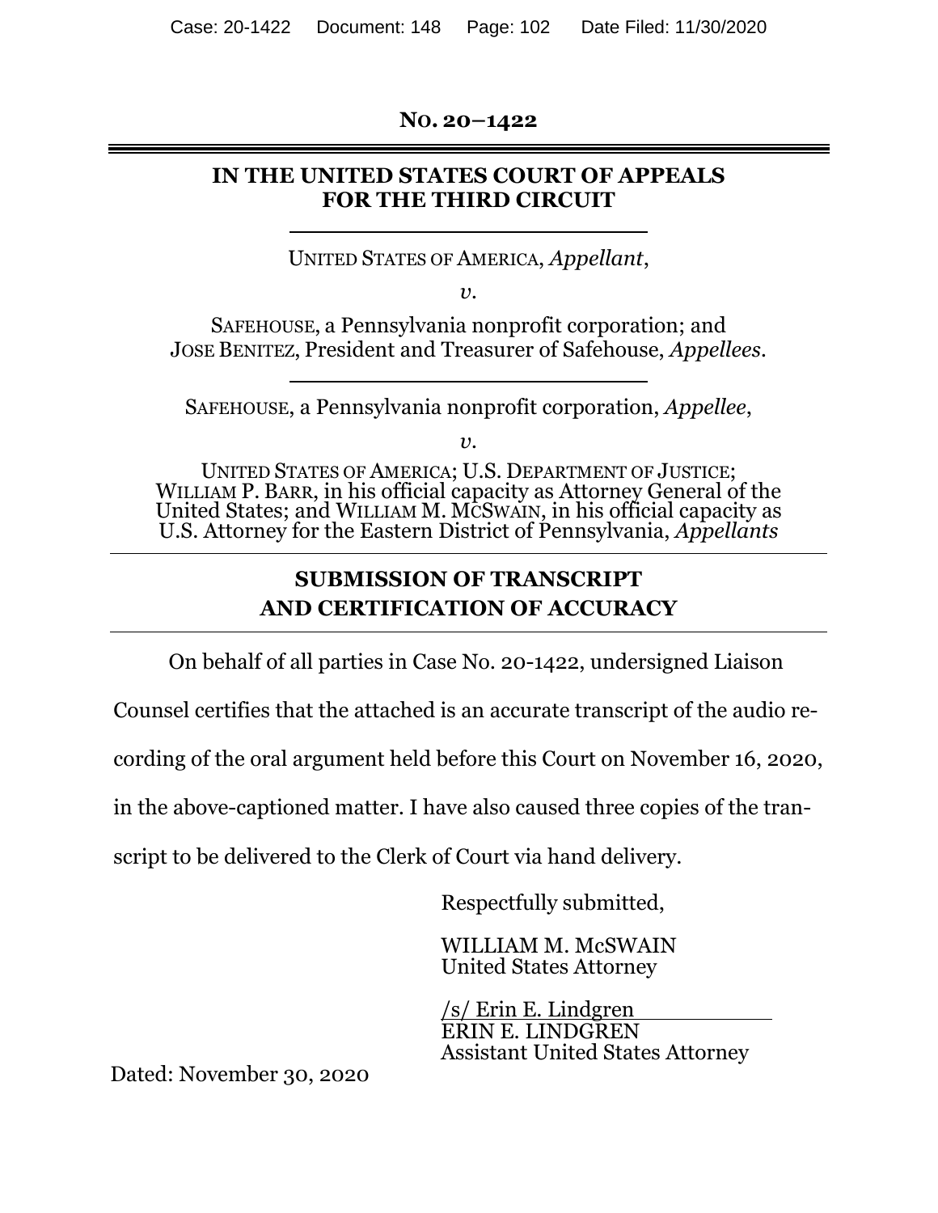**No. 20–1422**

---

**IN THE UNITED STATES COURT OF APPEALS FOR THE THIRD CIRCUIT**

---

UNITED STATES OF AMERICA, *Appellant*,

*v.*

SAFEHOUSE, a Pennsylvania nonprofit corporation; and JOSE BENITEZ, President and Treasurer of Safehouse, *Appellees*.

---

SAFEHOUSE, a Pennsylvania nonprofit corporation, *Appellee*,

*v.*

UNITED STATES OF AMERICA; U.S. DEPARTMENT OF JUSTICE; WILLIAM P. BARR, in his official capacity as Attorney General of the United States; and WILLIAM M. MCSWAIN, in his official capacity as U.S. Attorney for the Eastern District of Pennsylvania, *Appellants*

---

**SUBMISSION OF TRANSCRIPT AND CERTIFICATION OF ACCURACY**

---

On behalf of all parties in Case No. 20-1422, undersigned Liaison Counsel certifies that the attached is an accurate transcript of the audio recording of the oral argument held before this Court on November 16, 2020, in the above-captioned matter. I have also caused three copies of the transcript to be delivered to the Clerk of Court via hand delivery.

Respectfully submitted,

WILLIAM M. McSWAIN
United States Attorney

/s/ Erin E. Lindgren
ERIN E. LINDGREN
Assistant United States Attorney

Dated: November 30, 2020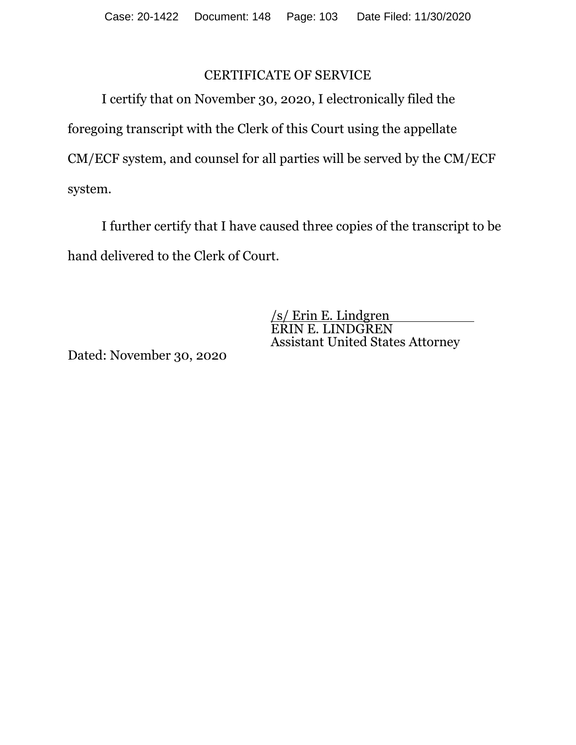# CERTIFICATE OF SERVICE

I certify that on November 30, 2020, I electronically filed the foregoing transcript with the Clerk of this Court using the appellate CM/ECF system, and counsel for all parties will be served by the CM/ECF system.

I further certify that I have caused three copies of the transcript to be hand delivered to the Clerk of Court.

/s/ Erin E. Lindgren
ERIN E. LINDGREN
Assistant United States Attorney

Dated: November 30, 2020